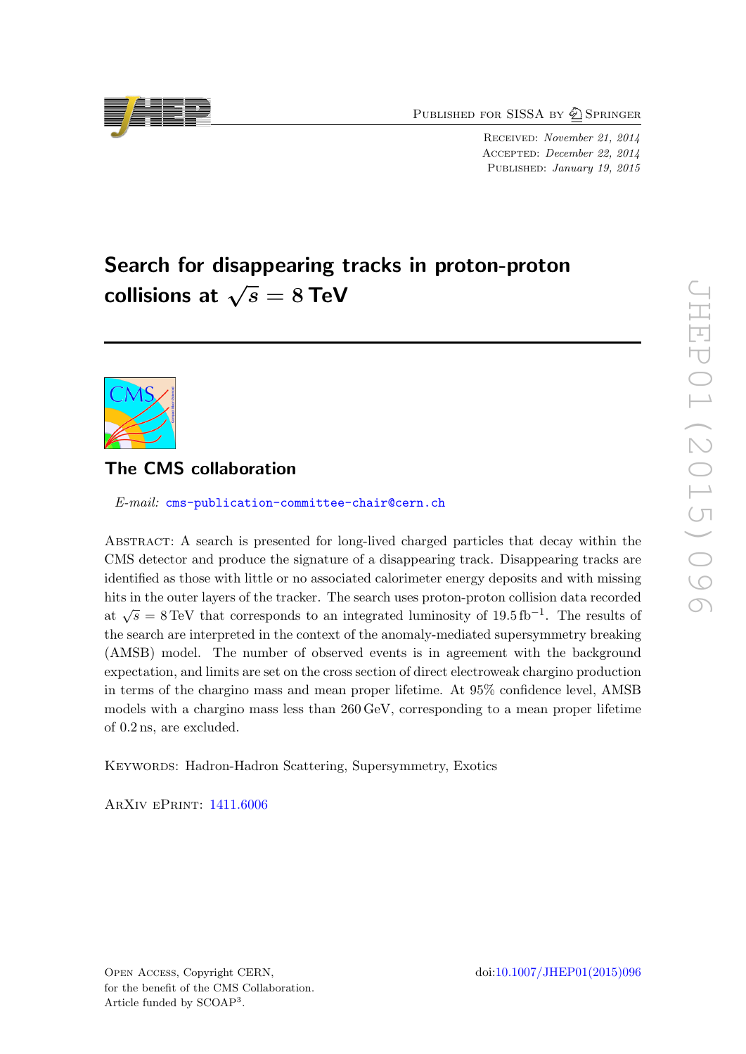Published for SISSA by Springer

Received: *November 21, 2014*
Accepted: *December 22, 2014*
Published: *January 19, 2015*

# Search for disappearing tracks in proton-proton collisions at $\sqrt{s} = 8$ TeV

## The CMS collaboration

*E-mail:* cms-publication-committee-chair@cern.ch

Abstract: A search is presented for long-lived charged particles that decay within the CMS detector and produce the signature of a disappearing track. Disappearing tracks are identified as those with little or no associated calorimeter energy deposits and with missing hits in the outer layers of the tracker. The search uses proton-proton collision data recorded at $\sqrt{s} = 8$ TeV that corresponds to an integrated luminosity of 19.5 fb$^{-1}$. The results of the search are interpreted in the context of the anomaly-mediated supersymmetry breaking (AMSB) model. The number of observed events is in agreement with the background expectation, and limits are set on the cross section of direct electroweak chargino production in terms of the chargino mass and mean proper lifetime. At 95% confidence level, AMSB models with a chargino mass less than 260 GeV, corresponding to a mean proper lifetime of 0.2 ns, are excluded.

Keywords: Hadron-Hadron Scattering, Supersymmetry, Exotics

ArXiv ePrint: 1411.6006

Open Access, Copyright CERN, for the benefit of the CMS Collaboration. Article funded by SCOAP$^3$.

doi:10.1007/JHEP01(2015)096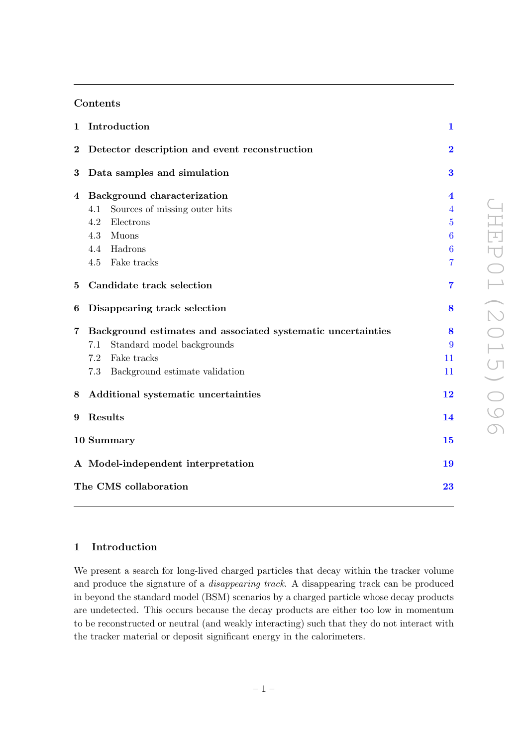## Contents

| | | |
|---|---|---|
| **1** | **Introduction** | **1** |
| **2** | **Detector description and event reconstruction** | **2** |
| **3** | **Data samples and simulation** | **3** |
| **4** | **Background characterization** | **4** |
| | 4.1 Sources of missing outer hits | 4 |
| | 4.2 Electrons | 5 |
| | 4.3 Muons | 6 |
| | 4.4 Hadrons | 6 |
| | 4.5 Fake tracks | 7 |
| **5** | **Candidate track selection** | **7** |
| **6** | **Disappearing track selection** | **8** |
| **7** | **Background estimates and associated systematic uncertainties** | **8** |
| | 7.1 Standard model backgrounds | 9 |
| | 7.2 Fake tracks | 11 |
| | 7.3 Background estimate validation | 11 |
| **8** | **Additional systematic uncertainties** | **12** |
| **9** | **Results** | **14** |
| **10** | **Summary** | **15** |
| **A** | **Model-independent interpretation** | **19** |
| | **The CMS collaboration** | **23** |

# 1 Introduction

We present a search for long-lived charged particles that decay within the tracker volume and produce the signature of a *disappearing track*. A disappearing track can be produced in beyond the standard model (BSM) scenarios by a charged particle whose decay products are undetected. This occurs because the decay products are either too low in momentum to be reconstructed or neutral (and weakly interacting) such that they do not interact with the tracker material or deposit significant energy in the calorimeters.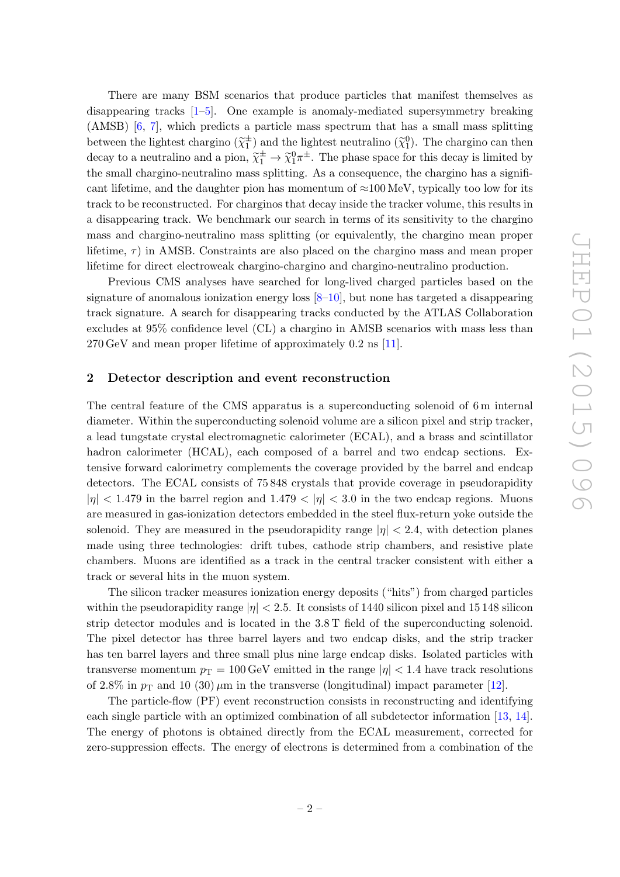There are many BSM scenarios that produce particles that manifest themselves as disappearing tracks [1–5]. One example is anomaly-mediated supersymmetry breaking (AMSB) [6, 7], which predicts a particle mass spectrum that has a small mass splitting between the lightest chargino ($\widetilde{\chi}_1^{\pm}$) and the lightest neutralino ($\widetilde{\chi}_1^0$). The chargino can then decay to a neutralino and a pion, $\widetilde{\chi}_1^{\pm} \rightarrow \widetilde{\chi}_1^0 \pi^{\pm}$. The phase space for this decay is limited by the small chargino-neutralino mass splitting. As a consequence, the chargino has a significant lifetime, and the daughter pion has momentum of $\approx$100 MeV, typically too low for its track to be reconstructed. For charginos that decay inside the tracker volume, this results in a disappearing track. We benchmark our search in terms of its sensitivity to the chargino mass and chargino-neutralino mass splitting (or equivalently, the chargino mean proper lifetime, $\tau$) in AMSB. Constraints are also placed on the chargino mass and mean proper lifetime for direct electroweak chargino-chargino and chargino-neutralino production.

Previous CMS analyses have searched for long-lived charged particles based on the signature of anomalous ionization energy loss [8–10], but none has targeted a disappearing track signature. A search for disappearing tracks conducted by the ATLAS Collaboration excludes at 95% confidence level (CL) a chargino in AMSB scenarios with mass less than 270 GeV and mean proper lifetime of approximately 0.2 ns [11].

## 2 Detector description and event reconstruction

The central feature of the CMS apparatus is a superconducting solenoid of 6 m internal diameter. Within the superconducting solenoid volume are a silicon pixel and strip tracker, a lead tungstate crystal electromagnetic calorimeter (ECAL), and a brass and scintillator hadron calorimeter (HCAL), each composed of a barrel and two endcap sections. Extensive forward calorimetry complements the coverage provided by the barrel and endcap detectors. The ECAL consists of 75 848 crystals that provide coverage in pseudorapidity $|\eta| < 1.479$ in the barrel region and $1.479 < |\eta| < 3.0$ in the two endcap regions. Muons are measured in gas-ionization detectors embedded in the steel flux-return yoke outside the solenoid. They are measured in the pseudorapidity range $|\eta| < 2.4$, with detection planes made using three technologies: drift tubes, cathode strip chambers, and resistive plate chambers. Muons are identified as a track in the central tracker consistent with either a track or several hits in the muon system.

The silicon tracker measures ionization energy deposits ("hits") from charged particles within the pseudorapidity range $|\eta| < 2.5$. It consists of 1440 silicon pixel and 15 148 silicon strip detector modules and is located in the 3.8 T field of the superconducting solenoid. The pixel detector has three barrel layers and two endcap disks, and the strip tracker has ten barrel layers and three small plus nine large endcap disks. Isolated particles with transverse momentum $p_{\mathrm{T}} = 100$ GeV emitted in the range $|\eta| < 1.4$ have track resolutions of 2.8% in $p_{\mathrm{T}}$ and 10 (30) $\mu$m in the transverse (longitudinal) impact parameter [12].

The particle-flow (PF) event reconstruction consists in reconstructing and identifying each single particle with an optimized combination of all subdetector information [13, 14]. The energy of photons is obtained directly from the ECAL measurement, corrected for zero-suppression effects. The energy of electrons is determined from a combination of the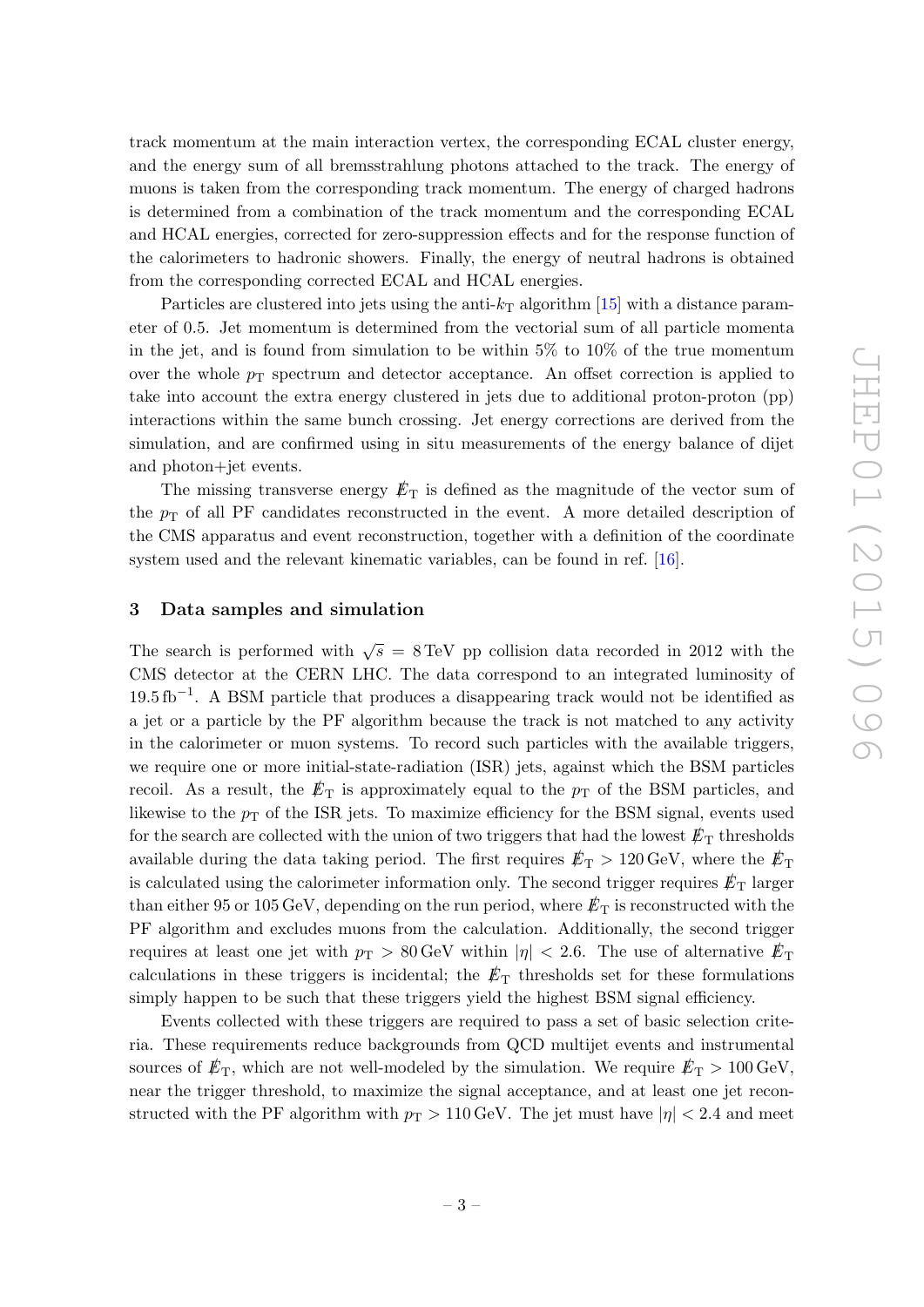track momentum at the main interaction vertex, the corresponding ECAL cluster energy, and the energy sum of all bremsstrahlung photons attached to the track. The energy of muons is taken from the corresponding track momentum. The energy of charged hadrons is determined from a combination of the track momentum and the corresponding ECAL and HCAL energies, corrected for zero-suppression effects and for the response function of the calorimeters to hadronic showers. Finally, the energy of neutral hadrons is obtained from the corresponding corrected ECAL and HCAL energies.

Particles are clustered into jets using the anti-$k_T$ algorithm [15] with a distance parameter of 0.5. Jet momentum is determined from the vectorial sum of all particle momenta in the jet, and is found from simulation to be within 5% to 10% of the true momentum over the whole $p_T$ spectrum and detector acceptance. An offset correction is applied to take into account the extra energy clustered in jets due to additional proton-proton (pp) interactions within the same bunch crossing. Jet energy corrections are derived from the simulation, and are confirmed using in situ measurements of the energy balance of dijet and photon+jet events.

The missing transverse energy $E_T^{miss}$ is defined as the magnitude of the vector sum of the $p_T$ of all PF candidates reconstructed in the event. A more detailed description of the CMS apparatus and event reconstruction, together with a definition of the coordinate system used and the relevant kinematic variables, can be found in ref. [16].

## 3 Data samples and simulation

The search is performed with $\sqrt{s} = 8\,\text{TeV}$ pp collision data recorded in 2012 with the CMS detector at the CERN LHC. The data correspond to an integrated luminosity of $19.5\,\text{fb}^{-1}$. A BSM particle that produces a disappearing track would not be identified as a jet or a particle by the PF algorithm because the track is not matched to any activity in the calorimeter or muon systems. To record such particles with the available triggers, we require one or more initial-state-radiation (ISR) jets, against which the BSM particles recoil. As a result, the $E_T^{miss}$ is approximately equal to the $p_T$ of the BSM particles, and likewise to the $p_T$ of the ISR jets. To maximize efficiency for the BSM signal, events used for the search are collected with the union of two triggers that had the lowest $E_T^{miss}$ thresholds available during the data taking period. The first requires $E_T^{miss} > 120\,\text{GeV}$, where the $E_T^{miss}$ is calculated using the calorimeter information only. The second trigger requires $E_T^{miss}$ larger than either 95 or 105 GeV, depending on the run period, where $E_T^{miss}$ is reconstructed with the PF algorithm and excludes muons from the calculation. Additionally, the second trigger requires at least one jet with $p_T > 80\,\text{GeV}$ within $|\eta| < 2.6$. The use of alternative $E_T^{miss}$ calculations in these triggers is incidental; the $E_T^{miss}$ thresholds set for these formulations simply happen to be such that these triggers yield the highest BSM signal efficiency.

Events collected with these triggers are required to pass a set of basic selection criteria. These requirements reduce backgrounds from QCD multijet events and instrumental sources of $E_T^{miss}$, which are not well-modeled by the simulation. We require $E_T^{miss} > 100\,\text{GeV}$, near the trigger threshold, to maximize the signal acceptance, and at least one jet reconstructed with the PF algorithm with $p_T > 110\,\text{GeV}$. The jet must have $|\eta| < 2.4$ and meet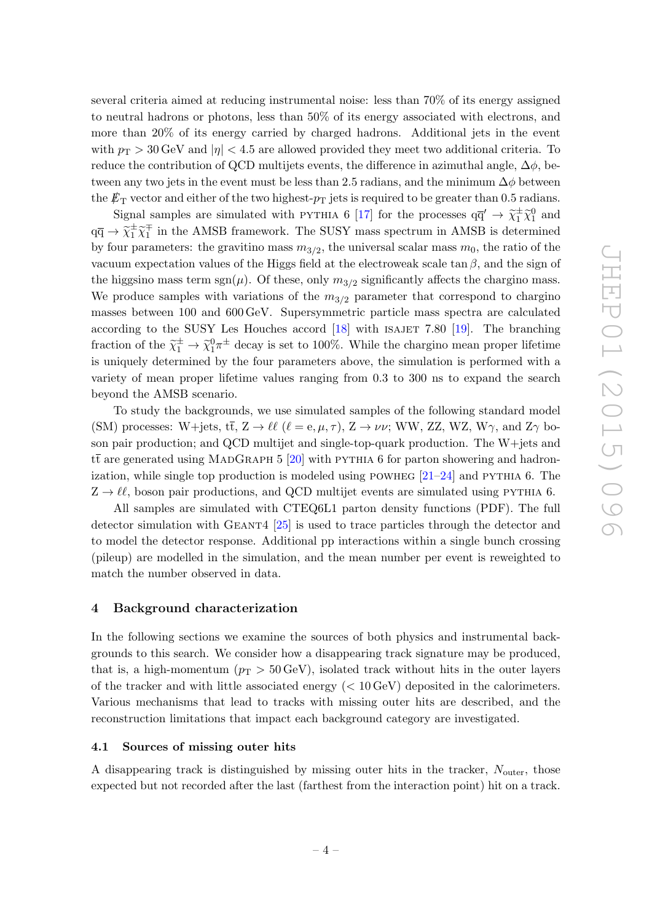several criteria aimed at reducing instrumental noise: less than 70% of its energy assigned to neutral hadrons or photons, less than 50% of its energy associated with electrons, and more than 20% of its energy carried by charged hadrons. Additional jets in the event with $p_{\mathrm{T}} > 30\,\mathrm{GeV}$ and $|\eta| < 4.5$ are allowed provided they meet two additional criteria. To reduce the contribution of QCD multijets events, the difference in azimuthal angle, $\Delta\phi$, between any two jets in the event must be less than 2.5 radians, and the minimum $\Delta\phi$ between the $E\!\!\!/_{\mathrm{T}}$ vector and either of the two highest-$p_{\mathrm{T}}$ jets is required to be greater than 0.5 radians.

Signal samples are simulated with PYTHIA 6 [17] for the processes $\mathrm{q\overline{q}'} \to \widetilde{\chi}_1^{\pm}\widetilde{\chi}_1^0$ and $\mathrm{q\overline{q}} \to \widetilde{\chi}_1^{\pm}\widetilde{\chi}_1^{\mp}$ in the AMSB framework. The SUSY mass spectrum in AMSB is determined by four parameters: the gravitino mass $m_{3/2}$, the universal scalar mass $m_0$, the ratio of the vacuum expectation values of the Higgs field at the electroweak scale $\tan\beta$, and the sign of the higgsino mass term $\mathrm{sgn}(\mu)$. Of these, only $m_{3/2}$ significantly affects the chargino mass. We produce samples with variations of the $m_{3/2}$ parameter that correspond to chargino masses between 100 and 600 GeV. Supersymmetric particle mass spectra are calculated according to the SUSY Les Houches accord [18] with ISAJET 7.80 [19]. The branching fraction of the $\widetilde{\chi}_1^{\pm} \to \widetilde{\chi}_1^0\pi^{\pm}$ decay is set to 100%. While the chargino mean proper lifetime is uniquely determined by the four parameters above, the simulation is performed with a variety of mean proper lifetime values ranging from 0.3 to 300 ns to expand the search beyond the AMSB scenario.

To study the backgrounds, we use simulated samples of the following standard model (SM) processes: W+jets, $\mathrm{t\overline{t}}$, $\mathrm{Z} \to \ell\ell$ ($\ell = \mathrm{e}, \mu, \tau$), $\mathrm{Z} \to \nu\nu$; WW, ZZ, WZ, W$\gamma$, and Z$\gamma$ boson pair production; and QCD multijet and single-top-quark production. The W+jets and $\mathrm{t\overline{t}}$ are generated using MADGRAPH 5 [20] with PYTHIA 6 for parton showering and hadronization, while single top production is modeled using POWHEG [21–24] and PYTHIA 6. The $\mathrm{Z} \to \ell\ell$, boson pair productions, and QCD multijet events are simulated using PYTHIA 6.

All samples are simulated with CTEQ6L1 parton density functions (PDF). The full detector simulation with GEANT4 [25] is used to trace particles through the detector and to model the detector response. Additional pp interactions within a single bunch crossing (pileup) are modelled in the simulation, and the mean number per event is reweighted to match the number observed in data.

## 4 Background characterization

In the following sections we examine the sources of both physics and instrumental backgrounds to this search. We consider how a disappearing track signature may be produced, that is, a high-momentum ($p_{\mathrm{T}} > 50\,\mathrm{GeV}$), isolated track without hits in the outer layers of the tracker and with little associated energy ($< 10\,\mathrm{GeV}$) deposited in the calorimeters. Various mechanisms that lead to tracks with missing outer hits are described, and the reconstruction limitations that impact each background category are investigated.

### 4.1 Sources of missing outer hits

A disappearing track is distinguished by missing outer hits in the tracker, $N_{\mathrm{outer}}$, those expected but not recorded after the last (farthest from the interaction point) hit on a track.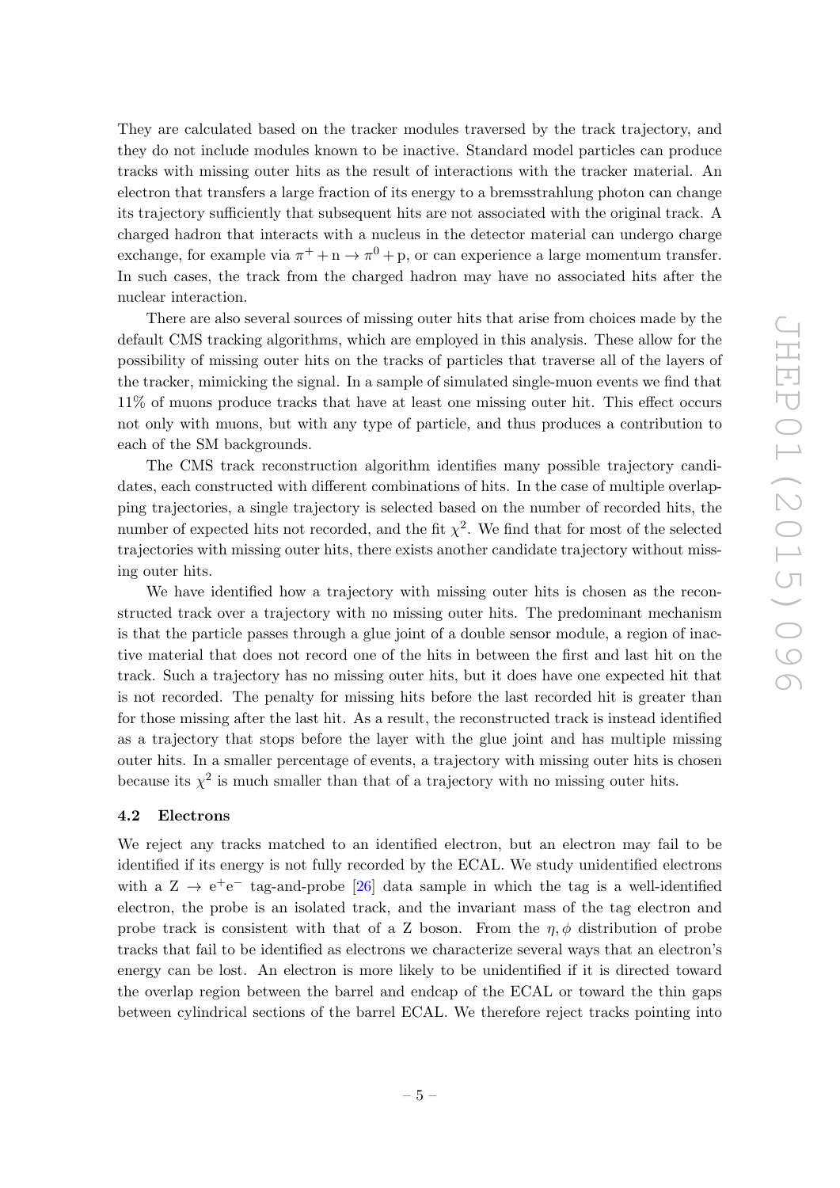They are calculated based on the tracker modules traversed by the track trajectory, and they do not include modules known to be inactive. Standard model particles can produce tracks with missing outer hits as the result of interactions with the tracker material. An electron that transfers a large fraction of its energy to a bremsstrahlung photon can change its trajectory sufficiently that subsequent hits are not associated with the original track. A charged hadron that interacts with a nucleus in the detector material can undergo charge exchange, for example via $\pi^+ + \mathrm{n} \rightarrow \pi^0 + \mathrm{p}$, or can experience a large momentum transfer. In such cases, the track from the charged hadron may have no associated hits after the nuclear interaction.

There are also several sources of missing outer hits that arise from choices made by the default CMS tracking algorithms, which are employed in this analysis. These allow for the possibility of missing outer hits on the tracks of particles that traverse all of the layers of the tracker, mimicking the signal. In a sample of simulated single-muon events we find that 11% of muons produce tracks that have at least one missing outer hit. This effect occurs not only with muons, but with any type of particle, and thus produces a contribution to each of the SM backgrounds.

The CMS track reconstruction algorithm identifies many possible trajectory candidates, each constructed with different combinations of hits. In the case of multiple overlapping trajectories, a single trajectory is selected based on the number of recorded hits, the number of expected hits not recorded, and the fit $\chi^2$. We find that for most of the selected trajectories with missing outer hits, there exists another candidate trajectory without missing outer hits.

We have identified how a trajectory with missing outer hits is chosen as the reconstructed track over a trajectory with no missing outer hits. The predominant mechanism is that the particle passes through a glue joint of a double sensor module, a region of inactive material that does not record one of the hits in between the first and last hit on the track. Such a trajectory has no missing outer hits, but it does have one expected hit that is not recorded. The penalty for missing hits before the last recorded hit is greater than for those missing after the last hit. As a result, the reconstructed track is instead identified as a trajectory that stops before the layer with the glue joint and has multiple missing outer hits. In a smaller percentage of events, a trajectory with missing outer hits is chosen because its $\chi^2$ is much smaller than that of a trajectory with no missing outer hits.

### 4.2 Electrons

We reject any tracks matched to an identified electron, but an electron may fail to be identified if its energy is not fully recorded by the ECAL. We study unidentified electrons with a $\mathrm{Z} \rightarrow \mathrm{e}^+\mathrm{e}^-$ tag-and-probe [26] data sample in which the tag is a well-identified electron, the probe is an isolated track, and the invariant mass of the tag electron and probe track is consistent with that of a Z boson. From the $\eta, \phi$ distribution of probe tracks that fail to be identified as electrons we characterize several ways that an electron's energy can be lost. An electron is more likely to be unidentified if it is directed toward the overlap region between the barrel and endcap of the ECAL or toward the thin gaps between cylindrical sections of the barrel ECAL. We therefore reject tracks pointing into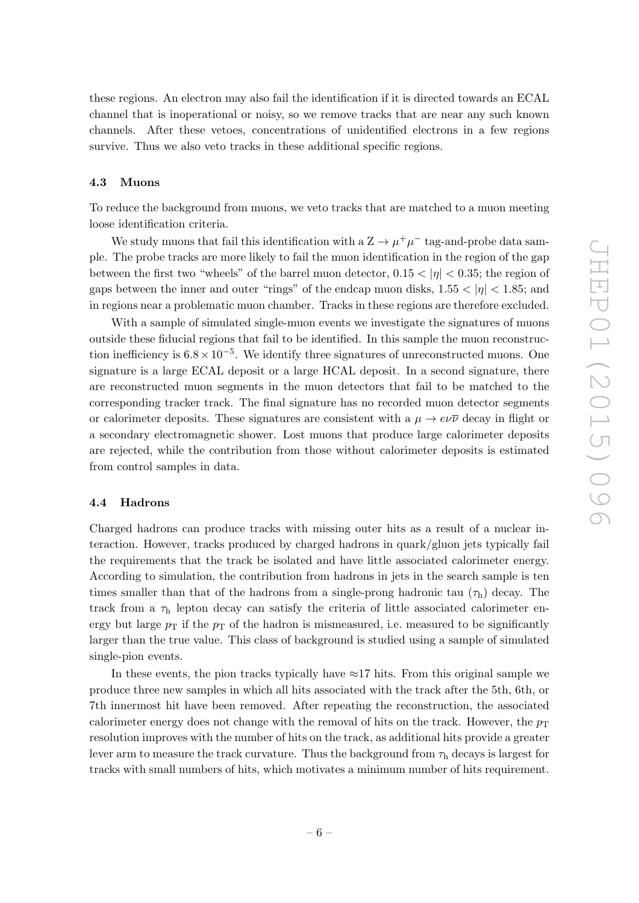these regions. An electron may also fail the identification if it is directed towards an ECAL channel that is inoperational or noisy, so we remove tracks that are near any such known channels. After these vetoes, concentrations of unidentified electrons in a few regions survive. Thus we also veto tracks in these additional specific regions.

### 4.3 Muons

To reduce the background from muons, we veto tracks that are matched to a muon meeting loose identification criteria.

We study muons that fail this identification with a $\mathrm{Z} \to \mu^+\mu^-$ tag-and-probe data sample. The probe tracks are more likely to fail the muon identification in the region of the gap between the first two "wheels" of the barrel muon detector, $0.15 < |\eta| < 0.35$; the region of gaps between the inner and outer "rings" of the endcap muon disks, $1.55 < |\eta| < 1.85$; and in regions near a problematic muon chamber. Tracks in these regions are therefore excluded.

With a sample of simulated single-muon events we investigate the signatures of muons outside these fiducial regions that fail to be identified. In this sample the muon reconstruction inefficiency is $6.8 \times 10^{-5}$. We identify three signatures of unreconstructed muons. One signature is a large ECAL deposit or a large HCAL deposit. In a second signature, there are reconstructed muon segments in the muon detectors that fail to be matched to the corresponding tracker track. The final signature has no recorded muon detector segments or calorimeter deposits. These signatures are consistent with a $\mu \to e\nu\overline{\nu}$ decay in flight or a secondary electromagnetic shower. Lost muons that produce large calorimeter deposits are rejected, while the contribution from those without calorimeter deposits is estimated from control samples in data.

### 4.4 Hadrons

Charged hadrons can produce tracks with missing outer hits as a result of a nuclear interaction. However, tracks produced by charged hadrons in quark/gluon jets typically fail the requirements that the track be isolated and have little associated calorimeter energy. According to simulation, the contribution from hadrons in jets in the search sample is ten times smaller than that of the hadrons from a single-prong hadronic tau ($\tau_\mathrm{h}$) decay. The track from a $\tau_\mathrm{h}$ lepton decay can satisfy the criteria of little associated calorimeter energy but large $p_\mathrm{T}$ if the $p_\mathrm{T}$ of the hadron is mismeasured, i.e. measured to be significantly larger than the true value. This class of background is studied using a sample of simulated single-pion events.

In these events, the pion tracks typically have $\approx$17 hits. From this original sample we produce three new samples in which all hits associated with the track after the 5th, 6th, or 7th innermost hit have been removed. After repeating the reconstruction, the associated calorimeter energy does not change with the removal of hits on the track. However, the $p_\mathrm{T}$ resolution improves with the number of hits on the track, as additional hits provide a greater lever arm to measure the track curvature. Thus the background from $\tau_\mathrm{h}$ decays is largest for tracks with small numbers of hits, which motivates a minimum number of hits requirement.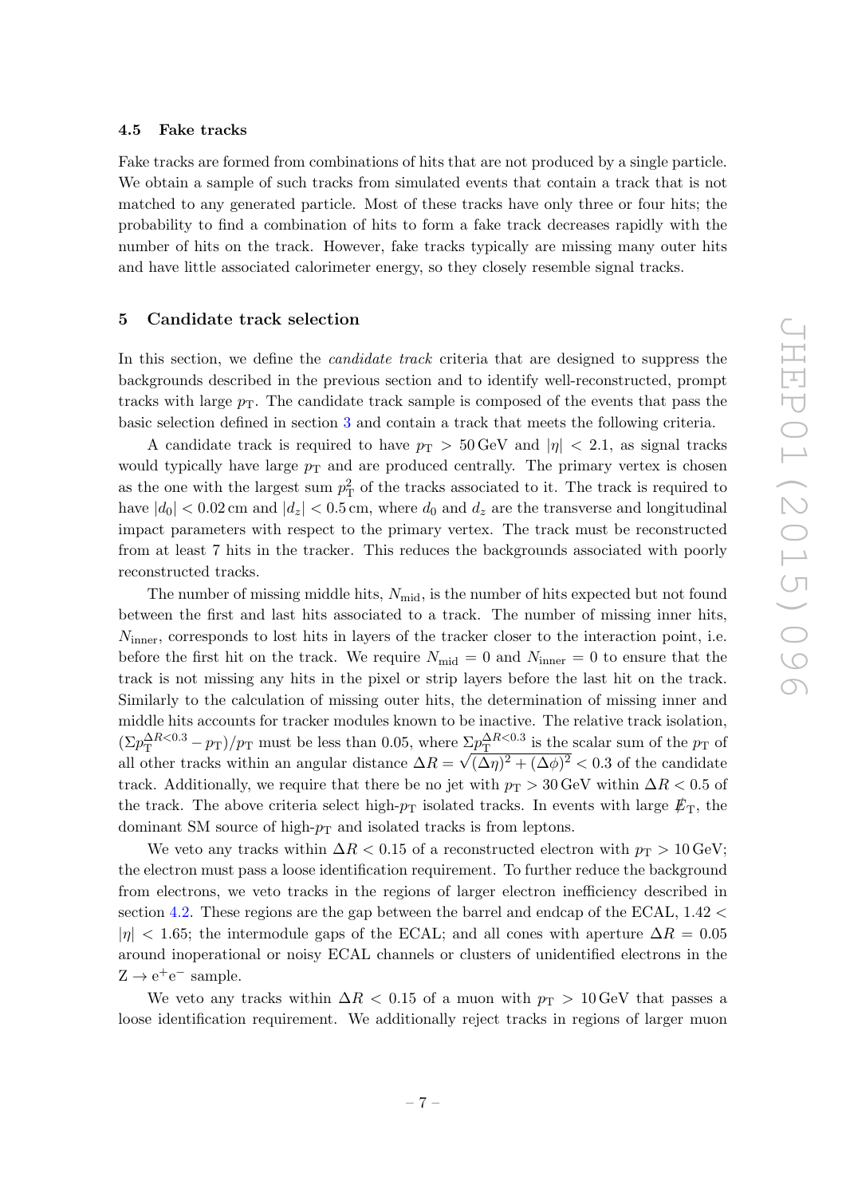### 4.5 Fake tracks

Fake tracks are formed from combinations of hits that are not produced by a single particle. We obtain a sample of such tracks from simulated events that contain a track that is not matched to any generated particle. Most of these tracks have only three or four hits; the probability to find a combination of hits to form a fake track decreases rapidly with the number of hits on the track. However, fake tracks typically are missing many outer hits and have little associated calorimeter energy, so they closely resemble signal tracks.

## 5 Candidate track selection

In this section, we define the *candidate track* criteria that are designed to suppress the backgrounds described in the previous section and to identify well-reconstructed, prompt tracks with large $p_{\mathrm{T}}$. The candidate track sample is composed of the events that pass the basic selection defined in section 3 and contain a track that meets the following criteria.

A candidate track is required to have $p_{\mathrm{T}} > 50\,\mathrm{GeV}$ and $|\eta| < 2.1$, as signal tracks would typically have large $p_{\mathrm{T}}$ and are produced centrally. The primary vertex is chosen as the one with the largest sum $p_{\mathrm{T}}^2$ of the tracks associated to it. The track is required to have $|d_0| < 0.02\,\mathrm{cm}$ and $|d_z| < 0.5\,\mathrm{cm}$, where $d_0$ and $d_z$ are the transverse and longitudinal impact parameters with respect to the primary vertex. The track must be reconstructed from at least 7 hits in the tracker. This reduces the backgrounds associated with poorly reconstructed tracks.

The number of missing middle hits, $N_{\mathrm{mid}}$, is the number of hits expected but not found between the first and last hits associated to a track. The number of missing inner hits, $N_{\mathrm{inner}}$, corresponds to lost hits in layers of the tracker closer to the interaction point, i.e. before the first hit on the track. We require $N_{\mathrm{mid}} = 0$ and $N_{\mathrm{inner}} = 0$ to ensure that the track is not missing any hits in the pixel or strip layers before the last hit on the track. Similarly to the calculation of missing outer hits, the determination of missing inner and middle hits accounts for tracker modules known to be inactive. The relative track isolation, $(\Sigma p_{\mathrm{T}}^{\Delta R<0.3} - p_{\mathrm{T}})/p_{\mathrm{T}}$ must be less than 0.05, where $\Sigma p_{\mathrm{T}}^{\Delta R<0.3}$ is the scalar sum of the $p_{\mathrm{T}}$ of all other tracks within an angular distance $\Delta R = \sqrt{(\Delta\eta)^2 + (\Delta\phi)^2} < 0.3$ of the candidate track. Additionally, we require that there be no jet with $p_{\mathrm{T}} > 30\,\mathrm{GeV}$ within $\Delta R < 0.5$ of the track. The above criteria select high-$p_{\mathrm{T}}$ isolated tracks. In events with large $E_{\mathrm{T}}^{\mathrm{miss}}$, the dominant SM source of high-$p_{\mathrm{T}}$ and isolated tracks is from leptons.

We veto any tracks within $\Delta R < 0.15$ of a reconstructed electron with $p_{\mathrm{T}} > 10\,\mathrm{GeV}$; the electron must pass a loose identification requirement. To further reduce the background from electrons, we veto tracks in the regions of larger electron inefficiency described in section 4.2. These regions are the gap between the barrel and endcap of the ECAL, $1.42 < |\eta| < 1.65$; the intermodule gaps of the ECAL; and all cones with aperture $\Delta R = 0.05$ around inoperational or noisy ECAL channels or clusters of unidentified electrons in the $\mathrm{Z} \to \mathrm{e}^+\mathrm{e}^-$ sample.

We veto any tracks within $\Delta R < 0.15$ of a muon with $p_{\mathrm{T}} > 10\,\mathrm{GeV}$ that passes a loose identification requirement. We additionally reject tracks in regions of larger muon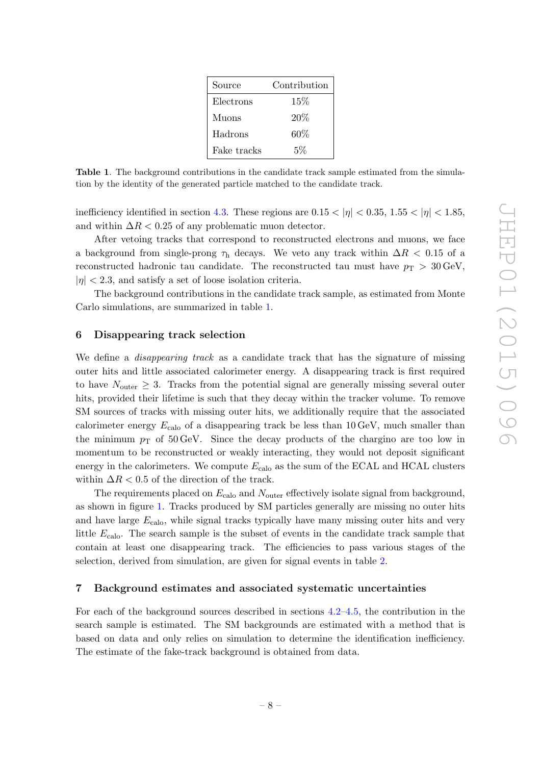| Source | Contribution |
|---|---|
| Electrons | 15% |
| Muons | 20% |
| Hadrons | 60% |
| Fake tracks | 5% |

**Table 1**. The background contributions in the candidate track sample estimated from the simulation by the identity of the generated particle matched to the candidate track.

inefficiency identified in section 4.3. These regions are $0.15 < |\eta| < 0.35$, $1.55 < |\eta| < 1.85$, and within $\Delta R < 0.25$ of any problematic muon detector.

After vetoing tracks that correspond to reconstructed electrons and muons, we face a background from single-prong $\tau_h$ decays. We veto any track within $\Delta R < 0.15$ of a reconstructed hadronic tau candidate. The reconstructed tau must have $p_T > 30\,\text{GeV}$, $|\eta| < 2.3$, and satisfy a set of loose isolation criteria.

The background contributions in the candidate track sample, as estimated from Monte Carlo simulations, are summarized in table 1.

## 6 Disappearing track selection

We define a *disappearing track* as a candidate track that has the signature of missing outer hits and little associated calorimeter energy. A disappearing track is first required to have $N_{\text{outer}} \geq 3$. Tracks from the potential signal are generally missing several outer hits, provided their lifetime is such that they decay within the tracker volume. To remove SM sources of tracks with missing outer hits, we additionally require that the associated calorimeter energy $E_{\text{calo}}$ of a disappearing track be less than 10 GeV, much smaller than the minimum $p_T$ of 50 GeV. Since the decay products of the chargino are too low in momentum to be reconstructed or weakly interacting, they would not deposit significant energy in the calorimeters. We compute $E_{\text{calo}}$ as the sum of the ECAL and HCAL clusters within $\Delta R < 0.5$ of the direction of the track.

The requirements placed on $E_{\text{calo}}$ and $N_{\text{outer}}$ effectively isolate signal from background, as shown in figure 1. Tracks produced by SM particles generally are missing no outer hits and have large $E_{\text{calo}}$, while signal tracks typically have many missing outer hits and very little $E_{\text{calo}}$. The search sample is the subset of events in the candidate track sample that contain at least one disappearing track. The efficiencies to pass various stages of the selection, derived from simulation, are given for signal events in table 2.

## 7 Background estimates and associated systematic uncertainties

For each of the background sources described in sections 4.2–4.5, the contribution in the search sample is estimated. The SM backgrounds are estimated with a method that is based on data and only relies on simulation to determine the identification inefficiency. The estimate of the fake-track background is obtained from data.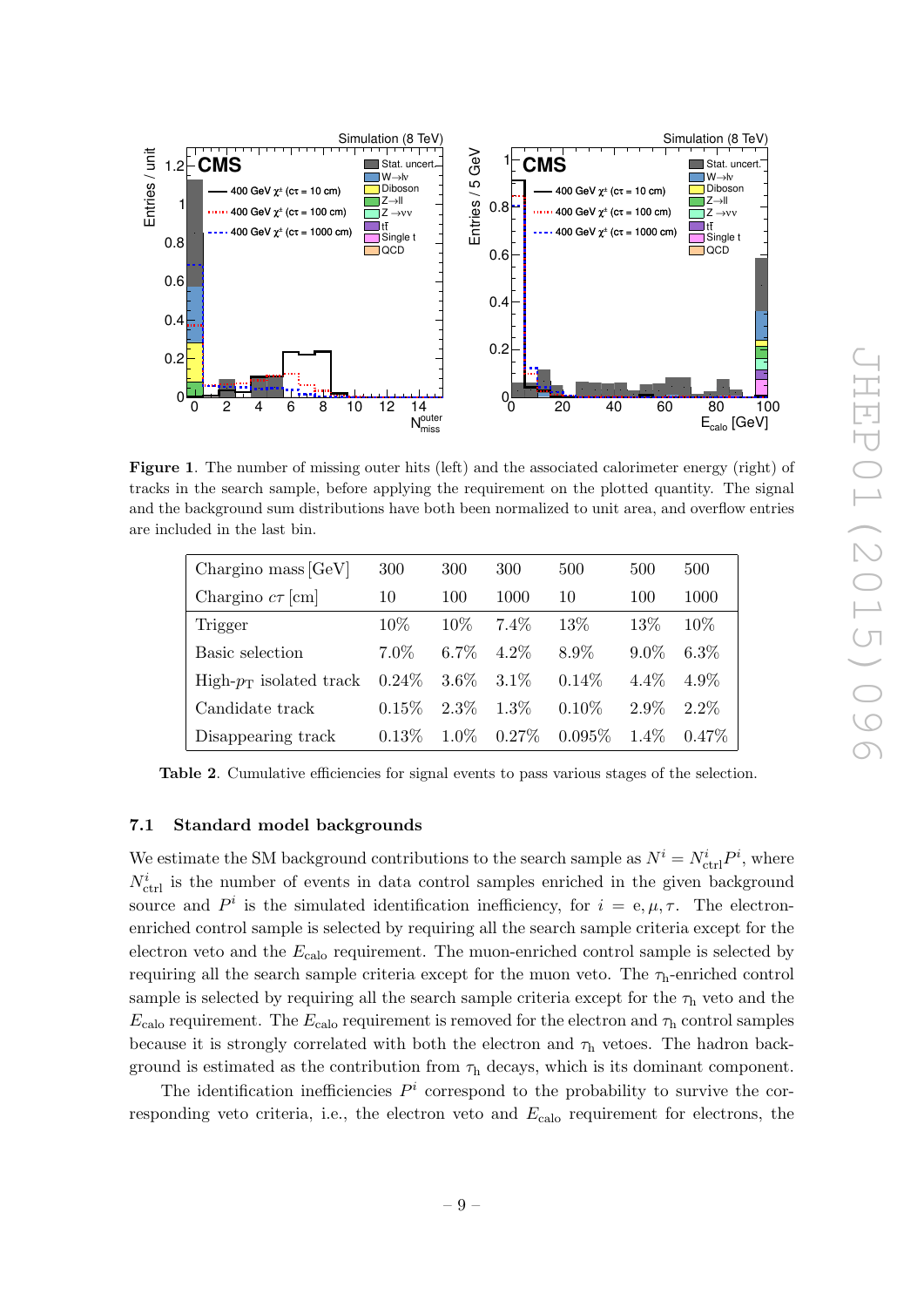**Figure 1**. The number of missing outer hits (left) and the associated calorimeter energy (right) of tracks in the search sample, before applying the requirement on the plotted quantity. The signal and the background sum distributions have both been normalized to unit area, and overflow entries are included in the last bin.

| Chargino mass [GeV] | 300 | 300 | 300 | 500 | 500 | 500 |
|---|---|---|---|---|---|---|
| Chargino $c\tau$ [cm] | 10 | 100 | 1000 | 10 | 100 | 1000 |
| Trigger | 10% | 10% | 7.4% | 13% | 13% | 10% |
| Basic selection | 7.0% | 6.7% | 4.2% | 8.9% | 9.0% | 6.3% |
| High-$p_T$ isolated track | 0.24% | 3.6% | 3.1% | 0.14% | 4.4% | 4.9% |
| Candidate track | 0.15% | 2.3% | 1.3% | 0.10% | 2.9% | 2.2% |
| Disappearing track | 0.13% | 1.0% | 0.27% | 0.095% | 1.4% | 0.47% |

**Table 2**. Cumulative efficiencies for signal events to pass various stages of the selection.

### 7.1 Standard model backgrounds

We estimate the SM background contributions to the search sample as $N^i = N^i_{\text{ctrl}} P^i$, where $N^i_{\text{ctrl}}$ is the number of events in data control samples enriched in the given background source and $P^i$ is the simulated identification inefficiency, for $i = \text{e}, \mu, \tau$. The electron-enriched control sample is selected by requiring all the search sample criteria except for the electron veto and the $E_{\text{calo}}$ requirement. The muon-enriched control sample is selected by requiring all the search sample criteria except for the muon veto. The $\tau_\text{h}$-enriched control sample is selected by requiring all the search sample criteria except for the $\tau_\text{h}$ veto and the $E_{\text{calo}}$ requirement. The $E_{\text{calo}}$ requirement is removed for the electron and $\tau_\text{h}$ control samples because it is strongly correlated with both the electron and $\tau_\text{h}$ vetoes. The hadron background is estimated as the contribution from $\tau_\text{h}$ decays, which is its dominant component.

The identification inefficiencies $P^i$ correspond to the probability to survive the corresponding veto criteria, i.e., the electron veto and $E_{\text{calo}}$ requirement for electrons, the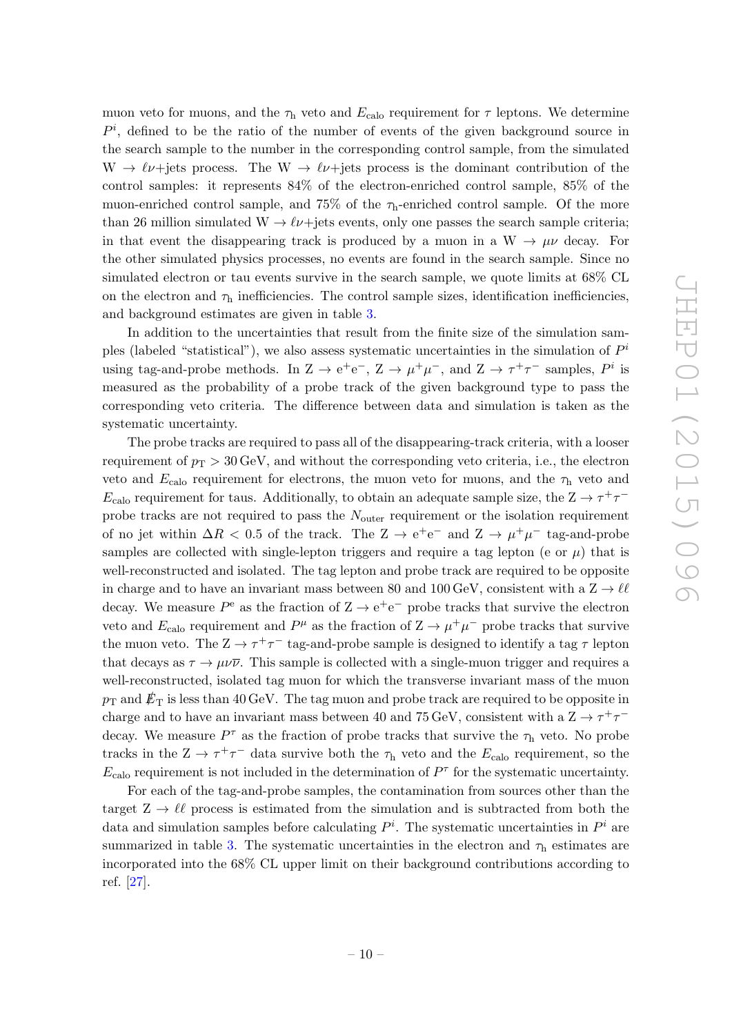muon veto for muons, and the $\tau_{\mathrm{h}}$ veto and $E_{\mathrm{calo}}$ requirement for $\tau$ leptons. We determine $P^{i}$, defined to be the ratio of the number of events of the given background source in the search sample to the number in the corresponding control sample, from the simulated $\mathrm{W} \to \ell\nu$+jets process. The $\mathrm{W} \to \ell\nu$+jets process is the dominant contribution of the control samples: it represents 84% of the electron-enriched control sample, 85% of the muon-enriched control sample, and 75% of the $\tau_{\mathrm{h}}$-enriched control sample. Of the more than 26 million simulated $\mathrm{W} \to \ell\nu$+jets events, only one passes the search sample criteria; in that event the disappearing track is produced by a muon in a $\mathrm{W} \to \mu\nu$ decay. For the other simulated physics processes, no events are found in the search sample. Since no simulated electron or tau events survive in the search sample, we quote limits at 68% CL on the electron and $\tau_{\mathrm{h}}$ inefficiencies. The control sample sizes, identification inefficiencies, and background estimates are given in table 3.

In addition to the uncertainties that result from the finite size of the simulation samples (labeled "statistical"), we also assess systematic uncertainties in the simulation of $P^{i}$ using tag-and-probe methods. In $\mathrm{Z} \to \mathrm{e}^{+}\mathrm{e}^{-}$, $\mathrm{Z} \to \mu^{+}\mu^{-}$, and $\mathrm{Z} \to \tau^{+}\tau^{-}$ samples, $P^{i}$ is measured as the probability of a probe track of the given background type to pass the corresponding veto criteria. The difference between data and simulation is taken as the systematic uncertainty.

The probe tracks are required to pass all of the disappearing-track criteria, with a looser requirement of $p_{\mathrm{T}} > 30\,\mathrm{GeV}$, and without the corresponding veto criteria, i.e., the electron veto and $E_{\mathrm{calo}}$ requirement for electrons, the muon veto for muons, and the $\tau_{\mathrm{h}}$ veto and $E_{\mathrm{calo}}$ requirement for taus. Additionally, to obtain an adequate sample size, the $\mathrm{Z} \to \tau^{+}\tau^{-}$ probe tracks are not required to pass the $N_{\mathrm{outer}}$ requirement or the isolation requirement of no jet within $\Delta R < 0.5$ of the track. The $\mathrm{Z} \to \mathrm{e}^{+}\mathrm{e}^{-}$ and $\mathrm{Z} \to \mu^{+}\mu^{-}$ tag-and-probe samples are collected with single-lepton triggers and require a tag lepton (e or $\mu$) that is well-reconstructed and isolated. The tag lepton and probe track are required to be opposite in charge and to have an invariant mass between 80 and 100 GeV, consistent with a $\mathrm{Z} \to \ell\ell$ decay. We measure $P^{\mathrm{e}}$ as the fraction of $\mathrm{Z} \to \mathrm{e}^{+}\mathrm{e}^{-}$ probe tracks that survive the electron veto and $E_{\mathrm{calo}}$ requirement and $P^{\mu}$ as the fraction of $\mathrm{Z} \to \mu^{+}\mu^{-}$ probe tracks that survive the muon veto. The $\mathrm{Z} \to \tau^{+}\tau^{-}$ tag-and-probe sample is designed to identify a tag $\tau$ lepton that decays as $\tau \to \mu\nu\overline{\nu}$. This sample is collected with a single-muon trigger and requires a well-reconstructed, isolated tag muon for which the transverse invariant mass of the muon $p_{\mathrm{T}}$ and $\not\!\!E_{\mathrm{T}}$ is less than 40 GeV. The tag muon and probe track are required to be opposite in charge and to have an invariant mass between 40 and 75 GeV, consistent with a $\mathrm{Z} \to \tau^{+}\tau^{-}$ decay. We measure $P^{\tau}$ as the fraction of probe tracks that survive the $\tau_{\mathrm{h}}$ veto. No probe tracks in the $\mathrm{Z} \to \tau^{+}\tau^{-}$ data survive both the $\tau_{\mathrm{h}}$ veto and the $E_{\mathrm{calo}}$ requirement, so the $E_{\mathrm{calo}}$ requirement is not included in the determination of $P^{\tau}$ for the systematic uncertainty.

For each of the tag-and-probe samples, the contamination from sources other than the target $\mathrm{Z} \to \ell\ell$ process is estimated from the simulation and is subtracted from both the data and simulation samples before calculating $P^{i}$. The systematic uncertainties in $P^{i}$ are summarized in table 3. The systematic uncertainties in the electron and $\tau_{\mathrm{h}}$ estimates are incorporated into the 68% CL upper limit on their background contributions according to ref. [27].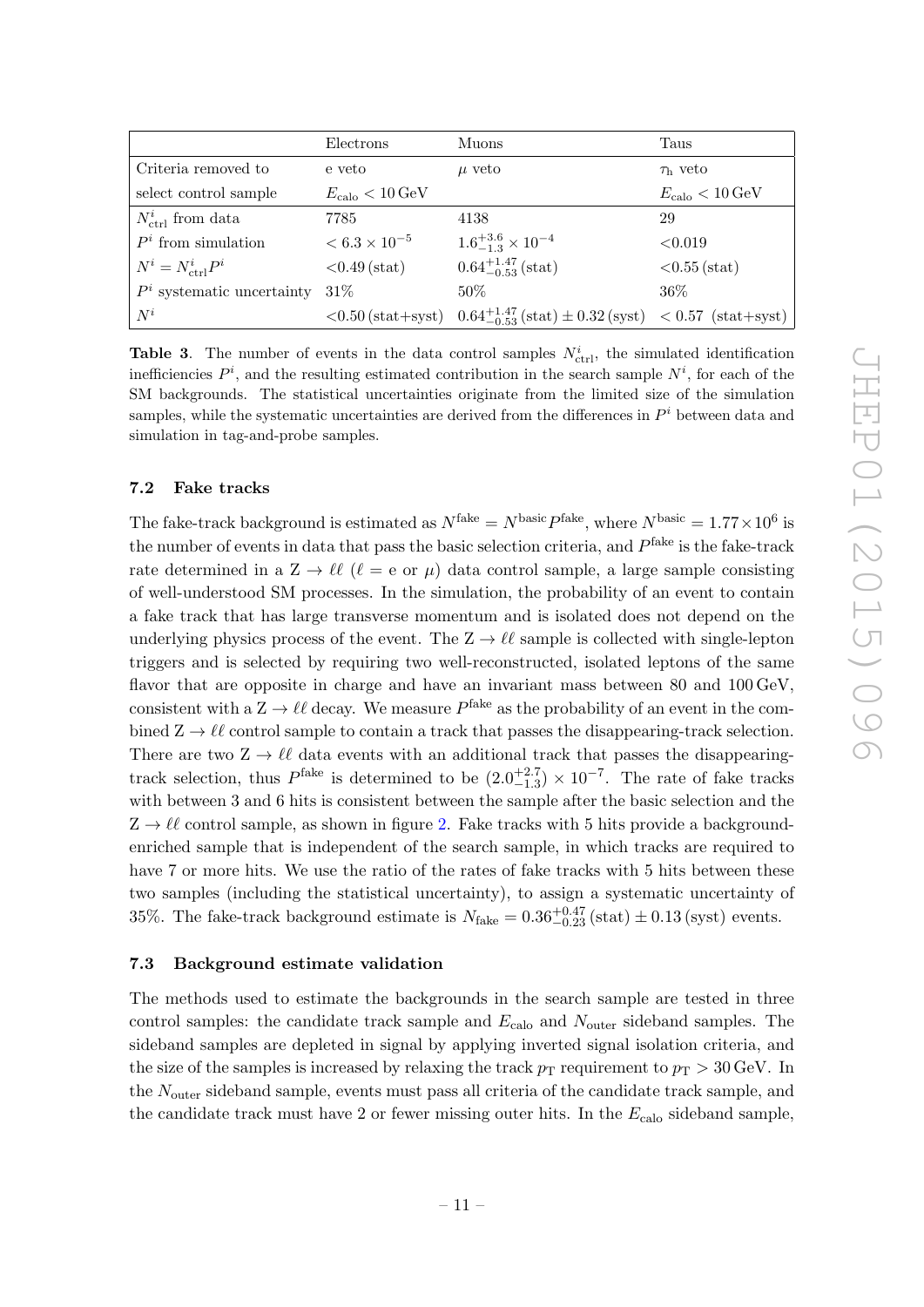| | Electrons | Muons | Taus |
|---|---|---|---|
| Criteria removed to | e veto | $\mu$ veto | $\tau_\mathrm{h}$ veto |
| select control sample | $E_\mathrm{calo} < 10\,\mathrm{GeV}$ | | $E_\mathrm{calo} < 10\,\mathrm{GeV}$ |
| $N^i_\mathrm{ctrl}$ from data | 7785 | 4138 | 29 |
| $P^i$ from simulation | $< 6.3 \times 10^{-5}$ | $1.6^{+3.6}_{-1.3} \times 10^{-4}$ | $<0.019$ |
| $N^i = N^i_\mathrm{ctrl} P^i$ | $<0.49\,(\mathrm{stat})$ | $0.64^{+1.47}_{-0.53}\,(\mathrm{stat})$ | $<0.55\,(\mathrm{stat})$ |
| $P^i$ systematic uncertainty | 31% | 50% | 36% |
| $N^i$ | $<0.50\,(\mathrm{stat{+}syst})$ | $0.64^{+1.47}_{-0.53}\,(\mathrm{stat}) \pm 0.32\,(\mathrm{syst})$ | $< 0.57\ (\mathrm{stat{+}syst})$ |

**Table 3**. The number of events in the data control samples $N^i_\mathrm{ctrl}$, the simulated identification inefficiencies $P^i$, and the resulting estimated contribution in the search sample $N^i$, for each of the SM backgrounds. The statistical uncertainties originate from the limited size of the simulation samples, while the systematic uncertainties are derived from the differences in $P^i$ between data and simulation in tag-and-probe samples.

### 7.2 Fake tracks

The fake-track background is estimated as $N^\mathrm{fake} = N^\mathrm{basic} P^\mathrm{fake}$, where $N^\mathrm{basic} = 1.77 \times 10^6$ is the number of events in data that pass the basic selection criteria, and $P^\mathrm{fake}$ is the fake-track rate determined in a $\mathrm{Z} \to \ell\ell$ ($\ell = \mathrm{e}$ or $\mu$) data control sample, a large sample consisting of well-understood SM processes. In the simulation, the probability of an event to contain a fake track that has large transverse momentum and is isolated does not depend on the underlying physics process of the event. The $\mathrm{Z} \to \ell\ell$ sample is collected with single-lepton triggers and is selected by requiring two well-reconstructed, isolated leptons of the same flavor that are opposite in charge and have an invariant mass between 80 and 100 GeV, consistent with a $\mathrm{Z} \to \ell\ell$ decay. We measure $P^\mathrm{fake}$ as the probability of an event in the combined $\mathrm{Z} \to \ell\ell$ control sample to contain a track that passes the disappearing-track selection. There are two $\mathrm{Z} \to \ell\ell$ data events with an additional track that passes the disappearing-track selection, thus $P^\mathrm{fake}$ is determined to be $(2.0^{+2.7}_{-1.3}) \times 10^{-7}$. The rate of fake tracks with between 3 and 6 hits is consistent between the sample after the basic selection and the $\mathrm{Z} \to \ell\ell$ control sample, as shown in figure 2. Fake tracks with 5 hits provide a background-enriched sample that is independent of the search sample, in which tracks are required to have 7 or more hits. We use the ratio of the rates of fake tracks with 5 hits between these two samples (including the statistical uncertainty), to assign a systematic uncertainty of 35%. The fake-track background estimate is $N_\mathrm{fake} = 0.36^{+0.47}_{-0.23}\,(\mathrm{stat}) \pm 0.13\,(\mathrm{syst})$ events.

### 7.3 Background estimate validation

The methods used to estimate the backgrounds in the search sample are tested in three control samples: the candidate track sample and $E_\mathrm{calo}$ and $N_\mathrm{outer}$ sideband samples. The sideband samples are depleted in signal by applying inverted signal isolation criteria, and the size of the samples is increased by relaxing the track $p_\mathrm{T}$ requirement to $p_\mathrm{T} > 30\,\mathrm{GeV}$. In the $N_\mathrm{outer}$ sideband sample, events must pass all criteria of the candidate track sample, and the candidate track must have 2 or fewer missing outer hits. In the $E_\mathrm{calo}$ sideband sample,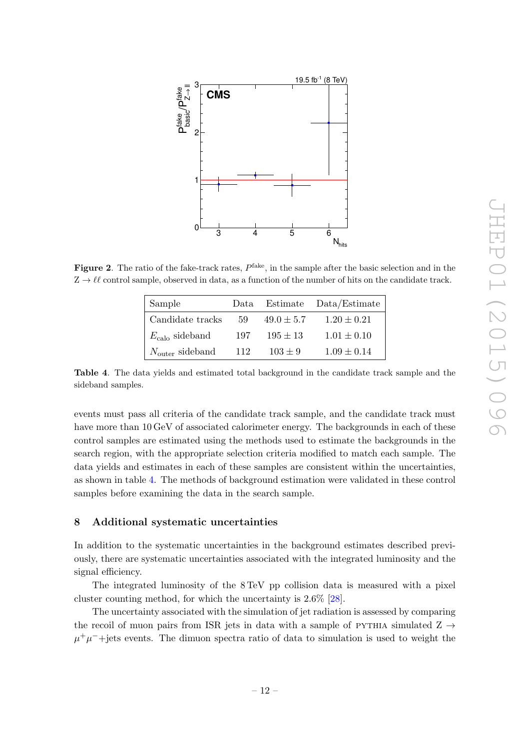**Figure 2**. The ratio of the fake-track rates, $P^{\text{fake}}$, in the sample after the basic selection and in the $Z \to \ell\ell$ control sample, observed in data, as a function of the number of hits on the candidate track.

| Sample | Data | Estimate | Data/Estimate |
|---|---|---|---|
| Candidate tracks | 59 | $49.0 \pm 5.7$ | $1.20 \pm 0.21$ |
| $E_{\text{calo}}$ sideband | 197 | $195 \pm 13$ | $1.01 \pm 0.10$ |
| $N_{\text{outer}}$ sideband | 112 | $103 \pm 9$ | $1.09 \pm 0.14$ |

**Table 4**. The data yields and estimated total background in the candidate track sample and the sideband samples.

events must pass all criteria of the candidate track sample, and the candidate track must have more than 10 GeV of associated calorimeter energy. The backgrounds in each of these control samples are estimated using the methods used to estimate the backgrounds in the search region, with the appropriate selection criteria modified to match each sample. The data yields and estimates in each of these samples are consistent within the uncertainties, as shown in table 4. The methods of background estimation were validated in these control samples before examining the data in the search sample.

## 8 Additional systematic uncertainties

In addition to the systematic uncertainties in the background estimates described previously, there are systematic uncertainties associated with the integrated luminosity and the signal efficiency.

The integrated luminosity of the 8 TeV pp collision data is measured with a pixel cluster counting method, for which the uncertainty is 2.6% [28].

The uncertainty associated with the simulation of jet radiation is assessed by comparing the recoil of muon pairs from ISR jets in data with a sample of PYTHIA simulated $Z \to \mu^+\mu^-$+jets events. The dimuon spectra ratio of data to simulation is used to weight the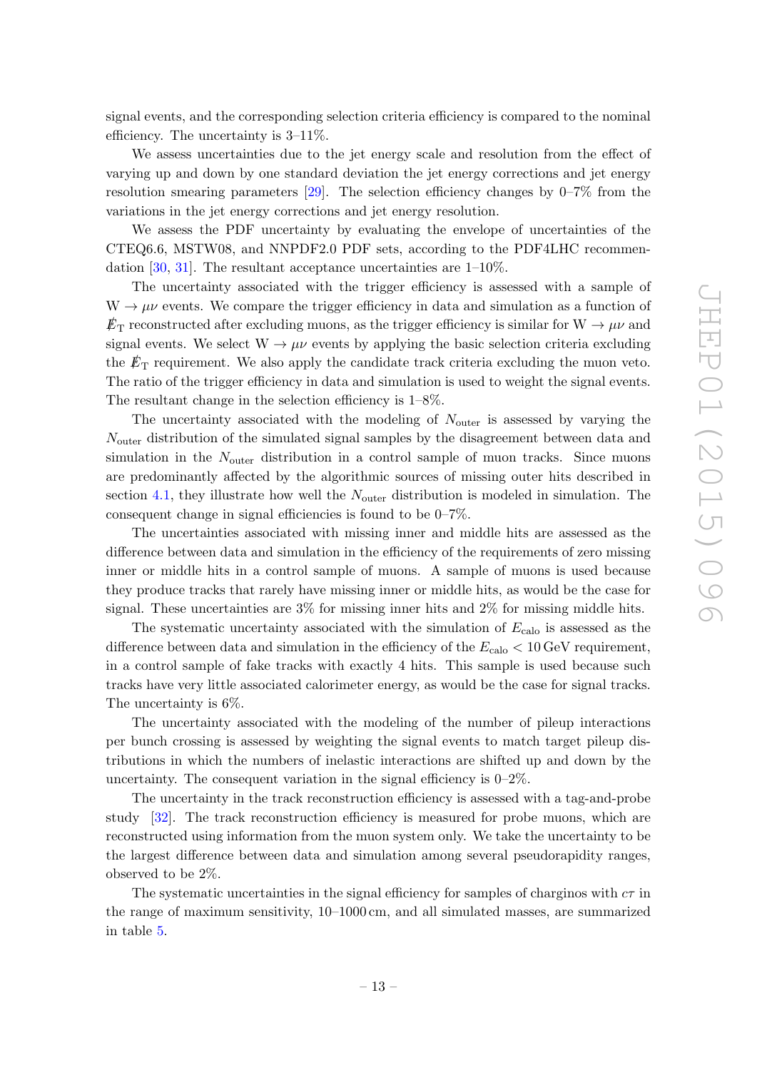signal events, and the corresponding selection criteria efficiency is compared to the nominal efficiency. The uncertainty is 3–11%.

We assess uncertainties due to the jet energy scale and resolution from the effect of varying up and down by one standard deviation the jet energy corrections and jet energy resolution smearing parameters [29]. The selection efficiency changes by 0–7% from the variations in the jet energy corrections and jet energy resolution.

We assess the PDF uncertainty by evaluating the envelope of uncertainties of the CTEQ6.6, MSTW08, and NNPDF2.0 PDF sets, according to the PDF4LHC recommendation [30, 31]. The resultant acceptance uncertainties are 1–10%.

The uncertainty associated with the trigger efficiency is assessed with a sample of $\mathrm{W} \to \mu\nu$ events. We compare the trigger efficiency in data and simulation as a function of $E\!\!\!/_{\mathrm{T}}$ reconstructed after excluding muons, as the trigger efficiency is similar for $\mathrm{W} \to \mu\nu$ and signal events. We select $\mathrm{W} \to \mu\nu$ events by applying the basic selection criteria excluding the $E\!\!\!/_{\mathrm{T}}$ requirement. We also apply the candidate track criteria excluding the muon veto. The ratio of the trigger efficiency in data and simulation is used to weight the signal events. The resultant change in the selection efficiency is 1–8%.

The uncertainty associated with the modeling of $N_{\mathrm{outer}}$ is assessed by varying the $N_{\mathrm{outer}}$ distribution of the simulated signal samples by the disagreement between data and simulation in the $N_{\mathrm{outer}}$ distribution in a control sample of muon tracks. Since muons are predominantly affected by the algorithmic sources of missing outer hits described in section 4.1, they illustrate how well the $N_{\mathrm{outer}}$ distribution is modeled in simulation. The consequent change in signal efficiencies is found to be 0–7%.

The uncertainties associated with missing inner and middle hits are assessed as the difference between data and simulation in the efficiency of the requirements of zero missing inner or middle hits in a control sample of muons. A sample of muons is used because they produce tracks that rarely have missing inner or middle hits, as would be the case for signal. These uncertainties are 3% for missing inner hits and 2% for missing middle hits.

The systematic uncertainty associated with the simulation of $E_{\mathrm{calo}}$ is assessed as the difference between data and simulation in the efficiency of the $E_{\mathrm{calo}} < 10\,\mathrm{GeV}$ requirement, in a control sample of fake tracks with exactly 4 hits. This sample is used because such tracks have very little associated calorimeter energy, as would be the case for signal tracks. The uncertainty is 6%.

The uncertainty associated with the modeling of the number of pileup interactions per bunch crossing is assessed by weighting the signal events to match target pileup distributions in which the numbers of inelastic interactions are shifted up and down by the uncertainty. The consequent variation in the signal efficiency is 0–2%.

The uncertainty in the track reconstruction efficiency is assessed with a tag-and-probe study [32]. The track reconstruction efficiency is measured for probe muons, which are reconstructed using information from the muon system only. We take the uncertainty to be the largest difference between data and simulation among several pseudorapidity ranges, observed to be 2%.

The systematic uncertainties in the signal efficiency for samples of charginos with $c\tau$ in the range of maximum sensitivity, 10–1000 cm, and all simulated masses, are summarized in table 5.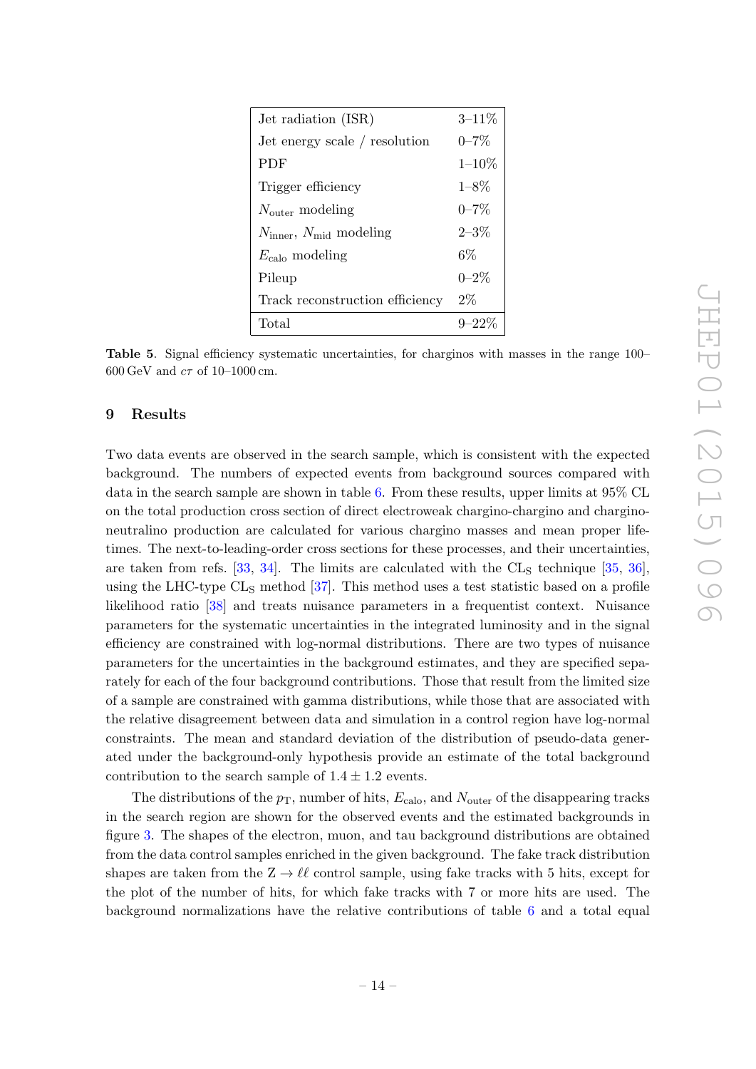| | |
|---|---|
| Jet radiation (ISR) | 3–11% |
| Jet energy scale / resolution | 0–7% |
| PDF | 1–10% |
| Trigger efficiency | 1–8% |
| $N_{\text{outer}}$ modeling | 0–7% |
| $N_{\text{inner}}$, $N_{\text{mid}}$ modeling | 2–3% |
| $E_{\text{calo}}$ modeling | 6% |
| Pileup | 0–2% |
| Track reconstruction efficiency | 2% |
| Total | 9–22% |

**Table 5**. Signal efficiency systematic uncertainties, for charginos with masses in the range 100–600 GeV and $c\tau$ of 10–1000 cm.

## 9 Results

Two data events are observed in the search sample, which is consistent with the expected background. The numbers of expected events from background sources compared with data in the search sample are shown in table 6. From these results, upper limits at 95% CL on the total production cross section of direct electroweak chargino-chargino and chargino-neutralino production are calculated for various chargino masses and mean proper lifetimes. The next-to-leading-order cross sections for these processes, and their uncertainties, are taken from refs. [33, 34]. The limits are calculated with the $\text{CL}_\text{S}$ technique [35, 36], using the LHC-type $\text{CL}_\text{S}$ method [37]. This method uses a test statistic based on a profile likelihood ratio [38] and treats nuisance parameters in a frequentist context. Nuisance parameters for the systematic uncertainties in the integrated luminosity and in the signal efficiency are constrained with log-normal distributions. There are two types of nuisance parameters for the uncertainties in the background estimates, and they are specified separately for each of the four background contributions. Those that result from the limited size of a sample are constrained with gamma distributions, while those that are associated with the relative disagreement between data and simulation in a control region have log-normal constraints. The mean and standard deviation of the distribution of pseudo-data generated under the background-only hypothesis provide an estimate of the total background contribution to the search sample of $1.4 \pm 1.2$ events.

The distributions of the $p_{\text{T}}$, number of hits, $E_{\text{calo}}$, and $N_{\text{outer}}$ of the disappearing tracks in the search region are shown for the observed events and the estimated backgrounds in figure 3. The shapes of the electron, muon, and tau background distributions are obtained from the data control samples enriched in the given background. The fake track distribution shapes are taken from the $\text{Z} \to \ell\ell$ control sample, using fake tracks with 5 hits, except for the plot of the number of hits, for which fake tracks with 7 or more hits are used. The background normalizations have the relative contributions of table 6 and a total equal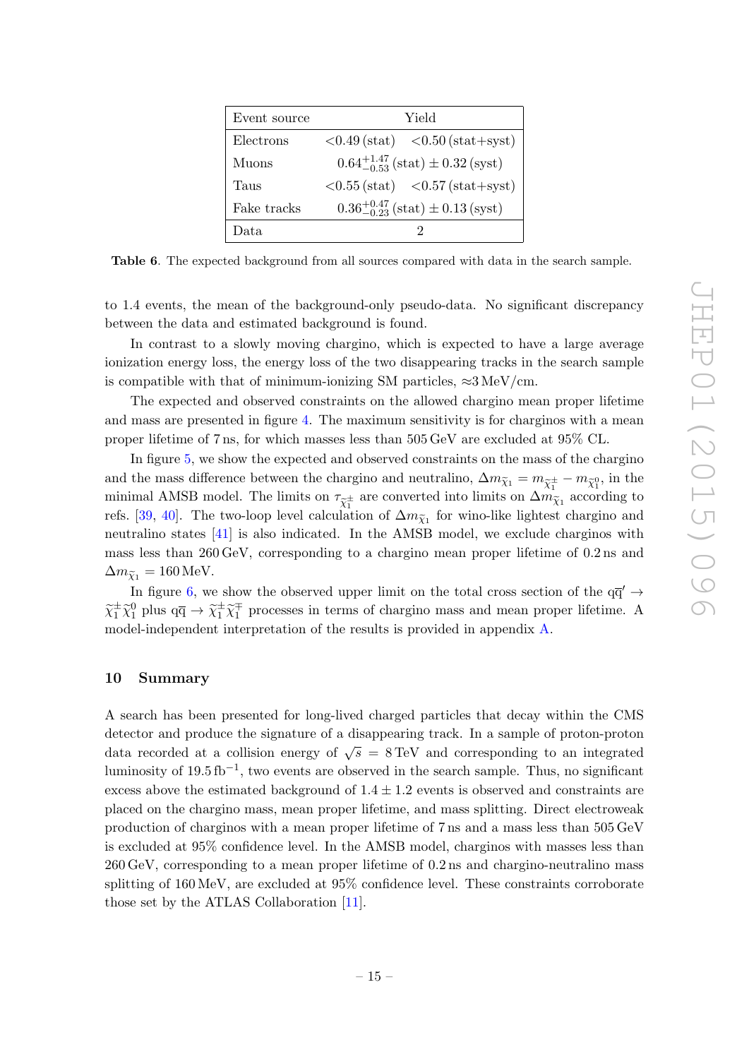| Event source | Yield | |
|---|---|---|
| Electrons | <0.49 (stat) | <0.50 (stat+syst) |
| Muons | $0.64^{+1.47}_{-0.53}$ (stat) $\pm$ 0.32 (syst) | |
| Taus | <0.55 (stat) | <0.57 (stat+syst) |
| Fake tracks | $0.36^{+0.47}_{-0.23}$ (stat) $\pm$ 0.13 (syst) | |
| Data | 2 | |

**Table 6**. The expected background from all sources compared with data in the search sample.

to 1.4 events, the mean of the background-only pseudo-data. No significant discrepancy between the data and estimated background is found.

In contrast to a slowly moving chargino, which is expected to have a large average ionization energy loss, the energy loss of the two disappearing tracks in the search sample is compatible with that of minimum-ionizing SM particles, ≈3 MeV/cm.

The expected and observed constraints on the allowed chargino mean proper lifetime and mass are presented in figure 4. The maximum sensitivity is for charginos with a mean proper lifetime of 7 ns, for which masses less than 505 GeV are excluded at 95% CL.

In figure 5, we show the expected and observed constraints on the mass of the chargino and the mass difference between the chargino and neutralino, $\Delta m_{\widetilde{\chi}_1} = m_{\widetilde{\chi}_1^\pm} - m_{\widetilde{\chi}_1^0}$, in the minimal AMSB model. The limits on $\tau_{\widetilde{\chi}_1^\pm}$ are converted into limits on $\Delta m_{\widetilde{\chi}_1}$ according to refs. [39, 40]. The two-loop level calculation of $\Delta m_{\widetilde{\chi}_1}$ for wino-like lightest chargino and neutralino states [41] is also indicated. In the AMSB model, we exclude charginos with mass less than 260 GeV, corresponding to a chargino mean proper lifetime of 0.2 ns and $\Delta m_{\widetilde{\chi}_1} = 160\,\text{MeV}$.

In figure 6, we show the observed upper limit on the total cross section of the $q\overline{q}' \to \widetilde{\chi}_1^\pm \widetilde{\chi}_1^0$ plus $q\overline{q} \to \widetilde{\chi}_1^\pm \widetilde{\chi}_1^\mp$ processes in terms of chargino mass and mean proper lifetime. A model-independent interpretation of the results is provided in appendix A.

## 10 Summary

A search has been presented for long-lived charged particles that decay within the CMS detector and produce the signature of a disappearing track. In a sample of proton-proton data recorded at a collision energy of $\sqrt{s} = 8\,\text{TeV}$ and corresponding to an integrated luminosity of $19.5\,\text{fb}^{-1}$, two events are observed in the search sample. Thus, no significant excess above the estimated background of $1.4 \pm 1.2$ events is observed and constraints are placed on the chargino mass, mean proper lifetime, and mass splitting. Direct electroweak production of charginos with a mean proper lifetime of 7 ns and a mass less than 505 GeV is excluded at 95% confidence level. In the AMSB model, charginos with masses less than 260 GeV, corresponding to a mean proper lifetime of 0.2 ns and chargino-neutralino mass splitting of 160 MeV, are excluded at 95% confidence level. These constraints corroborate those set by the ATLAS Collaboration [11].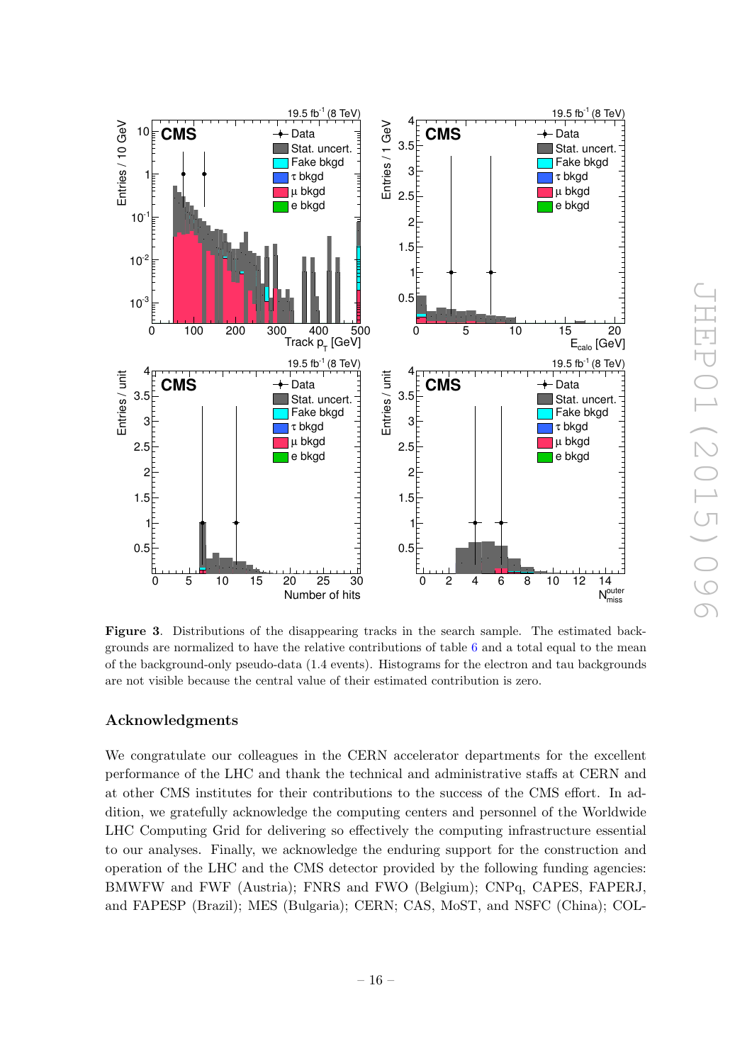**Figure 3**. Distributions of the disappearing tracks in the search sample. The estimated backgrounds are normalized to have the relative contributions of table 6 and a total equal to the mean of the background-only pseudo-data (1.4 events). Histograms for the electron and tau backgrounds are not visible because the central value of their estimated contribution is zero.

## Acknowledgments

We congratulate our colleagues in the CERN accelerator departments for the excellent performance of the LHC and thank the technical and administrative staffs at CERN and at other CMS institutes for their contributions to the success of the CMS effort. In addition, we gratefully acknowledge the computing centers and personnel of the Worldwide LHC Computing Grid for delivering so effectively the computing infrastructure essential to our analyses. Finally, we acknowledge the enduring support for the construction and operation of the LHC and the CMS detector provided by the following funding agencies: BMWFW and FWF (Austria); FNRS and FWO (Belgium); CNPq, CAPES, FAPERJ, and FAPESP (Brazil); MES (Bulgaria); CERN; CAS, MoST, and NSFC (China); COL-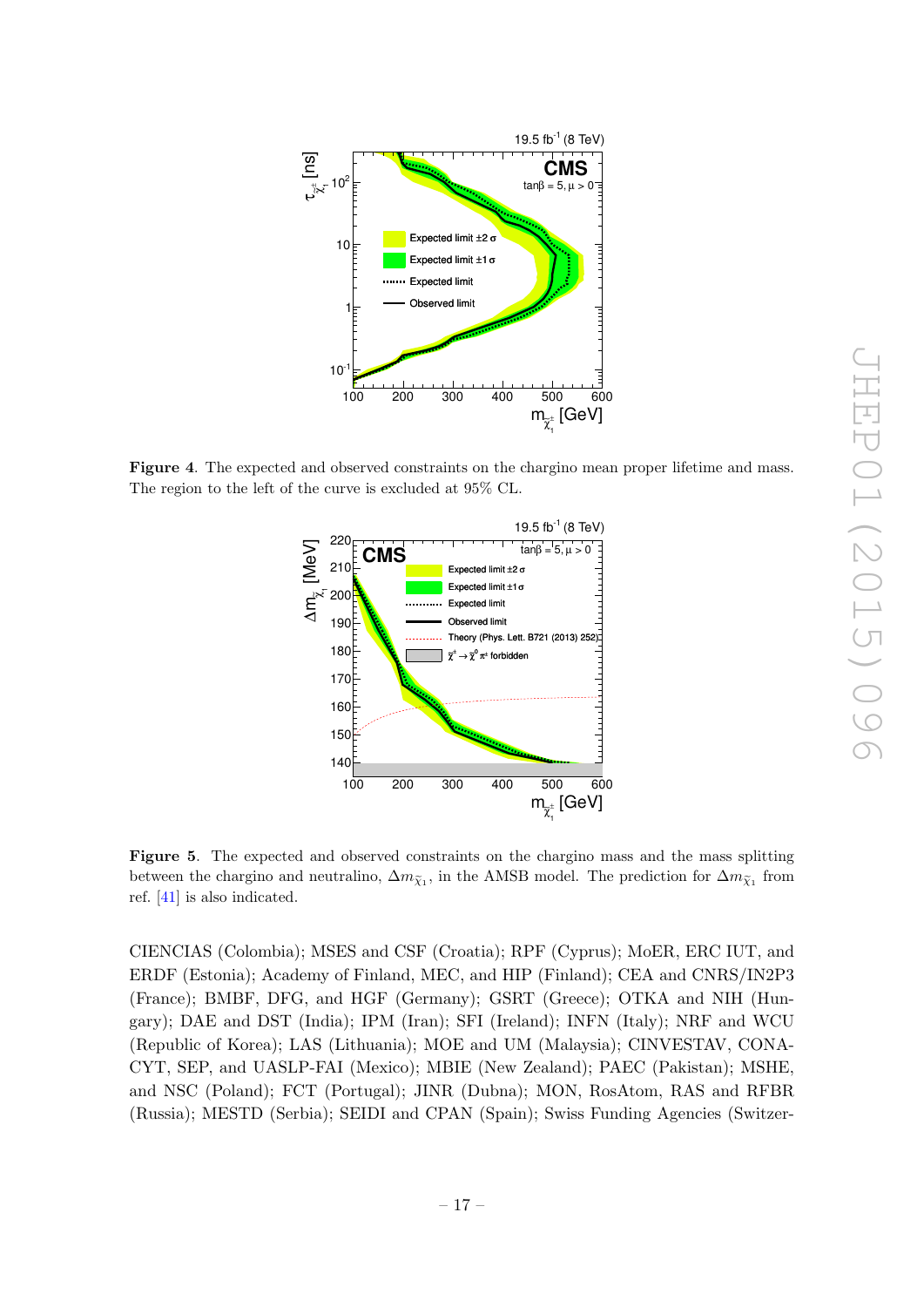**Figure 4**. The expected and observed constraints on the chargino mean proper lifetime and mass. The region to the left of the curve is excluded at 95% CL.

**Figure 5**. The expected and observed constraints on the chargino mass and the mass splitting between the chargino and neutralino, $\Delta m_{\tilde{\chi}_1}$, in the AMSB model. The prediction for $\Delta m_{\tilde{\chi}_1}$ from ref. [41] is also indicated.

CIENCIAS (Colombia); MSES and CSF (Croatia); RPF (Cyprus); MoER, ERC IUT, and ERDF (Estonia); Academy of Finland, MEC, and HIP (Finland); CEA and CNRS/IN2P3 (France); BMBF, DFG, and HGF (Germany); GSRT (Greece); OTKA and NIH (Hungary); DAE and DST (India); IPM (Iran); SFI (Ireland); INFN (Italy); NRF and WCU (Republic of Korea); LAS (Lithuania); MOE and UM (Malaysia); CINVESTAV, CONACYT, SEP, and UASLP-FAI (Mexico); MBIE (New Zealand); PAEC (Pakistan); MSHE, and NSC (Poland); FCT (Portugal); JINR (Dubna); MON, RosAtom, RAS and RFBR (Russia); MESTD (Serbia); SEIDI and CPAN (Spain); Swiss Funding Agencies (Switzer-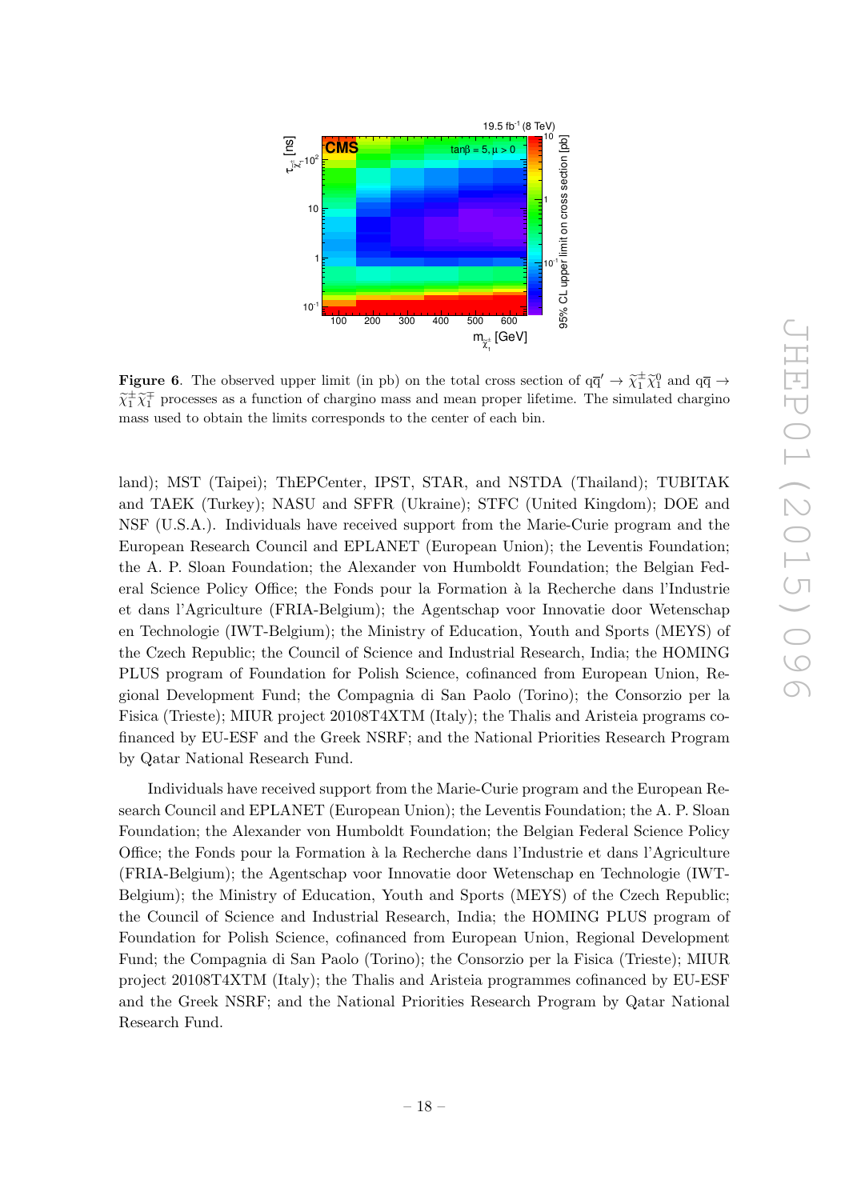**Figure 6**. The observed upper limit (in pb) on the total cross section of $q\bar{q}' \to \widetilde{\chi}_1^{\pm}\widetilde{\chi}_1^0$ and $q\bar{q} \to \widetilde{\chi}_1^{\pm}\widetilde{\chi}_1^{\mp}$ processes as a function of chargino mass and mean proper lifetime. The simulated chargino mass used to obtain the limits corresponds to the center of each bin.

land); MST (Taipei); ThEPCenter, IPST, STAR, and NSTDA (Thailand); TUBITAK and TAEK (Turkey); NASU and SFFR (Ukraine); STFC (United Kingdom); DOE and NSF (U.S.A.). Individuals have received support from the Marie-Curie program and the European Research Council and EPLANET (European Union); the Leventis Foundation; the A. P. Sloan Foundation; the Alexander von Humboldt Foundation; the Belgian Federal Science Policy Office; the Fonds pour la Formation à la Recherche dans l'Industrie et dans l'Agriculture (FRIA-Belgium); the Agentschap voor Innovatie door Wetenschap en Technologie (IWT-Belgium); the Ministry of Education, Youth and Sports (MEYS) of the Czech Republic; the Council of Science and Industrial Research, India; the HOMING PLUS program of Foundation for Polish Science, cofinanced from European Union, Regional Development Fund; the Compagnia di San Paolo (Torino); the Consorzio per la Fisica (Trieste); MIUR project 20108T4XTM (Italy); the Thalis and Aristeia programs cofinanced by EU-ESF and the Greek NSRF; and the National Priorities Research Program by Qatar National Research Fund.

Individuals have received support from the Marie-Curie program and the European Research Council and EPLANET (European Union); the Leventis Foundation; the A. P. Sloan Foundation; the Alexander von Humboldt Foundation; the Belgian Federal Science Policy Office; the Fonds pour la Formation à la Recherche dans l'Industrie et dans l'Agriculture (FRIA-Belgium); the Agentschap voor Innovatie door Wetenschap en Technologie (IWT-Belgium); the Ministry of Education, Youth and Sports (MEYS) of the Czech Republic; the Council of Science and Industrial Research, India; the HOMING PLUS program of Foundation for Polish Science, cofinanced from European Union, Regional Development Fund; the Compagnia di San Paolo (Torino); the Consorzio per la Fisica (Trieste); MIUR project 20108T4XTM (Italy); the Thalis and Aristeia programmes cofinanced by EU-ESF and the Greek NSRF; and the National Priorities Research Program by Qatar National Research Fund.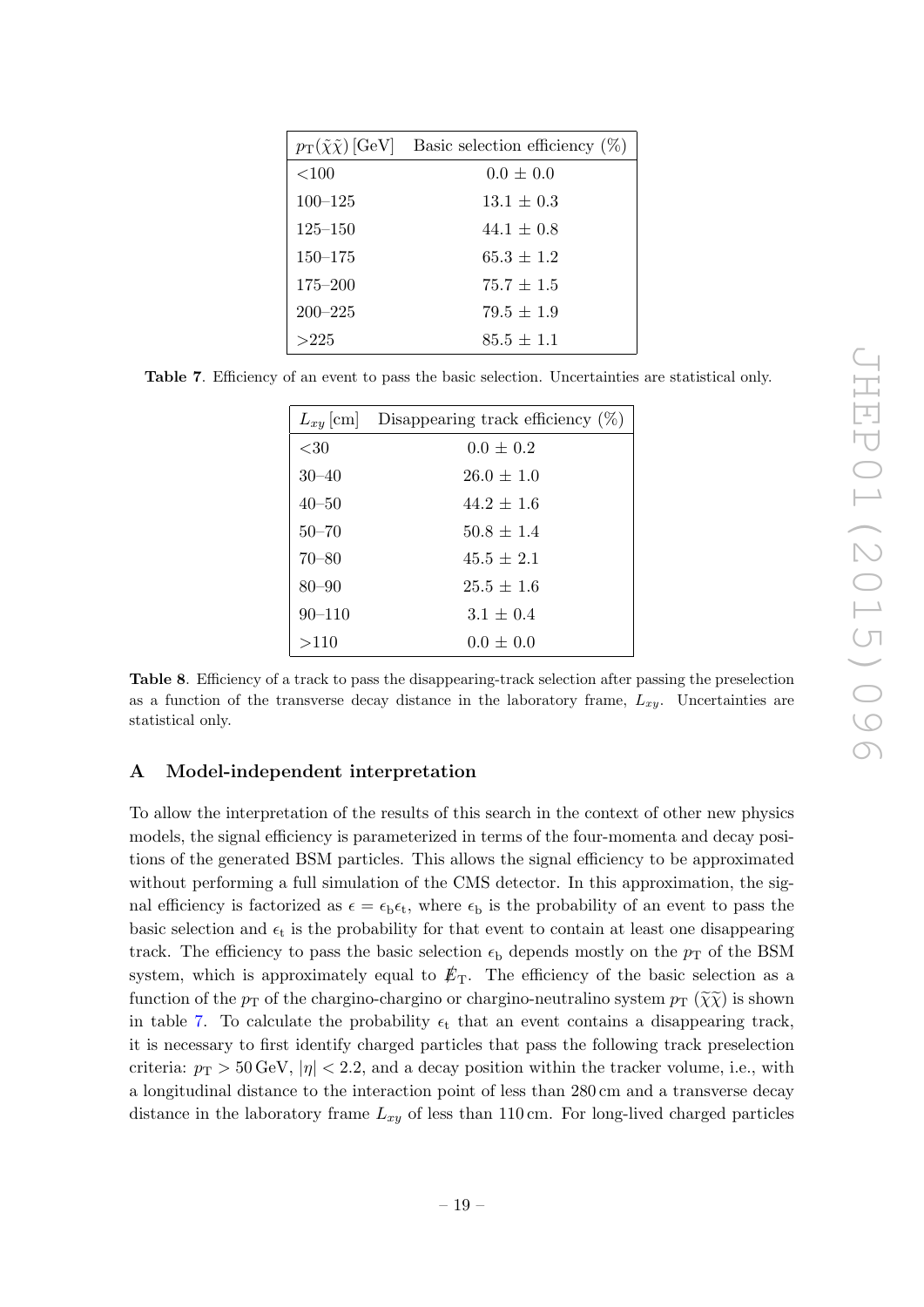| $p_T(\tilde{\chi}\tilde{\chi})$ [GeV] | Basic selection efficiency (%) |
|---|---|
| <100 | $0.0 \pm 0.0$ |
| 100–125 | $13.1 \pm 0.3$ |
| 125–150 | $44.1 \pm 0.8$ |
| 150–175 | $65.3 \pm 1.2$ |
| 175–200 | $75.7 \pm 1.5$ |
| 200–225 | $79.5 \pm 1.9$ |
| >225 | $85.5 \pm 1.1$ |

**Table 7**. Efficiency of an event to pass the basic selection. Uncertainties are statistical only.

| $L_{xy}$ [cm] | Disappearing track efficiency (%) |
|---|---|
| <30 | $0.0 \pm 0.2$ |
| 30–40 | $26.0 \pm 1.0$ |
| 40–50 | $44.2 \pm 1.6$ |
| 50–70 | $50.8 \pm 1.4$ |
| 70–80 | $45.5 \pm 2.1$ |
| 80–90 | $25.5 \pm 1.6$ |
| 90–110 | $3.1 \pm 0.4$ |
| >110 | $0.0 \pm 0.0$ |

**Table 8**. Efficiency of a track to pass the disappearing-track selection after passing the preselection as a function of the transverse decay distance in the laboratory frame, $L_{xy}$. Uncertainties are statistical only.

## A Model-independent interpretation

To allow the interpretation of the results of this search in the context of other new physics models, the signal efficiency is parameterized in terms of the four-momenta and decay positions of the generated BSM particles. This allows the signal efficiency to be approximated without performing a full simulation of the CMS detector. In this approximation, the signal efficiency is factorized as $\epsilon = \epsilon_b \epsilon_t$, where $\epsilon_b$ is the probability of an event to pass the basic selection and $\epsilon_t$ is the probability for that event to contain at least one disappearing track. The efficiency to pass the basic selection $\epsilon_b$ depends mostly on the $p_T$ of the BSM system, which is approximately equal to $\not{E}_T$. The efficiency of the basic selection as a function of the $p_T$ of the chargino-chargino or chargino-neutralino system $p_T$ $(\widetilde{\chi}\widetilde{\chi})$ is shown in table 7. To calculate the probability $\epsilon_t$ that an event contains a disappearing track, it is necessary to first identify charged particles that pass the following track preselection criteria: $p_T > 50$ GeV, $|\eta| < 2.2$, and a decay position within the tracker volume, i.e., with a longitudinal distance to the interaction point of less than 280 cm and a transverse decay distance in the laboratory frame $L_{xy}$ of less than 110 cm. For long-lived charged particles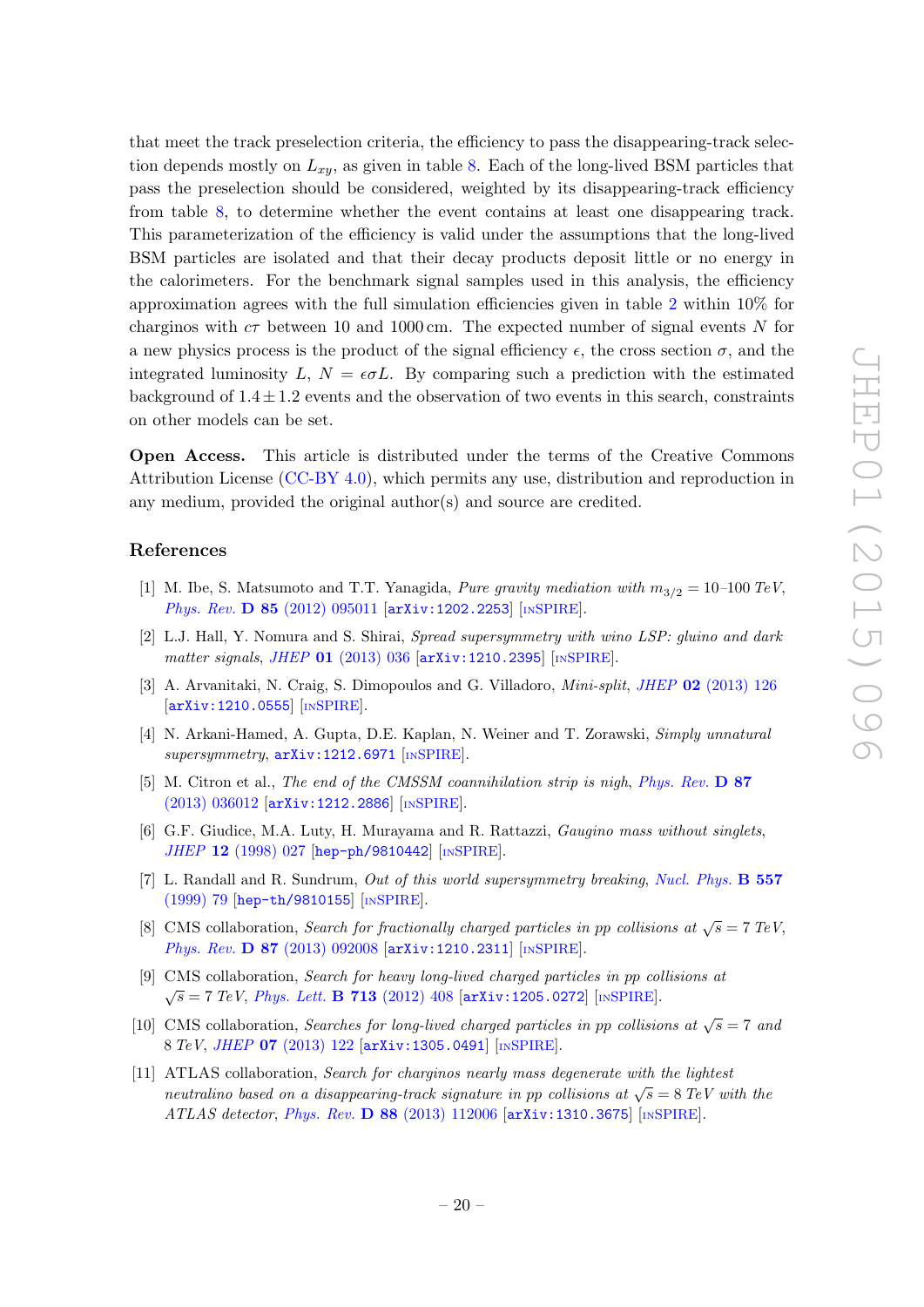that meet the track preselection criteria, the efficiency to pass the disappearing-track selection depends mostly on $L_{xy}$, as given in table 8. Each of the long-lived BSM particles that pass the preselection should be considered, weighted by its disappearing-track efficiency from table 8, to determine whether the event contains at least one disappearing track. This parameterization of the efficiency is valid under the assumptions that the long-lived BSM particles are isolated and that their decay products deposit little or no energy in the calorimeters. For the benchmark signal samples used in this analysis, the efficiency approximation agrees with the full simulation efficiencies given in table 2 within 10% for charginos with $c\tau$ between 10 and 1000 cm. The expected number of signal events $N$ for a new physics process is the product of the signal efficiency $\epsilon$, the cross section $\sigma$, and the integrated luminosity $L$, $N = \epsilon\sigma L$. By comparing such a prediction with the estimated background of $1.4 \pm 1.2$ events and the observation of two events in this search, constraints on other models can be set.

**Open Access.** This article is distributed under the terms of the Creative Commons Attribution License (CC-BY 4.0), which permits any use, distribution and reproduction in any medium, provided the original author(s) and source are credited.

## References

[1] M. Ibe, S. Matsumoto and T.T. Yanagida, *Pure gravity mediation with $m_{3/2} = 10$–$100$ TeV*, Phys. Rev. **D 85** (2012) 095011 [arXiv:1202.2253] [INSPIRE].

[2] L.J. Hall, Y. Nomura and S. Shirai, *Spread supersymmetry with wino LSP: gluino and dark matter signals*, JHEP **01** (2013) 036 [arXiv:1210.2395] [INSPIRE].

[3] A. Arvanitaki, N. Craig, S. Dimopoulos and G. Villadoro, *Mini-split*, JHEP **02** (2013) 126 [arXiv:1210.0555] [INSPIRE].

[4] N. Arkani-Hamed, A. Gupta, D.E. Kaplan, N. Weiner and T. Zorawski, *Simply unnatural supersymmetry*, arXiv:1212.6971 [INSPIRE].

[5] M. Citron et al., *The end of the CMSSM coannihilation strip is nigh*, Phys. Rev. **D 87** (2013) 036012 [arXiv:1212.2886] [INSPIRE].

[6] G.F. Giudice, M.A. Luty, H. Murayama and R. Rattazzi, *Gaugino mass without singlets*, JHEP **12** (1998) 027 [hep-ph/9810442] [INSPIRE].

[7] L. Randall and R. Sundrum, *Out of this world supersymmetry breaking*, Nucl. Phys. **B 557** (1999) 79 [hep-th/9810155] [INSPIRE].

[8] CMS collaboration, *Search for fractionally charged particles in pp collisions at $\sqrt{s} = 7$ TeV*, Phys. Rev. **D 87** (2013) 092008 [arXiv:1210.2311] [INSPIRE].

[9] CMS collaboration, *Search for heavy long-lived charged particles in pp collisions at $\sqrt{s} = 7$ TeV*, Phys. Lett. **B 713** (2012) 408 [arXiv:1205.0272] [INSPIRE].

[10] CMS collaboration, *Searches for long-lived charged particles in pp collisions at $\sqrt{s} = 7$ and 8 TeV*, JHEP **07** (2013) 122 [arXiv:1305.0491] [INSPIRE].

[11] ATLAS collaboration, *Search for charginos nearly mass degenerate with the lightest neutralino based on a disappearing-track signature in pp collisions at $\sqrt{s} = 8$ TeV with the ATLAS detector*, Phys. Rev. **D 88** (2013) 112006 [arXiv:1310.3675] [INSPIRE].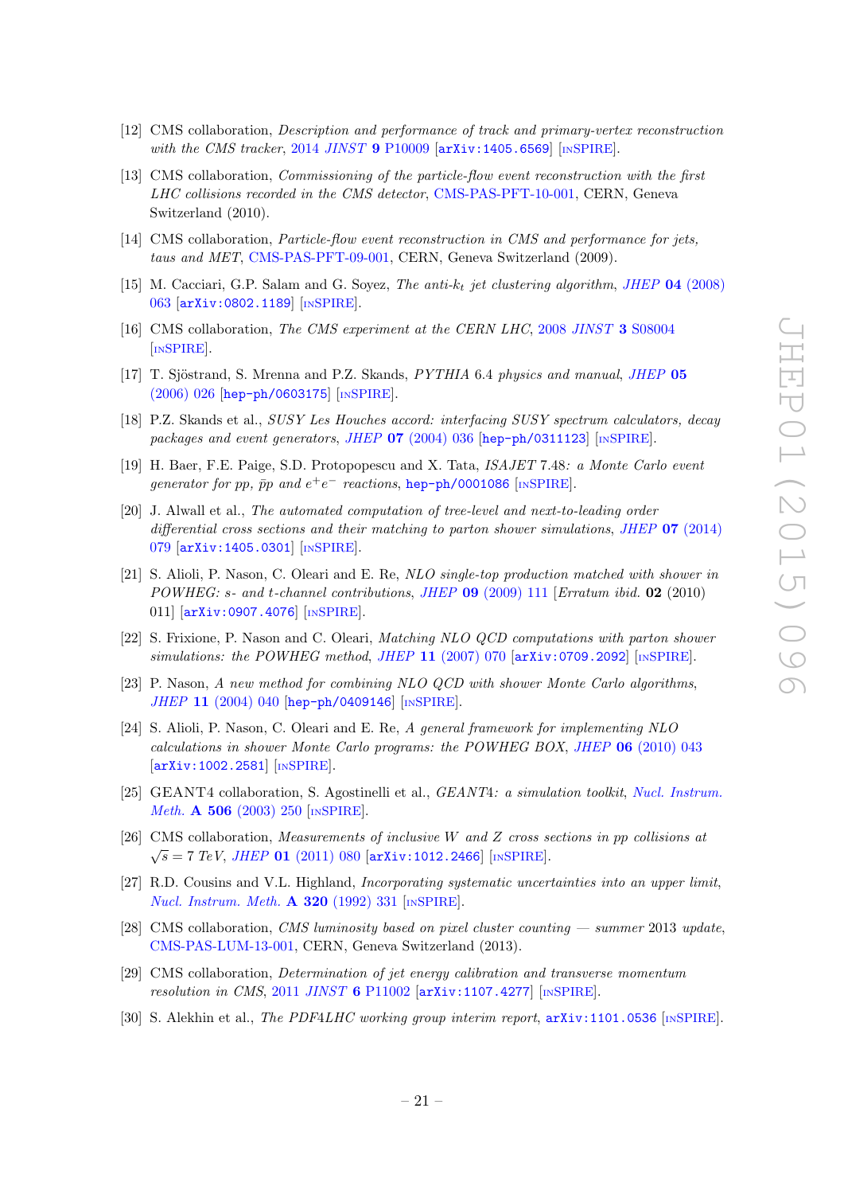[12] CMS collaboration, *Description and performance of track and primary-vertex reconstruction with the CMS tracker*, 2014 *JINST* **9** P10009 [arXiv:1405.6569] [INSPIRE].

[13] CMS collaboration, *Commissioning of the particle-flow event reconstruction with the first LHC collisions recorded in the CMS detector*, CMS-PAS-PFT-10-001, CERN, Geneva Switzerland (2010).

[14] CMS collaboration, *Particle-flow event reconstruction in CMS and performance for jets, taus and MET*, CMS-PAS-PFT-09-001, CERN, Geneva Switzerland (2009).

[15] M. Cacciari, G.P. Salam and G. Soyez, *The anti-$k_t$ jet clustering algorithm*, *JHEP* **04** (2008) 063 [arXiv:0802.1189] [INSPIRE].

[16] CMS collaboration, *The CMS experiment at the CERN LHC*, 2008 *JINST* **3** S08004 [INSPIRE].

[17] T. Sjöstrand, S. Mrenna and P.Z. Skands, *PYTHIA* 6.4 *physics and manual*, *JHEP* **05** (2006) 026 [hep-ph/0603175] [INSPIRE].

[18] P.Z. Skands et al., *SUSY Les Houches accord: interfacing SUSY spectrum calculators, decay packages and event generators*, *JHEP* **07** (2004) 036 [hep-ph/0311123] [INSPIRE].

[19] H. Baer, F.E. Paige, S.D. Protopopescu and X. Tata, *ISAJET* 7.48*: a Monte Carlo event generator for pp, $\bar{p}p$ and $e^+e^-$ reactions*, hep-ph/0001086 [INSPIRE].

[20] J. Alwall et al., *The automated computation of tree-level and next-to-leading order differential cross sections and their matching to parton shower simulations*, *JHEP* **07** (2014) 079 [arXiv:1405.0301] [INSPIRE].

[21] S. Alioli, P. Nason, C. Oleari and E. Re, *NLO single-top production matched with shower in POWHEG: s- and t-channel contributions*, *JHEP* **09** (2009) 111 [*Erratum ibid.* **02** (2010) 011] [arXiv:0907.4076] [INSPIRE].

[22] S. Frixione, P. Nason and C. Oleari, *Matching NLO QCD computations with parton shower simulations: the POWHEG method*, *JHEP* **11** (2007) 070 [arXiv:0709.2092] [INSPIRE].

[23] P. Nason, *A new method for combining NLO QCD with shower Monte Carlo algorithms*, *JHEP* **11** (2004) 040 [hep-ph/0409146] [INSPIRE].

[24] S. Alioli, P. Nason, C. Oleari and E. Re, *A general framework for implementing NLO calculations in shower Monte Carlo programs: the POWHEG BOX*, *JHEP* **06** (2010) 043 [arXiv:1002.2581] [INSPIRE].

[25] GEANT4 collaboration, S. Agostinelli et al., *GEANT4: a simulation toolkit*, *Nucl. Instrum. Meth.* **A 506** (2003) 250 [INSPIRE].

[26] CMS collaboration, *Measurements of inclusive W and Z cross sections in pp collisions at $\sqrt{s} = 7$ TeV*, *JHEP* **01** (2011) 080 [arXiv:1012.2466] [INSPIRE].

[27] R.D. Cousins and V.L. Highland, *Incorporating systematic uncertainties into an upper limit*, *Nucl. Instrum. Meth.* **A 320** (1992) 331 [INSPIRE].

[28] CMS collaboration, *CMS luminosity based on pixel cluster counting — summer* 2013 *update*, CMS-PAS-LUM-13-001, CERN, Geneva Switzerland (2013).

[29] CMS collaboration, *Determination of jet energy calibration and transverse momentum resolution in CMS*, 2011 *JINST* **6** P11002 [arXiv:1107.4277] [INSPIRE].

[30] S. Alekhin et al., *The PDF4LHC working group interim report*, arXiv:1101.0536 [INSPIRE].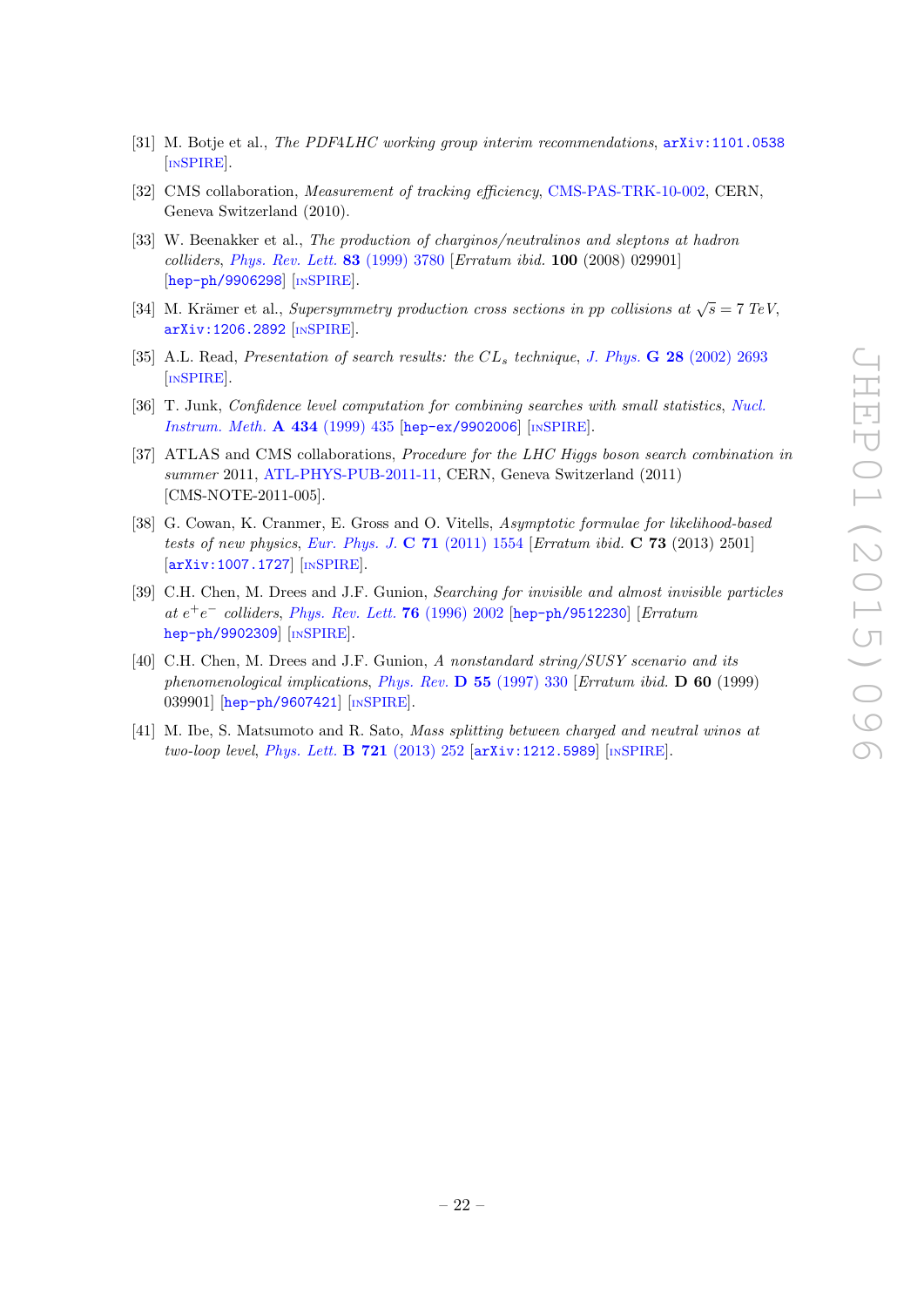[31] M. Botje et al., *The PDF4LHC working group interim recommendations*, arXiv:1101.0538 [INSPIRE].

[32] CMS collaboration, *Measurement of tracking efficiency*, CMS-PAS-TRK-10-002, CERN, Geneva Switzerland (2010).

[33] W. Beenakker et al., *The production of charginos/neutralinos and sleptons at hadron colliders*, *Phys. Rev. Lett.* **83** (1999) 3780 [*Erratum ibid.* **100** (2008) 029901] [hep-ph/9906298] [INSPIRE].

[34] M. Krämer et al., *Supersymmetry production cross sections in pp collisions at $\sqrt{s} = 7$ TeV*, arXiv:1206.2892 [INSPIRE].

[35] A.L. Read, *Presentation of search results: the $CL_s$ technique*, *J. Phys.* **G 28** (2002) 2693 [INSPIRE].

[36] T. Junk, *Confidence level computation for combining searches with small statistics*, *Nucl. Instrum. Meth.* **A 434** (1999) 435 [hep-ex/9902006] [INSPIRE].

[37] ATLAS and CMS collaborations, *Procedure for the LHC Higgs boson search combination in summer* 2011, ATL-PHYS-PUB-2011-11, CERN, Geneva Switzerland (2011) [CMS-NOTE-2011-005].

[38] G. Cowan, K. Cranmer, E. Gross and O. Vitells, *Asymptotic formulae for likelihood-based tests of new physics*, *Eur. Phys. J.* **C 71** (2011) 1554 [*Erratum ibid.* **C 73** (2013) 2501] [arXiv:1007.1727] [INSPIRE].

[39] C.H. Chen, M. Drees and J.F. Gunion, *Searching for invisible and almost invisible particles at $e^+e^-$ colliders*, *Phys. Rev. Lett.* **76** (1996) 2002 [hep-ph/9512230] [*Erratum* hep-ph/9902309] [INSPIRE].

[40] C.H. Chen, M. Drees and J.F. Gunion, *A nonstandard string/SUSY scenario and its phenomenological implications*, *Phys. Rev.* **D 55** (1997) 330 [*Erratum ibid.* **D 60** (1999) 039901] [hep-ph/9607421] [INSPIRE].

[41] M. Ibe, S. Matsumoto and R. Sato, *Mass splitting between charged and neutral winos at two-loop level*, *Phys. Lett.* **B 721** (2013) 252 [arXiv:1212.5989] [INSPIRE].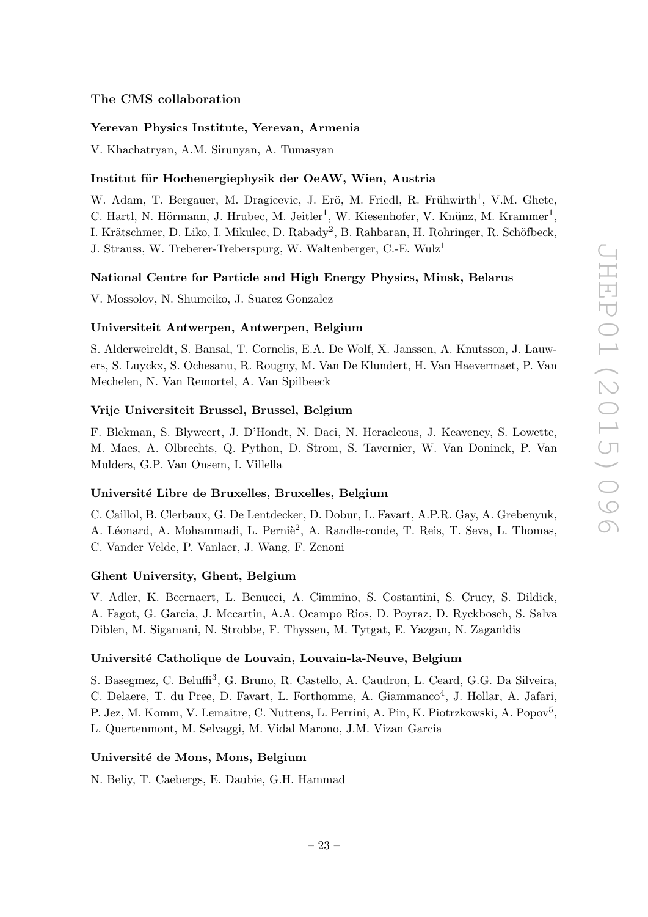### The CMS collaboration

#### Yerevan Physics Institute, Yerevan, Armenia

V. Khachatryan, A.M. Sirunyan, A. Tumasyan

#### Institut für Hochenergiephysik der OeAW, Wien, Austria

W. Adam, T. Bergauer, M. Dragicevic, J. Erö, M. Friedl, R. Frühwirth[1], V.M. Ghete, C. Hartl, N. Hörmann, J. Hrubec, M. Jeitler[1], W. Kiesenhofer, V. Knünz, M. Krammer[1], I. Krätschmer, D. Liko, I. Mikulec, D. Rabady[2], B. Rahbaran, H. Rohringer, R. Schöfbeck, J. Strauss, W. Treberer-Treberspurg, W. Waltenberger, C.-E. Wulz[1]

#### National Centre for Particle and High Energy Physics, Minsk, Belarus

V. Mossolov, N. Shumeiko, J. Suarez Gonzalez

#### Universiteit Antwerpen, Antwerpen, Belgium

S. Alderweireldt, S. Bansal, T. Cornelis, E.A. De Wolf, X. Janssen, A. Knutsson, J. Lauwers, S. Luyckx, S. Ochesanu, R. Rougny, M. Van De Klundert, H. Van Haevermaet, P. Van Mechelen, N. Van Remortel, A. Van Spilbeeck

#### Vrije Universiteit Brussel, Brussel, Belgium

F. Blekman, S. Blyweert, J. D'Hondt, N. Daci, N. Heracleous, J. Keaveney, S. Lowette, M. Maes, A. Olbrechts, Q. Python, D. Strom, S. Tavernier, W. Van Doninck, P. Van Mulders, G.P. Van Onsem, I. Villella

#### Université Libre de Bruxelles, Bruxelles, Belgium

C. Caillol, B. Clerbaux, G. De Lentdecker, D. Dobur, L. Favart, A.P.R. Gay, A. Grebenyuk, A. Léonard, A. Mohammadi, L. Perniè[2], A. Randle-conde, T. Reis, T. Seva, L. Thomas, C. Vander Velde, P. Vanlaer, J. Wang, F. Zenoni

#### Ghent University, Ghent, Belgium

V. Adler, K. Beernaert, L. Benucci, A. Cimmino, S. Costantini, S. Crucy, S. Dildick, A. Fagot, G. Garcia, J. Mccartin, A.A. Ocampo Rios, D. Poyraz, D. Ryckbosch, S. Salva Diblen, M. Sigamani, N. Strobbe, F. Thyssen, M. Tytgat, E. Yazgan, N. Zaganidis

#### Université Catholique de Louvain, Louvain-la-Neuve, Belgium

S. Basegmez, C. Beluffi[3], G. Bruno, R. Castello, A. Caudron, L. Ceard, G.G. Da Silveira, C. Delaere, T. du Pree, D. Favart, L. Forthomme, A. Giammanco[4], J. Hollar, A. Jafari, P. Jez, M. Komm, V. Lemaitre, C. Nuttens, L. Perrini, A. Pin, K. Piotrzkowski, A. Popov[5], L. Quertenmont, M. Selvaggi, M. Vidal Marono, J.M. Vizan Garcia

#### Université de Mons, Mons, Belgium

N. Beliy, T. Caebergs, E. Daubie, G.H. Hammad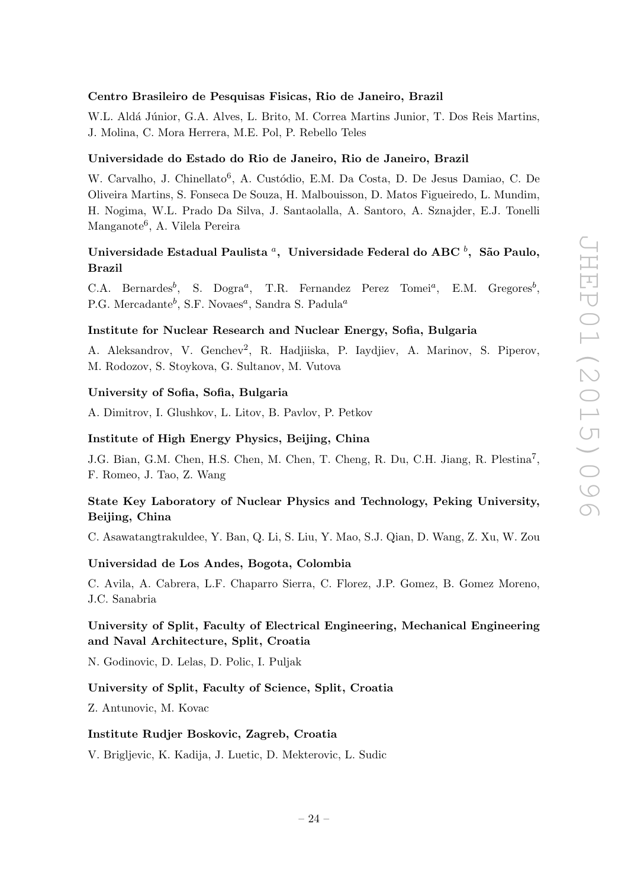**Centro Brasileiro de Pesquisas Fisicas, Rio de Janeiro, Brazil**

W.L. Aldá Júnior, G.A. Alves, L. Brito, M. Correa Martins Junior, T. Dos Reis Martins, J. Molina, C. Mora Herrera, M.E. Pol, P. Rebello Teles

**Universidade do Estado do Rio de Janeiro, Rio de Janeiro, Brazil**

W. Carvalho, J. Chinellato[6], A. Custódio, E.M. Da Costa, D. De Jesus Damiao, C. De Oliveira Martins, S. Fonseca De Souza, H. Malbouisson, D. Matos Figueiredo, L. Mundim, H. Nogima, W.L. Prado Da Silva, J. Santaolalla, A. Santoro, A. Sznajder, E.J. Tonelli Manganote[6], A. Vilela Pereira

**Universidade Estadual Paulista [a], Universidade Federal do ABC [b], São Paulo, Brazil**

C.A. Bernardes[b], S. Dogra[a], T.R. Fernandez Perez Tomei[a], E.M. Gregores[b], P.G. Mercadante[b], S.F. Novaes[a], Sandra S. Padula[a]

**Institute for Nuclear Research and Nuclear Energy, Sofia, Bulgaria**

A. Aleksandrov, V. Genchev[2], R. Hadjiiska, P. Iaydjiev, A. Marinov, S. Piperov, M. Rodozov, S. Stoykova, G. Sultanov, M. Vutova

**University of Sofia, Sofia, Bulgaria**

A. Dimitrov, I. Glushkov, L. Litov, B. Pavlov, P. Petkov

**Institute of High Energy Physics, Beijing, China**

J.G. Bian, G.M. Chen, H.S. Chen, M. Chen, T. Cheng, R. Du, C.H. Jiang, R. Plestina[7], F. Romeo, J. Tao, Z. Wang

**State Key Laboratory of Nuclear Physics and Technology, Peking University, Beijing, China**

C. Asawatangtrakuldee, Y. Ban, Q. Li, S. Liu, Y. Mao, S.J. Qian, D. Wang, Z. Xu, W. Zou

**Universidad de Los Andes, Bogota, Colombia**

C. Avila, A. Cabrera, L.F. Chaparro Sierra, C. Florez, J.P. Gomez, B. Gomez Moreno, J.C. Sanabria

**University of Split, Faculty of Electrical Engineering, Mechanical Engineering and Naval Architecture, Split, Croatia**

N. Godinovic, D. Lelas, D. Polic, I. Puljak

**University of Split, Faculty of Science, Split, Croatia**

Z. Antunovic, M. Kovac

**Institute Rudjer Boskovic, Zagreb, Croatia**

V. Brigljevic, K. Kadija, J. Luetic, D. Mekterovic, L. Sudic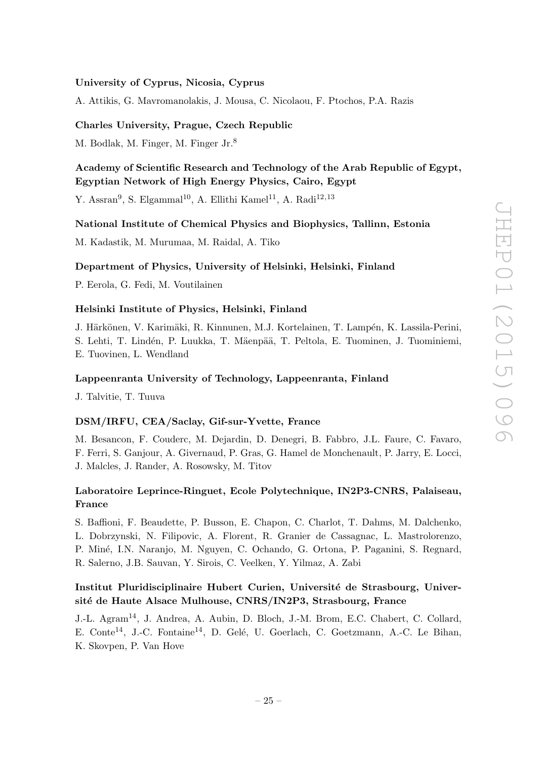**University of Cyprus, Nicosia, Cyprus**

A. Attikis, G. Mavromanolakis, J. Mousa, C. Nicolaou, F. Ptochos, P.A. Razis

**Charles University, Prague, Czech Republic**

M. Bodlak, M. Finger, M. Finger Jr.[8]

**Academy of Scientific Research and Technology of the Arab Republic of Egypt, Egyptian Network of High Energy Physics, Cairo, Egypt**

Y. Assran[9], S. Elgammal[10], A. Ellithi Kamel[11], A. Radi[12,13]

**National Institute of Chemical Physics and Biophysics, Tallinn, Estonia**

M. Kadastik, M. Murumaa, M. Raidal, A. Tiko

**Department of Physics, University of Helsinki, Helsinki, Finland**

P. Eerola, G. Fedi, M. Voutilainen

**Helsinki Institute of Physics, Helsinki, Finland**

J. Härkönen, V. Karimäki, R. Kinnunen, M.J. Kortelainen, T. Lampén, K. Lassila-Perini, S. Lehti, T. Lindén, P. Luukka, T. Mäenpää, T. Peltola, E. Tuominen, J. Tuominiemi, E. Tuovinen, L. Wendland

**Lappeenranta University of Technology, Lappeenranta, Finland**

J. Talvitie, T. Tuuva

**DSM/IRFU, CEA/Saclay, Gif-sur-Yvette, France**

M. Besancon, F. Couderc, M. Dejardin, D. Denegri, B. Fabbro, J.L. Faure, C. Favaro, F. Ferri, S. Ganjour, A. Givernaud, P. Gras, G. Hamel de Monchenault, P. Jarry, E. Locci, J. Malcles, J. Rander, A. Rosowsky, M. Titov

**Laboratoire Leprince-Ringuet, Ecole Polytechnique, IN2P3-CNRS, Palaiseau, France**

S. Baffioni, F. Beaudette, P. Busson, E. Chapon, C. Charlot, T. Dahms, M. Dalchenko, L. Dobrzynski, N. Filipovic, A. Florent, R. Granier de Cassagnac, L. Mastrolorenzo, P. Miné, I.N. Naranjo, M. Nguyen, C. Ochando, G. Ortona, P. Paganini, S. Regnard, R. Salerno, J.B. Sauvan, Y. Sirois, C. Veelken, Y. Yilmaz, A. Zabi

**Institut Pluridisciplinaire Hubert Curien, Université de Strasbourg, Université de Haute Alsace Mulhouse, CNRS/IN2P3, Strasbourg, France**

J.-L. Agram[14], J. Andrea, A. Aubin, D. Bloch, J.-M. Brom, E.C. Chabert, C. Collard, E. Conte[14], J.-C. Fontaine[14], D. Gelé, U. Goerlach, C. Goetzmann, A.-C. Le Bihan, K. Skovpen, P. Van Hove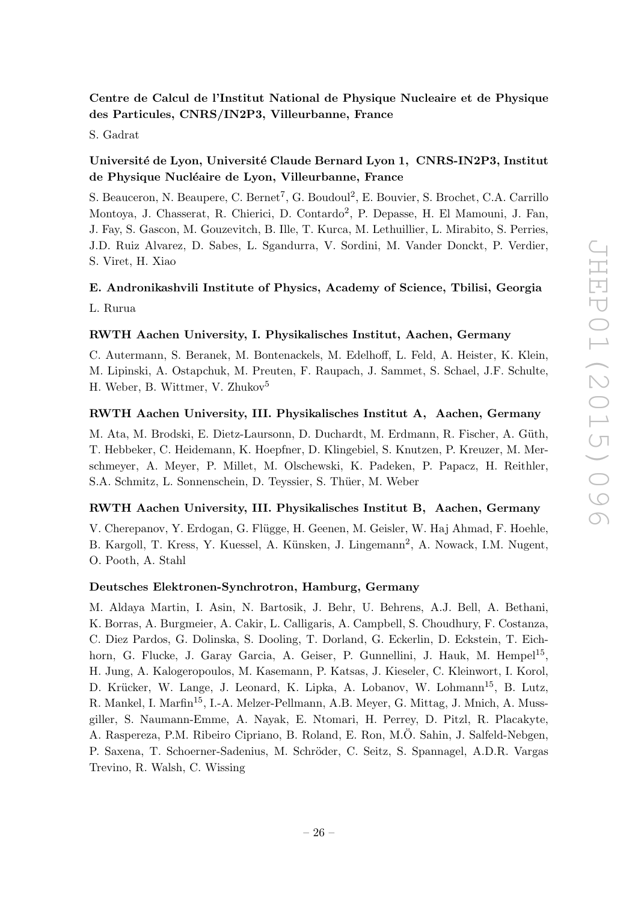**Centre de Calcul de l'Institut National de Physique Nucleaire et de Physique des Particules, CNRS/IN2P3, Villeurbanne, France**

S. Gadrat

**Université de Lyon, Université Claude Bernard Lyon 1, CNRS-IN2P3, Institut de Physique Nucléaire de Lyon, Villeurbanne, France**

S. Beauceron, N. Beaupere, C. Bernet[7], G. Boudoul[2], E. Bouvier, S. Brochet, C.A. Carrillo Montoya, J. Chasserat, R. Chierici, D. Contardo[2], P. Depasse, H. El Mamouni, J. Fan, J. Fay, S. Gascon, M. Gouzevitch, B. Ille, T. Kurca, M. Lethuillier, L. Mirabito, S. Perries, J.D. Ruiz Alvarez, D. Sabes, L. Sgandurra, V. Sordini, M. Vander Donckt, P. Verdier, S. Viret, H. Xiao

**E. Andronikashvili Institute of Physics, Academy of Science, Tbilisi, Georgia**

L. Rurua

**RWTH Aachen University, I. Physikalisches Institut, Aachen, Germany**

C. Autermann, S. Beranek, M. Bontenackels, M. Edelhoff, L. Feld, A. Heister, K. Klein, M. Lipinski, A. Ostapchuk, M. Preuten, F. Raupach, J. Sammet, S. Schael, J.F. Schulte, H. Weber, B. Wittmer, V. Zhukov[5]

**RWTH Aachen University, III. Physikalisches Institut A, Aachen, Germany**

M. Ata, M. Brodski, E. Dietz-Laursonn, D. Duchardt, M. Erdmann, R. Fischer, A. Güth, T. Hebbeker, C. Heidemann, K. Hoepfner, D. Klingebiel, S. Knutzen, P. Kreuzer, M. Merschmeyer, A. Meyer, P. Millet, M. Olschewski, K. Padeken, P. Papacz, H. Reithler, S.A. Schmitz, L. Sonnenschein, D. Teyssier, S. Thüer, M. Weber

**RWTH Aachen University, III. Physikalisches Institut B, Aachen, Germany**

V. Cherepanov, Y. Erdogan, G. Flügge, H. Geenen, M. Geisler, W. Haj Ahmad, F. Hoehle, B. Kargoll, T. Kress, Y. Kuessel, A. Künsken, J. Lingemann[2], A. Nowack, I.M. Nugent, O. Pooth, A. Stahl

**Deutsches Elektronen-Synchrotron, Hamburg, Germany**

M. Aldaya Martin, I. Asin, N. Bartosik, J. Behr, U. Behrens, A.J. Bell, A. Bethani, K. Borras, A. Burgmeier, A. Cakir, L. Calligaris, A. Campbell, S. Choudhury, F. Costanza, C. Diez Pardos, G. Dolinska, S. Dooling, T. Dorland, G. Eckerlin, D. Eckstein, T. Eichhorn, G. Flucke, J. Garay Garcia, A. Geiser, P. Gunnellini, J. Hauk, M. Hempel[15], H. Jung, A. Kalogeropoulos, M. Kasemann, P. Katsas, J. Kieseler, C. Kleinwort, I. Korol, D. Krücker, W. Lange, J. Leonard, K. Lipka, A. Lobanov, W. Lohmann[15], B. Lutz, R. Mankel, I. Marfin[15], I.-A. Melzer-Pellmann, A.B. Meyer, G. Mittag, J. Mnich, A. Mussgiller, S. Naumann-Emme, A. Nayak, E. Ntomari, H. Perrey, D. Pitzl, R. Placakyte, A. Raspereza, P.M. Ribeiro Cipriano, B. Roland, E. Ron, M.Ö. Sahin, J. Salfeld-Nebgen, P. Saxena, T. Schoerner-Sadenius, M. Schröder, C. Seitz, S. Spannagel, A.D.R. Vargas Trevino, R. Walsh, C. Wissing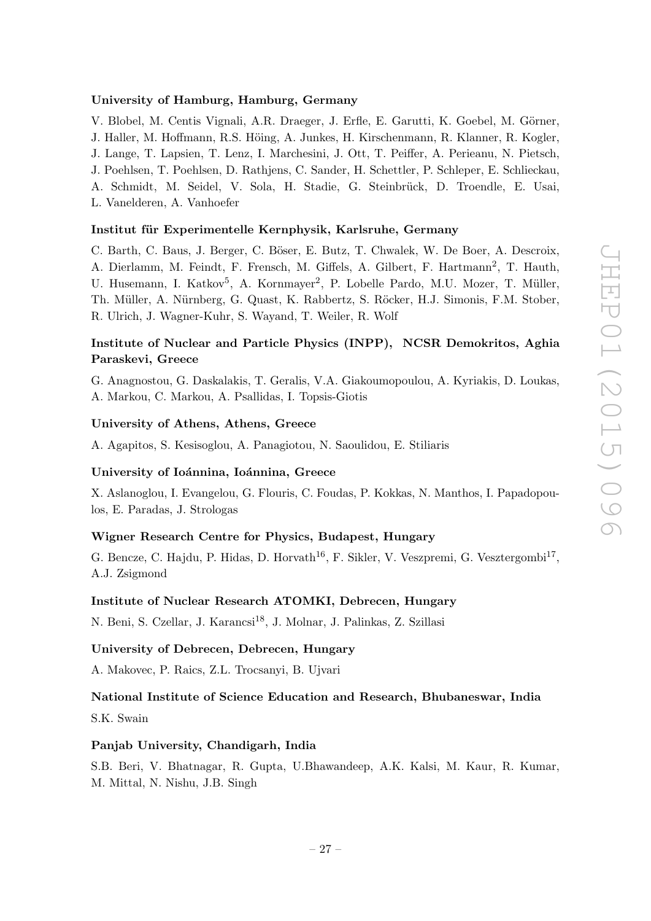**University of Hamburg, Hamburg, Germany**

V. Blobel, M. Centis Vignali, A.R. Draeger, J. Erfle, E. Garutti, K. Goebel, M. Görner, J. Haller, M. Hoffmann, R.S. Höing, A. Junkes, H. Kirschenmann, R. Klanner, R. Kogler, J. Lange, T. Lapsien, T. Lenz, I. Marchesini, J. Ott, T. Peiffer, A. Perieanu, N. Pietsch, J. Poehlsen, T. Poehlsen, D. Rathjens, C. Sander, H. Schettler, P. Schleper, E. Schlieckau, A. Schmidt, M. Seidel, V. Sola, H. Stadie, G. Steinbrück, D. Troendle, E. Usai, L. Vanelderen, A. Vanhoefer

**Institut für Experimentelle Kernphysik, Karlsruhe, Germany**

C. Barth, C. Baus, J. Berger, C. Böser, E. Butz, T. Chwalek, W. De Boer, A. Descroix, A. Dierlamm, M. Feindt, F. Frensch, M. Giffels, A. Gilbert, F. Hartmann[2], T. Hauth, U. Husemann, I. Katkov[5], A. Kornmayer[2], P. Lobelle Pardo, M.U. Mozer, T. Müller, Th. Müller, A. Nürnberg, G. Quast, K. Rabbertz, S. Röcker, H.J. Simonis, F.M. Stober, R. Ulrich, J. Wagner-Kuhr, S. Wayand, T. Weiler, R. Wolf

**Institute of Nuclear and Particle Physics (INPP), NCSR Demokritos, Aghia Paraskevi, Greece**

G. Anagnostou, G. Daskalakis, T. Geralis, V.A. Giakoumopoulou, A. Kyriakis, D. Loukas, A. Markou, C. Markou, A. Psallidas, I. Topsis-Giotis

**University of Athens, Athens, Greece**

A. Agapitos, S. Kesisoglou, A. Panagiotou, N. Saoulidou, E. Stiliaris

**University of Ioánnina, Ioánnina, Greece**

X. Aslanoglou, I. Evangelou, G. Flouris, C. Foudas, P. Kokkas, N. Manthos, I. Papadopoulos, E. Paradas, J. Strologas

**Wigner Research Centre for Physics, Budapest, Hungary**

G. Bencze, C. Hajdu, P. Hidas, D. Horvath[16], F. Sikler, V. Veszpremi, G. Vesztergombi[17], A.J. Zsigmond

**Institute of Nuclear Research ATOMKI, Debrecen, Hungary**

N. Beni, S. Czellar, J. Karancsi[18], J. Molnar, J. Palinkas, Z. Szillasi

**University of Debrecen, Debrecen, Hungary**

A. Makovec, P. Raics, Z.L. Trocsanyi, B. Ujvari

**National Institute of Science Education and Research, Bhubaneswar, India**

S.K. Swain

**Panjab University, Chandigarh, India**

S.B. Beri, V. Bhatnagar, R. Gupta, U.Bhawandeep, A.K. Kalsi, M. Kaur, R. Kumar, M. Mittal, N. Nishu, J.B. Singh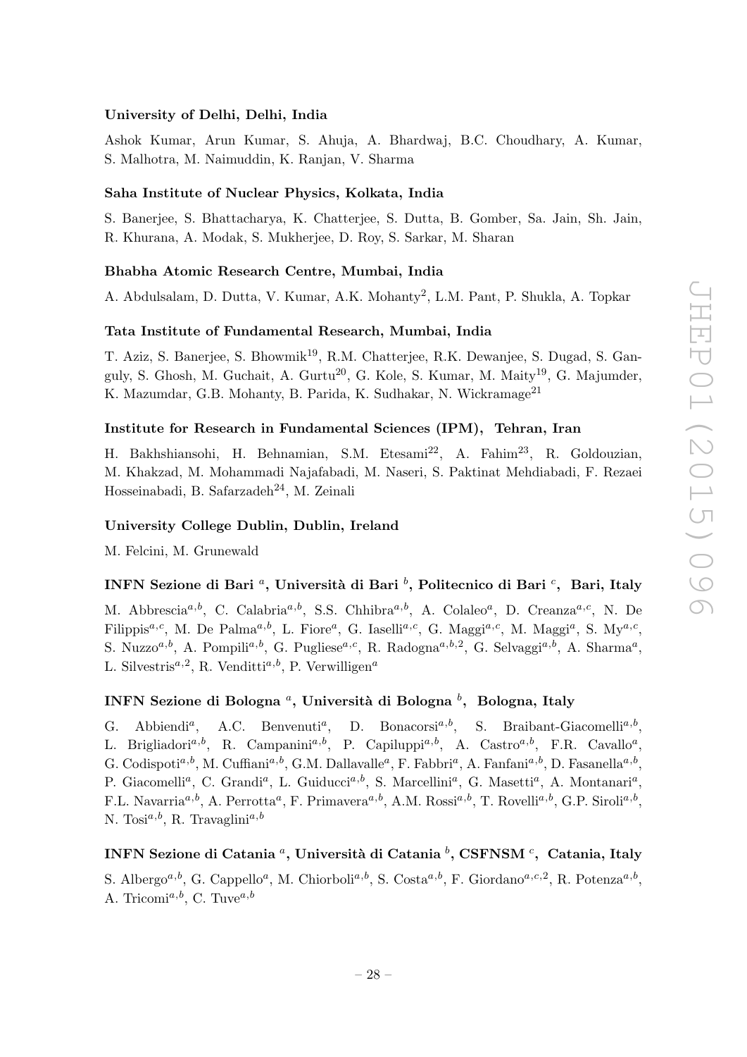**University of Delhi, Delhi, India**

Ashok Kumar, Arun Kumar, S. Ahuja, A. Bhardwaj, B.C. Choudhary, A. Kumar, S. Malhotra, M. Naimuddin, K. Ranjan, V. Sharma

**Saha Institute of Nuclear Physics, Kolkata, India**

S. Banerjee, S. Bhattacharya, K. Chatterjee, S. Dutta, B. Gomber, Sa. Jain, Sh. Jain, R. Khurana, A. Modak, S. Mukherjee, D. Roy, S. Sarkar, M. Sharan

**Bhabha Atomic Research Centre, Mumbai, India**

A. Abdulsalam, D. Dutta, V. Kumar, A.K. Mohanty[2], L.M. Pant, P. Shukla, A. Topkar

**Tata Institute of Fundamental Research, Mumbai, India**

T. Aziz, S. Banerjee, S. Bhowmik[19], R.M. Chatterjee, R.K. Dewanjee, S. Dugad, S. Ganguly, S. Ghosh, M. Guchait, A. Gurtu[20], G. Kole, S. Kumar, M. Maity[19], G. Majumder, K. Mazumdar, G.B. Mohanty, B. Parida, K. Sudhakar, N. Wickramage[21]

**Institute for Research in Fundamental Sciences (IPM), Tehran, Iran**

H. Bakhshiansohi, H. Behnamian, S.M. Etesami[22], A. Fahim[23], R. Goldouzian, M. Khakzad, M. Mohammadi Najafabadi, M. Naseri, S. Paktinat Mehdiabadi, F. Rezaei Hosseinabadi, B. Safarzadeh[24], M. Zeinali

**University College Dublin, Dublin, Ireland**

M. Felcini, M. Grunewald

**INFN Sezione di Bari [a], Università di Bari [b], Politecnico di Bari [c], Bari, Italy**

M. Abbrescia[a,b], C. Calabria[a,b], S.S. Chhibra[a,b], A. Colaleo[a], D. Creanza[a,c], N. De Filippis[a,c], M. De Palma[a,b], L. Fiore[a], G. Iaselli[a,c], G. Maggi[a,c], M. Maggi[a], S. My[a,c], S. Nuzzo[a,b], A. Pompili[a,b], G. Pugliese[a,c], R. Radogna[a,b,2], G. Selvaggi[a,b], A. Sharma[a], L. Silvestris[a,2], R. Venditti[a,b], P. Verwilligen[a]

**INFN Sezione di Bologna [a], Università di Bologna [b], Bologna, Italy**

G. Abbiendi[a], A.C. Benvenuti[a], D. Bonacorsi[a,b], S. Braibant-Giacomelli[a,b], L. Brigliadori[a,b], R. Campanini[a,b], P. Capiluppi[a,b], A. Castro[a,b], F.R. Cavallo[a], G. Codispoti[a,b], M. Cuffiani[a,b], G.M. Dallavalle[a], F. Fabbri[a], A. Fanfani[a,b], D. Fasanella[a,b], P. Giacomelli[a], C. Grandi[a], L. Guiducci[a,b], S. Marcellini[a], G. Masetti[a], A. Montanari[a], F.L. Navarria[a,b], A. Perrotta[a], F. Primavera[a,b], A.M. Rossi[a,b], T. Rovelli[a,b], G.P. Siroli[a,b], N. Tosi[a,b], R. Travaglini[a,b]

**INFN Sezione di Catania [a], Università di Catania [b], CSFNSM [c], Catania, Italy**

S. Albergo[a,b], G. Cappello[a], M. Chiorboli[a,b], S. Costa[a,b], F. Giordano[a,c,2], R. Potenza[a,b], A. Tricomi[a,b], C. Tuve[a,b]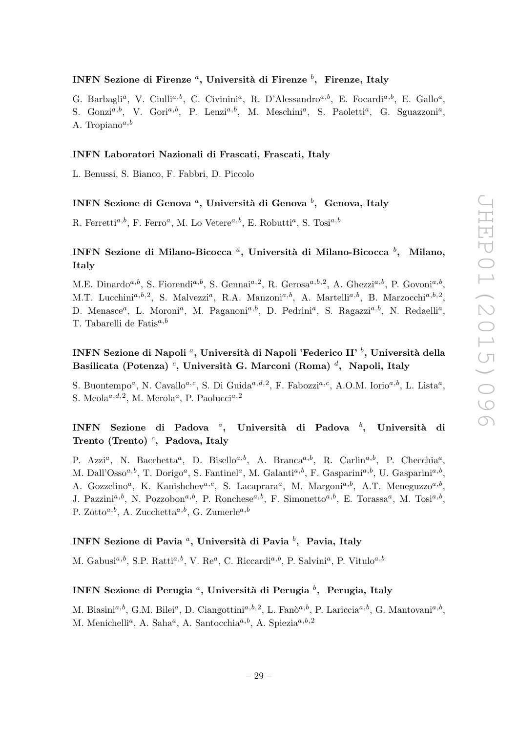**INFN Sezione di Firenze [a], Università di Firenze [b], Firenze, Italy**

G. Barbagli[a], V. Ciulli[a,b], C. Civinini[a], R. D'Alessandro[a,b], E. Focardi[a,b], E. Gallo[a], S. Gonzi[a,b], V. Gori[a,b], P. Lenzi[a,b], M. Meschini[a], S. Paoletti[a], G. Sguazzoni[a], A. Tropiano[a,b]

**INFN Laboratori Nazionali di Frascati, Frascati, Italy**

L. Benussi, S. Bianco, F. Fabbri, D. Piccolo

**INFN Sezione di Genova [a], Università di Genova [b], Genova, Italy**

R. Ferretti[a,b], F. Ferro[a], M. Lo Vetere[a,b], E. Robutti[a], S. Tosi[a,b]

**INFN Sezione di Milano-Bicocca [a], Università di Milano-Bicocca [b], Milano, Italy**

M.E. Dinardo[a,b], S. Fiorendi[a,b], S. Gennai[a,2], R. Gerosa[a,b,2], A. Ghezzi[a,b], P. Govoni[a,b], M.T. Lucchini[a,b,2], S. Malvezzi[a], R.A. Manzoni[a,b], A. Martelli[a,b], B. Marzocchi[a,b,2], D. Menasce[a], L. Moroni[a], M. Paganoni[a,b], D. Pedrini[a], S. Ragazzi[a,b], N. Redaelli[a], T. Tabarelli de Fatis[a,b]

**INFN Sezione di Napoli [a], Università di Napoli 'Federico II' [b], Università della Basilicata (Potenza) [c], Università G. Marconi (Roma) [d], Napoli, Italy**

S. Buontempo[a], N. Cavallo[a,c], S. Di Guida[a,d,2], F. Fabozzi[a,c], A.O.M. Iorio[a,b], L. Lista[a], S. Meola[a,d,2], M. Merola[a], P. Paolucci[a,2]

**INFN Sezione di Padova [a], Università di Padova [b], Università di Trento (Trento) [c], Padova, Italy**

P. Azzi[a], N. Bacchetta[a], D. Bisello[a,b], A. Branca[a,b], R. Carlin[a,b], P. Checchia[a], M. Dall'Osso[a,b], T. Dorigo[a], S. Fantinel[a], M. Galanti[a,b], F. Gasparini[a,b], U. Gasparini[a,b], A. Gozzelino[a], K. Kanishchev[a,c], S. Lacaprara[a], M. Margoni[a,b], A.T. Meneguzzo[a,b], J. Pazzini[a,b], N. Pozzobon[a,b], P. Ronchese[a,b], F. Simonetto[a,b], E. Torassa[a], M. Tosi[a,b], P. Zotto[a,b], A. Zucchetta[a,b], G. Zumerle[a,b]

**INFN Sezione di Pavia [a], Università di Pavia [b], Pavia, Italy**

M. Gabusi[a,b], S.P. Ratti[a,b], V. Re[a], C. Riccardi[a,b], P. Salvini[a], P. Vitulo[a,b]

**INFN Sezione di Perugia [a], Università di Perugia [b], Perugia, Italy**

M. Biasini[a,b], G.M. Bilei[a], D. Ciangottini[a,b,2], L. Fanò[a,b], P. Lariccia[a,b], G. Mantovani[a,b], M. Menichelli[a], A. Saha[a], A. Santocchia[a,b], A. Spiezia[a,b,2]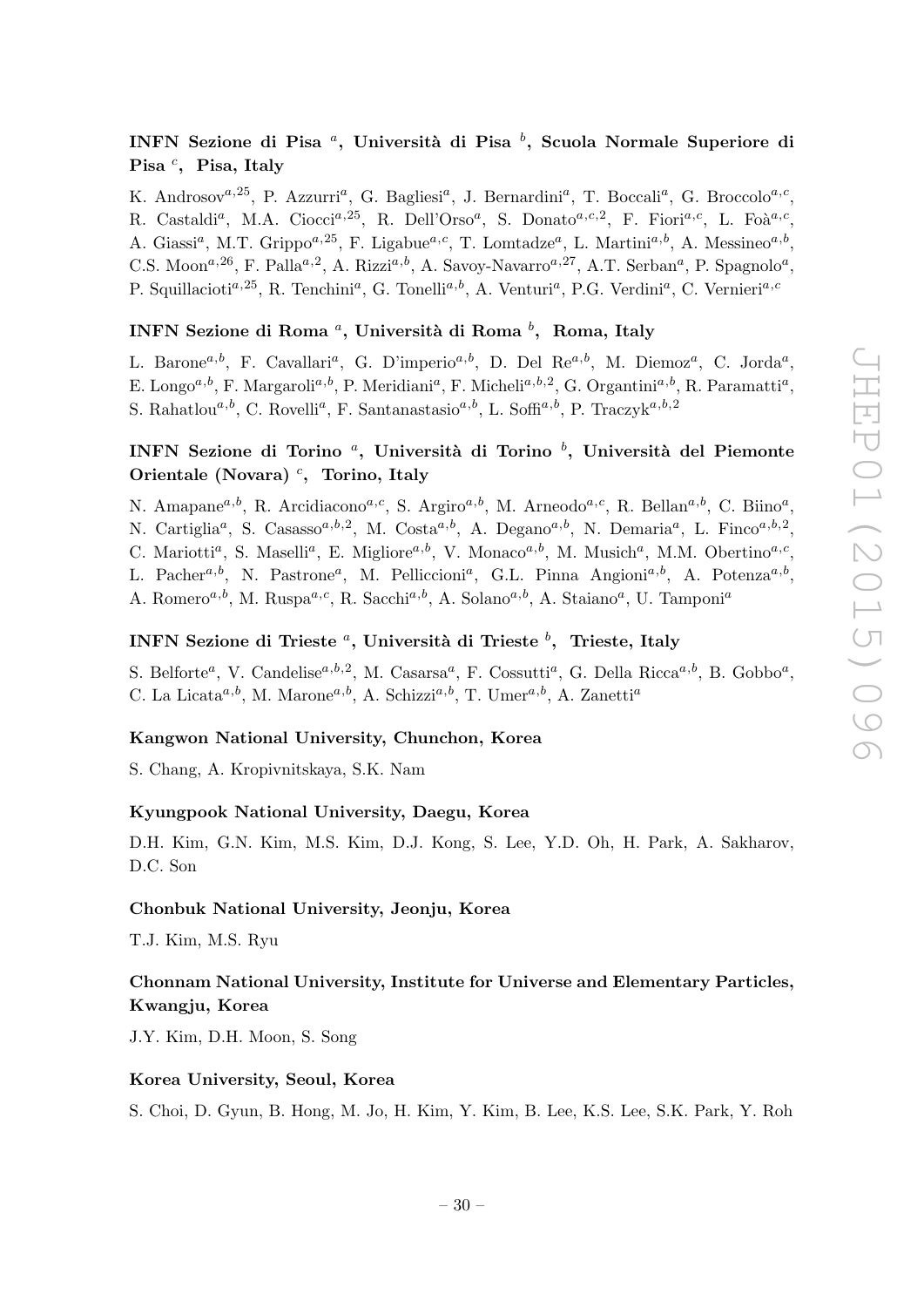### INFN Sezione di Pisa [a], Università di Pisa [b], Scuola Normale Superiore di Pisa [c], Pisa, Italy

K. Androsov[a,25], P. Azzurri[a], G. Bagliesi[a], J. Bernardini[a], T. Boccali[a], G. Broccolo[a,c], R. Castaldi[a], M.A. Ciocci[a,25], R. Dell'Orso[a], S. Donato[a,c,2], F. Fiori[a,c], L. Foà[a,c], A. Giassi[a], M.T. Grippo[a,25], F. Ligabue[a,c], T. Lomtadze[a], L. Martini[a,b], A. Messineo[a,b], C.S. Moon[a,26], F. Palla[a,2], A. Rizzi[a,b], A. Savoy-Navarro[a,27], A.T. Serban[a], P. Spagnolo[a], P. Squillacioti[a,25], R. Tenchini[a], G. Tonelli[a,b], A. Venturi[a], P.G. Verdini[a], C. Vernieri[a,c]

### INFN Sezione di Roma [a], Università di Roma [b], Roma, Italy

L. Barone[a,b], F. Cavallari[a], G. D'imperio[a,b], D. Del Re[a,b], M. Diemoz[a], C. Jorda[a], E. Longo[a,b], F. Margaroli[a,b], P. Meridiani[a], F. Micheli[a,b,2], G. Organtini[a,b], R. Paramatti[a], S. Rahatlou[a,b], C. Rovelli[a], F. Santanastasio[a,b], L. Soffi[a,b], P. Traczyk[a,b,2]

### INFN Sezione di Torino [a], Università di Torino [b], Università del Piemonte Orientale (Novara) [c], Torino, Italy

N. Amapane[a,b], R. Arcidiacono[a,c], S. Argiro[a,b], M. Arneodo[a,c], R. Bellan[a,b], C. Biino[a], N. Cartiglia[a], S. Casasso[a,b,2], M. Costa[a,b], A. Degano[a,b], N. Demaria[a], L. Finco[a,b,2], C. Mariotti[a], S. Maselli[a], E. Migliore[a,b], V. Monaco[a,b], M. Musich[a], M.M. Obertino[a,c], L. Pacher[a,b], N. Pastrone[a], M. Pelliccioni[a], G.L. Pinna Angioni[a,b], A. Potenza[a,b], A. Romero[a,b], M. Ruspa[a,c], R. Sacchi[a,b], A. Solano[a,b], A. Staiano[a], U. Tamponi[a]

### INFN Sezione di Trieste [a], Università di Trieste [b], Trieste, Italy

S. Belforte[a], V. Candelise[a,b,2], M. Casarsa[a], F. Cossutti[a], G. Della Ricca[a,b], B. Gobbo[a], C. La Licata[a,b], M. Marone[a,b], A. Schizzi[a,b], T. Umer[a,b], A. Zanetti[a]

### Kangwon National University, Chunchon, Korea

S. Chang, A. Kropivnitskaya, S.K. Nam

### Kyungpook National University, Daegu, Korea

D.H. Kim, G.N. Kim, M.S. Kim, D.J. Kong, S. Lee, Y.D. Oh, H. Park, A. Sakharov, D.C. Son

### Chonbuk National University, Jeonju, Korea

T.J. Kim, M.S. Ryu

### Chonnam National University, Institute for Universe and Elementary Particles, Kwangju, Korea

J.Y. Kim, D.H. Moon, S. Song

### Korea University, Seoul, Korea

S. Choi, D. Gyun, B. Hong, M. Jo, H. Kim, Y. Kim, B. Lee, K.S. Lee, S.K. Park, Y. Roh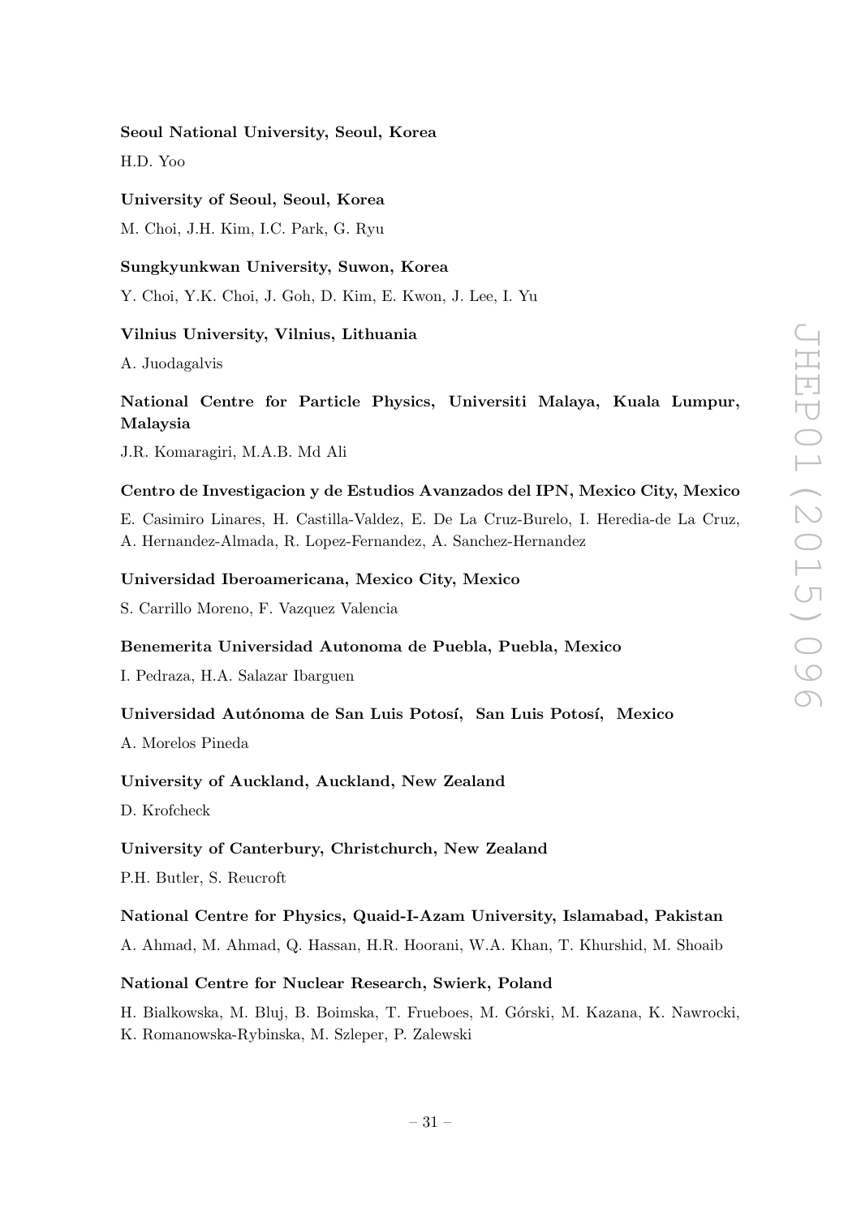**Seoul National University, Seoul, Korea**

H.D. Yoo

**University of Seoul, Seoul, Korea**

M. Choi, J.H. Kim, I.C. Park, G. Ryu

**Sungkyunkwan University, Suwon, Korea**

Y. Choi, Y.K. Choi, J. Goh, D. Kim, E. Kwon, J. Lee, I. Yu

**Vilnius University, Vilnius, Lithuania**

A. Juodagalvis

**National Centre for Particle Physics, Universiti Malaya, Kuala Lumpur, Malaysia**

J.R. Komaragiri, M.A.B. Md Ali

**Centro de Investigacion y de Estudios Avanzados del IPN, Mexico City, Mexico**

E. Casimiro Linares, H. Castilla-Valdez, E. De La Cruz-Burelo, I. Heredia-de La Cruz, A. Hernandez-Almada, R. Lopez-Fernandez, A. Sanchez-Hernandez

**Universidad Iberoamericana, Mexico City, Mexico**

S. Carrillo Moreno, F. Vazquez Valencia

**Benemerita Universidad Autonoma de Puebla, Puebla, Mexico**

I. Pedraza, H.A. Salazar Ibarguen

**Universidad Autónoma de San Luis Potosí, San Luis Potosí, Mexico**

A. Morelos Pineda

**University of Auckland, Auckland, New Zealand**

D. Krofcheck

**University of Canterbury, Christchurch, New Zealand**

P.H. Butler, S. Reucroft

**National Centre for Physics, Quaid-I-Azam University, Islamabad, Pakistan**

A. Ahmad, M. Ahmad, Q. Hassan, H.R. Hoorani, W.A. Khan, T. Khurshid, M. Shoaib

**National Centre for Nuclear Research, Swierk, Poland**

H. Bialkowska, M. Bluj, B. Boimska, T. Frueboes, M. Górski, M. Kazana, K. Nawrocki, K. Romanowska-Rybinska, M. Szleper, P. Zalewski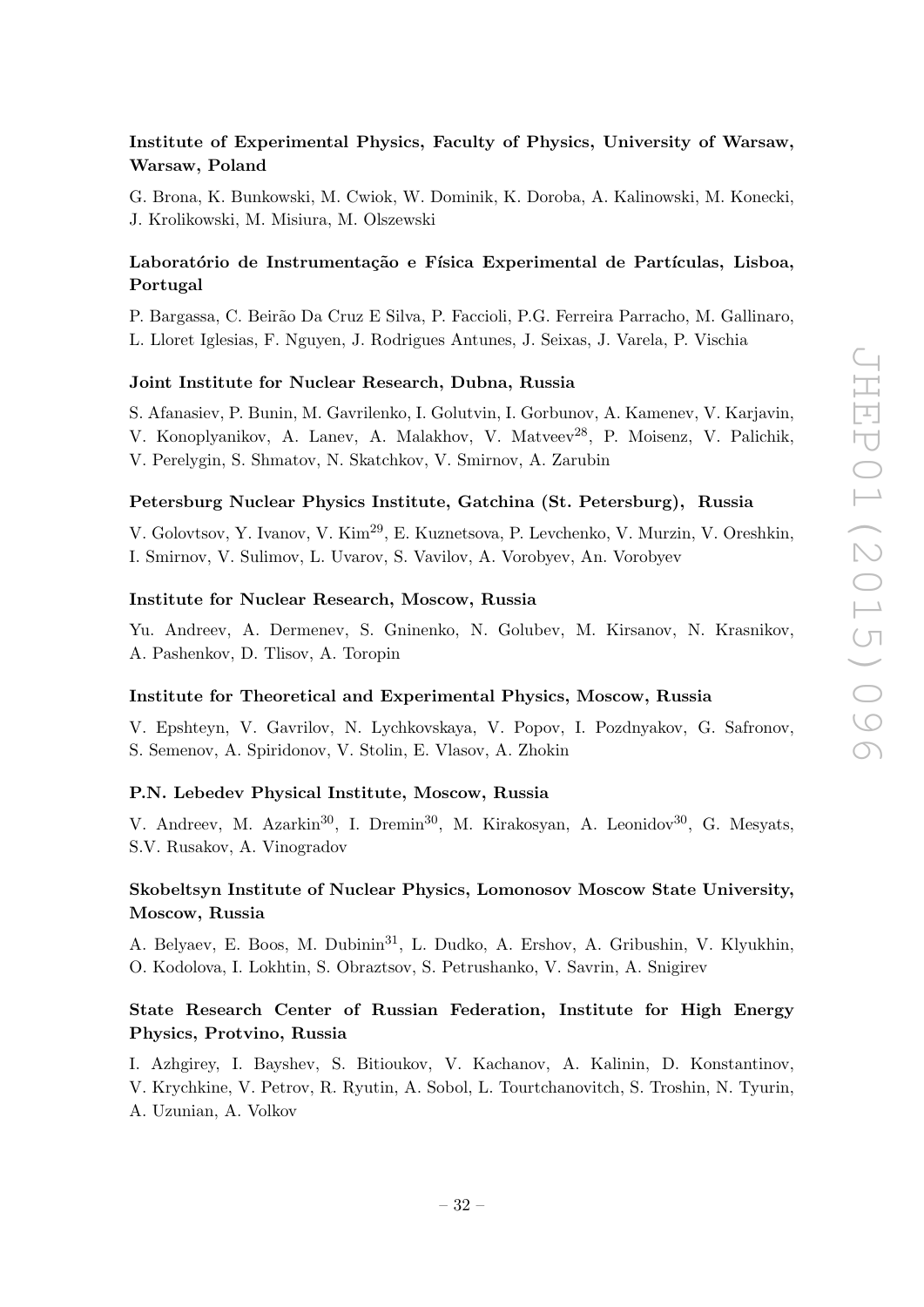**Institute of Experimental Physics, Faculty of Physics, University of Warsaw, Warsaw, Poland**

G. Brona, K. Bunkowski, M. Cwiok, W. Dominik, K. Doroba, A. Kalinowski, M. Konecki, J. Krolikowski, M. Misiura, M. Olszewski

**Laboratório de Instrumentação e Física Experimental de Partículas, Lisboa, Portugal**

P. Bargassa, C. Beirão Da Cruz E Silva, P. Faccioli, P.G. Ferreira Parracho, M. Gallinaro, L. Lloret Iglesias, F. Nguyen, J. Rodrigues Antunes, J. Seixas, J. Varela, P. Vischia

**Joint Institute for Nuclear Research, Dubna, Russia**

S. Afanasiev, P. Bunin, M. Gavrilenko, I. Golutvin, I. Gorbunov, A. Kamenev, V. Karjavin, V. Konoplyanikov, A. Lanev, A. Malakhov, V. Matveev[28], P. Moisenz, V. Palichik, V. Perelygin, S. Shmatov, N. Skatchkov, V. Smirnov, A. Zarubin

**Petersburg Nuclear Physics Institute, Gatchina (St. Petersburg), Russia**

V. Golovtsov, Y. Ivanov, V. Kim[29], E. Kuznetsova, P. Levchenko, V. Murzin, V. Oreshkin, I. Smirnov, V. Sulimov, L. Uvarov, S. Vavilov, A. Vorobyev, An. Vorobyev

**Institute for Nuclear Research, Moscow, Russia**

Yu. Andreev, A. Dermenev, S. Gninenko, N. Golubev, M. Kirsanov, N. Krasnikov, A. Pashenkov, D. Tlisov, A. Toropin

**Institute for Theoretical and Experimental Physics, Moscow, Russia**

V. Epshteyn, V. Gavrilov, N. Lychkovskaya, V. Popov, I. Pozdnyakov, G. Safronov, S. Semenov, A. Spiridonov, V. Stolin, E. Vlasov, A. Zhokin

**P.N. Lebedev Physical Institute, Moscow, Russia**

V. Andreev, M. Azarkin[30], I. Dremin[30], M. Kirakosyan, A. Leonidov[30], G. Mesyats, S.V. Rusakov, A. Vinogradov

**Skobeltsyn Institute of Nuclear Physics, Lomonosov Moscow State University, Moscow, Russia**

A. Belyaev, E. Boos, M. Dubinin[31], L. Dudko, A. Ershov, A. Gribushin, V. Klyukhin, O. Kodolova, I. Lokhtin, S. Obraztsov, S. Petrushanko, V. Savrin, A. Snigirev

**State Research Center of Russian Federation, Institute for High Energy Physics, Protvino, Russia**

I. Azhgirey, I. Bayshev, S. Bitioukov, V. Kachanov, A. Kalinin, D. Konstantinov, V. Krychkine, V. Petrov, R. Ryutin, A. Sobol, L. Tourtchanovitch, S. Troshin, N. Tyurin, A. Uzunian, A. Volkov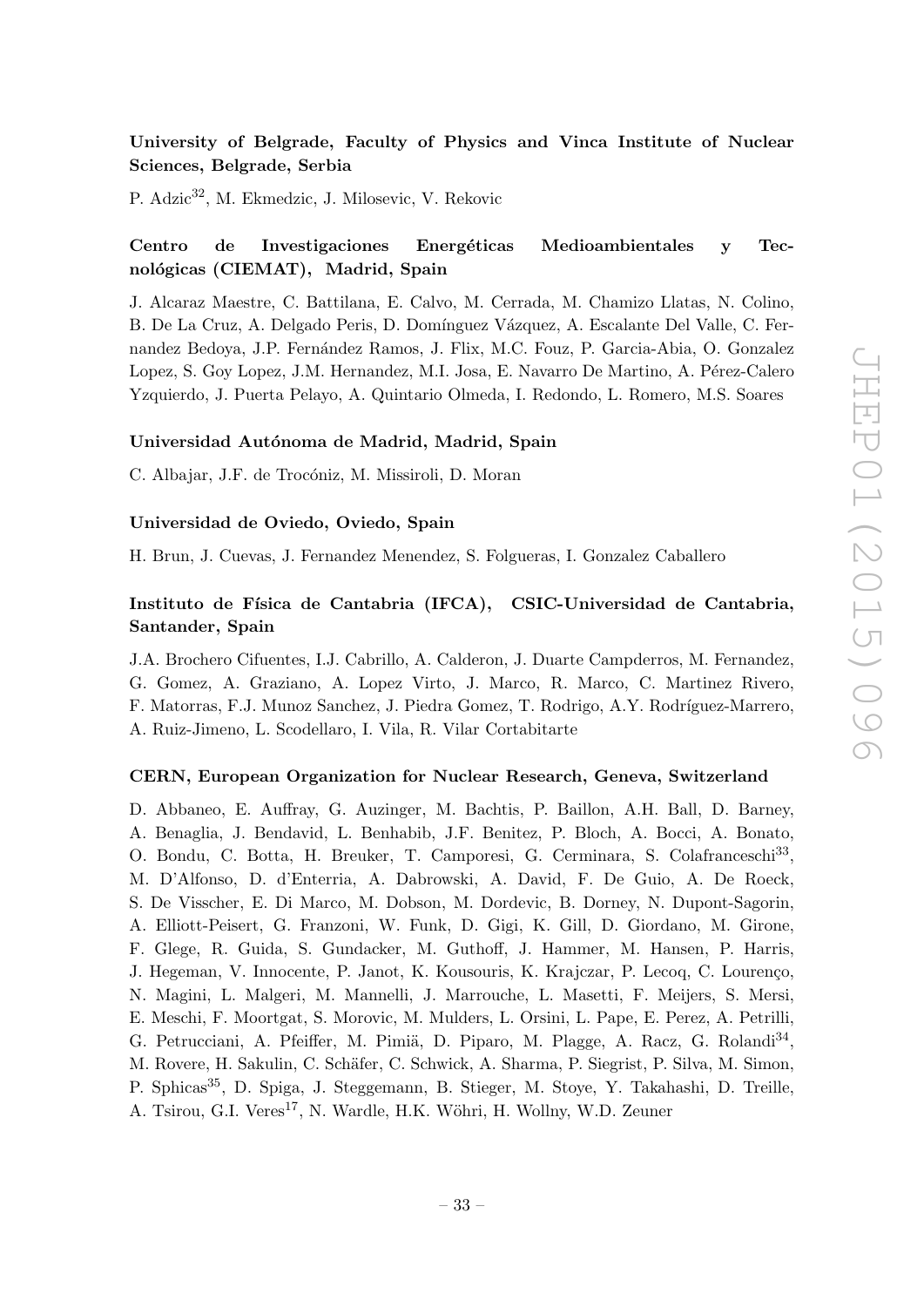**University of Belgrade, Faculty of Physics and Vinca Institute of Nuclear Sciences, Belgrade, Serbia**

P. Adzic[32], M. Ekmedzic, J. Milosevic, V. Rekovic

**Centro de Investigaciones Energéticas Medioambientales y Tecnológicas (CIEMAT), Madrid, Spain**

J. Alcaraz Maestre, C. Battilana, E. Calvo, M. Cerrada, M. Chamizo Llatas, N. Colino, B. De La Cruz, A. Delgado Peris, D. Domínguez Vázquez, A. Escalante Del Valle, C. Fernandez Bedoya, J.P. Fernández Ramos, J. Flix, M.C. Fouz, P. Garcia-Abia, O. Gonzalez Lopez, S. Goy Lopez, J.M. Hernandez, M.I. Josa, E. Navarro De Martino, A. Pérez-Calero Yzquierdo, J. Puerta Pelayo, A. Quintario Olmeda, I. Redondo, L. Romero, M.S. Soares

**Universidad Autónoma de Madrid, Madrid, Spain**

C. Albajar, J.F. de Trocóniz, M. Missiroli, D. Moran

**Universidad de Oviedo, Oviedo, Spain**

H. Brun, J. Cuevas, J. Fernandez Menendez, S. Folgueras, I. Gonzalez Caballero

**Instituto de Física de Cantabria (IFCA), CSIC-Universidad de Cantabria, Santander, Spain**

J.A. Brochero Cifuentes, I.J. Cabrillo, A. Calderon, J. Duarte Campderros, M. Fernandez, G. Gomez, A. Graziano, A. Lopez Virto, J. Marco, R. Marco, C. Martinez Rivero, F. Matorras, F.J. Munoz Sanchez, J. Piedra Gomez, T. Rodrigo, A.Y. Rodríguez-Marrero, A. Ruiz-Jimeno, L. Scodellaro, I. Vila, R. Vilar Cortabitarte

**CERN, European Organization for Nuclear Research, Geneva, Switzerland**

D. Abbaneo, E. Auffray, G. Auzinger, M. Bachtis, P. Baillon, A.H. Ball, D. Barney, A. Benaglia, J. Bendavid, L. Benhabib, J.F. Benitez, P. Bloch, A. Bocci, A. Bonato, O. Bondu, C. Botta, H. Breuker, T. Camporesi, G. Cerminara, S. Colafranceschi[33], M. D'Alfonso, D. d'Enterria, A. Dabrowski, A. David, F. De Guio, A. De Roeck, S. De Visscher, E. Di Marco, M. Dobson, M. Dordevic, B. Dorney, N. Dupont-Sagorin, A. Elliott-Peisert, G. Franzoni, W. Funk, D. Gigi, K. Gill, D. Giordano, M. Girone, F. Glege, R. Guida, S. Gundacker, M. Guthoff, J. Hammer, M. Hansen, P. Harris, J. Hegeman, V. Innocente, P. Janot, K. Kousouris, K. Krajczar, P. Lecoq, C. Lourenço, N. Magini, L. Malgeri, M. Mannelli, J. Marrouche, L. Masetti, F. Meijers, S. Mersi, E. Meschi, F. Moortgat, S. Morovic, M. Mulders, L. Orsini, L. Pape, E. Perez, A. Petrilli, G. Petrucciani, A. Pfeiffer, M. Pimiä, D. Piparo, M. Plagge, A. Racz, G. Rolandi[34], M. Rovere, H. Sakulin, C. Schäfer, C. Schwick, A. Sharma, P. Siegrist, P. Silva, M. Simon, P. Sphicas[35], D. Spiga, J. Steggemann, B. Stieger, M. Stoye, Y. Takahashi, D. Treille, A. Tsirou, G.I. Veres[17], N. Wardle, H.K. Wöhri, H. Wollny, W.D. Zeuner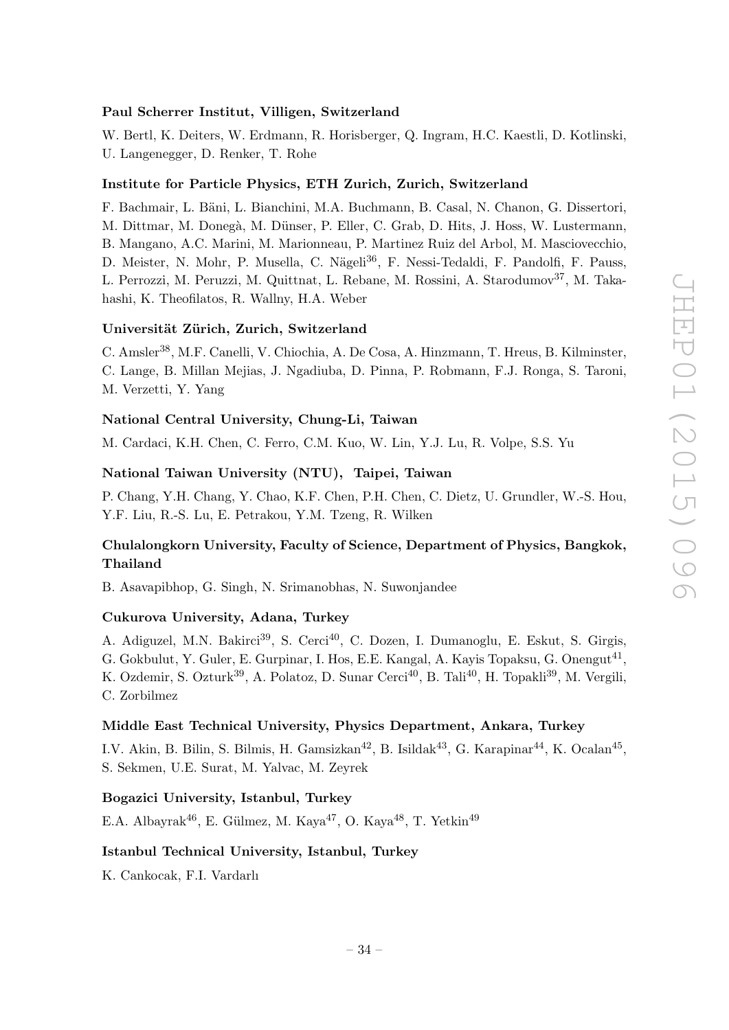**Paul Scherrer Institut, Villigen, Switzerland**

W. Bertl, K. Deiters, W. Erdmann, R. Horisberger, Q. Ingram, H.C. Kaestli, D. Kotlinski, U. Langenegger, D. Renker, T. Rohe

**Institute for Particle Physics, ETH Zurich, Zurich, Switzerland**

F. Bachmair, L. Bäni, L. Bianchini, M.A. Buchmann, B. Casal, N. Chanon, G. Dissertori, M. Dittmar, M. Donegà, M. Dünser, P. Eller, C. Grab, D. Hits, J. Hoss, W. Lustermann, B. Mangano, A.C. Marini, M. Marionneau, P. Martinez Ruiz del Arbol, M. Masciovecchio, D. Meister, N. Mohr, P. Musella, C. Nägeli[36], F. Nessi-Tedaldi, F. Pandolfi, F. Pauss, L. Perrozzi, M. Peruzzi, M. Quittnat, L. Rebane, M. Rossini, A. Starodumov[37], M. Takahashi, K. Theofilatos, R. Wallny, H.A. Weber

**Universität Zürich, Zurich, Switzerland**

C. Amsler[38], M.F. Canelli, V. Chiochia, A. De Cosa, A. Hinzmann, T. Hreus, B. Kilminster, C. Lange, B. Millan Mejias, J. Ngadiuba, D. Pinna, P. Robmann, F.J. Ronga, S. Taroni, M. Verzetti, Y. Yang

**National Central University, Chung-Li, Taiwan**

M. Cardaci, K.H. Chen, C. Ferro, C.M. Kuo, W. Lin, Y.J. Lu, R. Volpe, S.S. Yu

**National Taiwan University (NTU), Taipei, Taiwan**

P. Chang, Y.H. Chang, Y. Chao, K.F. Chen, P.H. Chen, C. Dietz, U. Grundler, W.-S. Hou, Y.F. Liu, R.-S. Lu, E. Petrakou, Y.M. Tzeng, R. Wilken

**Chulalongkorn University, Faculty of Science, Department of Physics, Bangkok, Thailand**

B. Asavapibhop, G. Singh, N. Srimanobhas, N. Suwonjandee

**Cukurova University, Adana, Turkey**

A. Adiguzel, M.N. Bakirci[39], S. Cerci[40], C. Dozen, I. Dumanoglu, E. Eskut, S. Girgis, G. Gokbulut, Y. Guler, E. Gurpinar, I. Hos, E.E. Kangal, A. Kayis Topaksu, G. Onengut[41], K. Ozdemir, S. Ozturk[39], A. Polatoz, D. Sunar Cerci[40], B. Tali[40], H. Topakli[39], M. Vergili, C. Zorbilmez

**Middle East Technical University, Physics Department, Ankara, Turkey**

I.V. Akin, B. Bilin, S. Bilmis, H. Gamsizkan[42], B. Isildak[43], G. Karapinar[44], K. Ocalan[45], S. Sekmen, U.E. Surat, M. Yalvac, M. Zeyrek

**Bogazici University, Istanbul, Turkey**

E.A. Albayrak[46], E. Gülmez, M. Kaya[47], O. Kaya[48], T. Yetkin[49]

**Istanbul Technical University, Istanbul, Turkey**

K. Cankocak, F.I. Vardarlı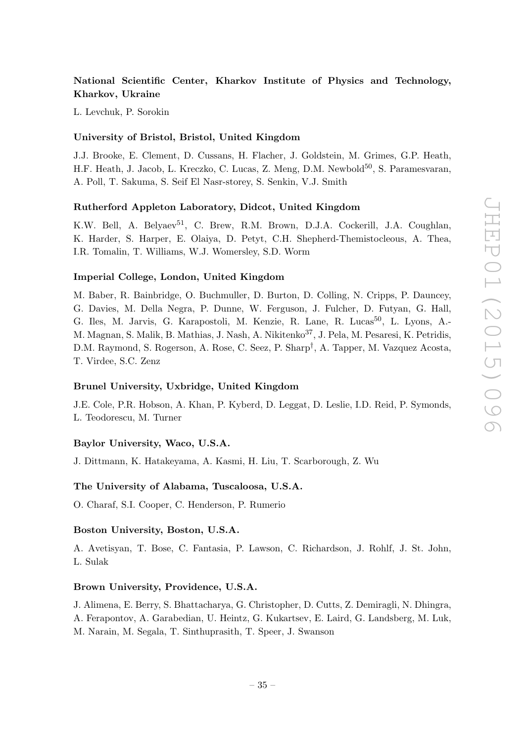**National Scientific Center, Kharkov Institute of Physics and Technology, Kharkov, Ukraine**

L. Levchuk, P. Sorokin

**University of Bristol, Bristol, United Kingdom**

J.J. Brooke, E. Clement, D. Cussans, H. Flacher, J. Goldstein, M. Grimes, G.P. Heath, H.F. Heath, J. Jacob, L. Kreczko, C. Lucas, Z. Meng, D.M. Newbold[50], S. Paramesvaran, A. Poll, T. Sakuma, S. Seif El Nasr-storey, S. Senkin, V.J. Smith

**Rutherford Appleton Laboratory, Didcot, United Kingdom**

K.W. Bell, A. Belyaev[51], C. Brew, R.M. Brown, D.J.A. Cockerill, J.A. Coughlan, K. Harder, S. Harper, E. Olaiya, D. Petyt, C.H. Shepherd-Themistocleous, A. Thea, I.R. Tomalin, T. Williams, W.J. Womersley, S.D. Worm

**Imperial College, London, United Kingdom**

M. Baber, R. Bainbridge, O. Buchmuller, D. Burton, D. Colling, N. Cripps, P. Dauncey, G. Davies, M. Della Negra, P. Dunne, W. Ferguson, J. Fulcher, D. Futyan, G. Hall, G. Iles, M. Jarvis, G. Karapostoli, M. Kenzie, R. Lane, R. Lucas[50], L. Lyons, A.-M. Magnan, S. Malik, B. Mathias, J. Nash, A. Nikitenko[37], J. Pela, M. Pesaresi, K. Petridis, D.M. Raymond, S. Rogerson, A. Rose, C. Seez, P. Sharp[†], A. Tapper, M. Vazquez Acosta, T. Virdee, S.C. Zenz

**Brunel University, Uxbridge, United Kingdom**

J.E. Cole, P.R. Hobson, A. Khan, P. Kyberd, D. Leggat, D. Leslie, I.D. Reid, P. Symonds, L. Teodorescu, M. Turner

**Baylor University, Waco, U.S.A.**

J. Dittmann, K. Hatakeyama, A. Kasmi, H. Liu, T. Scarborough, Z. Wu

**The University of Alabama, Tuscaloosa, U.S.A.**

O. Charaf, S.I. Cooper, C. Henderson, P. Rumerio

**Boston University, Boston, U.S.A.**

A. Avetisyan, T. Bose, C. Fantasia, P. Lawson, C. Richardson, J. Rohlf, J. St. John, L. Sulak

**Brown University, Providence, U.S.A.**

J. Alimena, E. Berry, S. Bhattacharya, G. Christopher, D. Cutts, Z. Demiragli, N. Dhingra, A. Ferapontov, A. Garabedian, U. Heintz, G. Kukartsev, E. Laird, G. Landsberg, M. Luk, M. Narain, M. Segala, T. Sinthuprasith, T. Speer, J. Swanson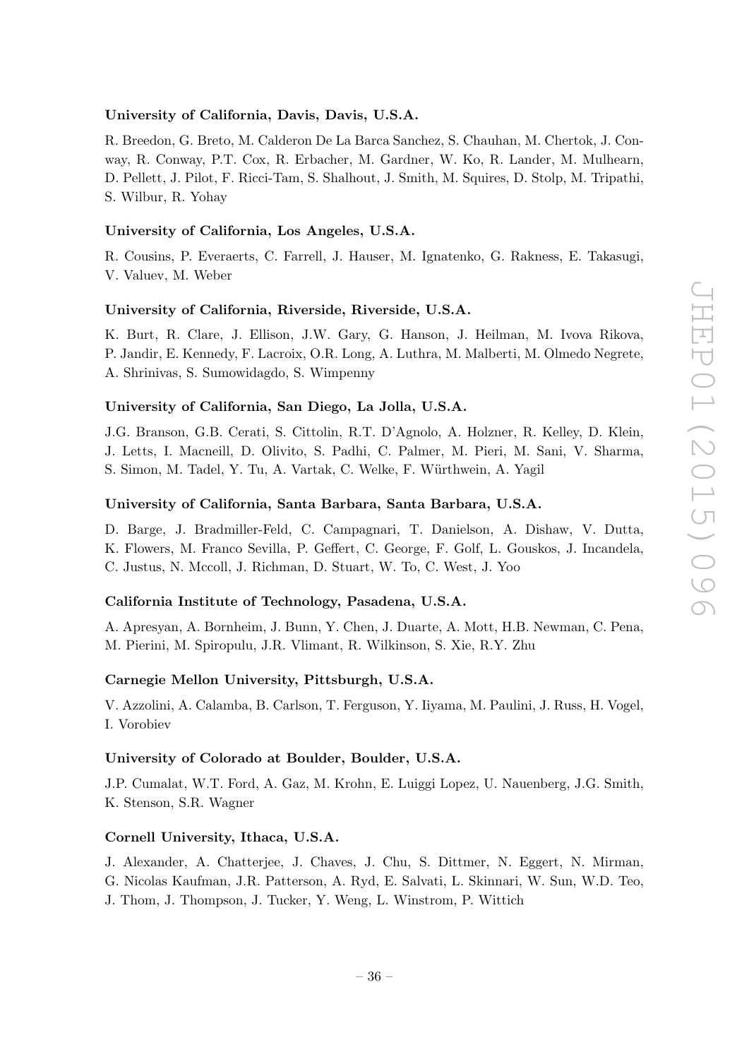**University of California, Davis, Davis, U.S.A.**

R. Breedon, G. Breto, M. Calderon De La Barca Sanchez, S. Chauhan, M. Chertok, J. Conway, R. Conway, P.T. Cox, R. Erbacher, M. Gardner, W. Ko, R. Lander, M. Mulhearn, D. Pellett, J. Pilot, F. Ricci-Tam, S. Shalhout, J. Smith, M. Squires, D. Stolp, M. Tripathi, S. Wilbur, R. Yohay

**University of California, Los Angeles, U.S.A.**

R. Cousins, P. Everaerts, C. Farrell, J. Hauser, M. Ignatenko, G. Rakness, E. Takasugi, V. Valuev, M. Weber

**University of California, Riverside, Riverside, U.S.A.**

K. Burt, R. Clare, J. Ellison, J.W. Gary, G. Hanson, J. Heilman, M. Ivova Rikova, P. Jandir, E. Kennedy, F. Lacroix, O.R. Long, A. Luthra, M. Malberti, M. Olmedo Negrete, A. Shrinivas, S. Sumowidagdo, S. Wimpenny

**University of California, San Diego, La Jolla, U.S.A.**

J.G. Branson, G.B. Cerati, S. Cittolin, R.T. D'Agnolo, A. Holzner, R. Kelley, D. Klein, J. Letts, I. Macneill, D. Olivito, S. Padhi, C. Palmer, M. Pieri, M. Sani, V. Sharma, S. Simon, M. Tadel, Y. Tu, A. Vartak, C. Welke, F. Würthwein, A. Yagil

**University of California, Santa Barbara, Santa Barbara, U.S.A.**

D. Barge, J. Bradmiller-Feld, C. Campagnari, T. Danielson, A. Dishaw, V. Dutta, K. Flowers, M. Franco Sevilla, P. Geffert, C. George, F. Golf, L. Gouskos, J. Incandela, C. Justus, N. Mccoll, J. Richman, D. Stuart, W. To, C. West, J. Yoo

**California Institute of Technology, Pasadena, U.S.A.**

A. Apresyan, A. Bornheim, J. Bunn, Y. Chen, J. Duarte, A. Mott, H.B. Newman, C. Pena, M. Pierini, M. Spiropulu, J.R. Vlimant, R. Wilkinson, S. Xie, R.Y. Zhu

**Carnegie Mellon University, Pittsburgh, U.S.A.**

V. Azzolini, A. Calamba, B. Carlson, T. Ferguson, Y. Iiyama, M. Paulini, J. Russ, H. Vogel, I. Vorobiev

**University of Colorado at Boulder, Boulder, U.S.A.**

J.P. Cumalat, W.T. Ford, A. Gaz, M. Krohn, E. Luiggi Lopez, U. Nauenberg, J.G. Smith, K. Stenson, S.R. Wagner

**Cornell University, Ithaca, U.S.A.**

J. Alexander, A. Chatterjee, J. Chaves, J. Chu, S. Dittmer, N. Eggert, N. Mirman, G. Nicolas Kaufman, J.R. Patterson, A. Ryd, E. Salvati, L. Skinnari, W. Sun, W.D. Teo, J. Thom, J. Thompson, J. Tucker, Y. Weng, L. Winstrom, P. Wittich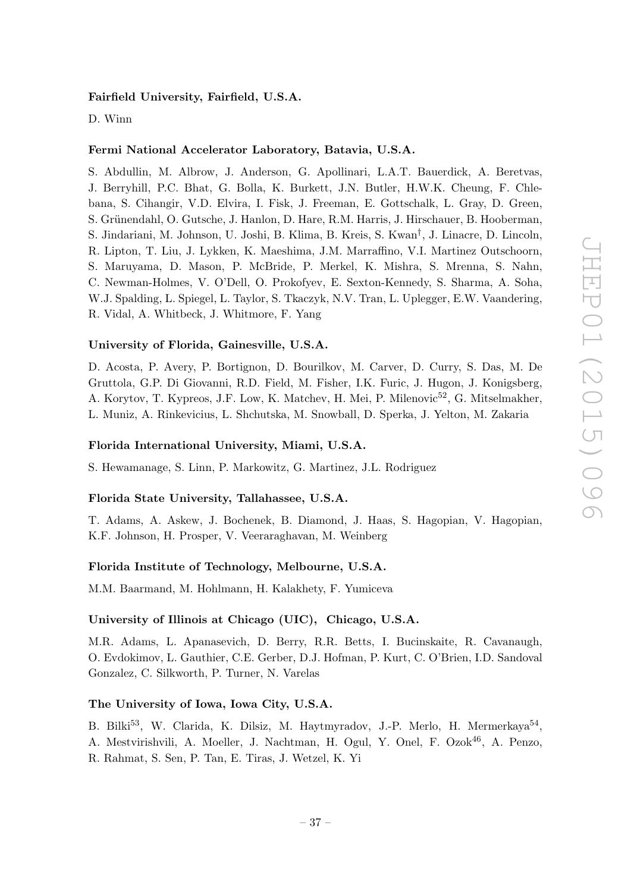**Fairfield University, Fairfield, U.S.A.**

D. Winn

**Fermi National Accelerator Laboratory, Batavia, U.S.A.**

S. Abdullin, M. Albrow, J. Anderson, G. Apollinari, L.A.T. Bauerdick, A. Beretvas, J. Berryhill, P.C. Bhat, G. Bolla, K. Burkett, J.N. Butler, H.W.K. Cheung, F. Chlebana, S. Cihangir, V.D. Elvira, I. Fisk, J. Freeman, E. Gottschalk, L. Gray, D. Green, S. Grünendahl, O. Gutsche, J. Hanlon, D. Hare, R.M. Harris, J. Hirschauer, B. Hooberman, S. Jindariani, M. Johnson, U. Joshi, B. Klima, B. Kreis, S. Kwan†, J. Linacre, D. Lincoln, R. Lipton, T. Liu, J. Lykken, K. Maeshima, J.M. Marraffino, V.I. Martinez Outschoorn, S. Maruyama, D. Mason, P. McBride, P. Merkel, K. Mishra, S. Mrenna, S. Nahn, C. Newman-Holmes, V. O'Dell, O. Prokofyev, E. Sexton-Kennedy, S. Sharma, A. Soha, W.J. Spalding, L. Spiegel, L. Taylor, S. Tkaczyk, N.V. Tran, L. Uplegger, E.W. Vaandering, R. Vidal, A. Whitbeck, J. Whitmore, F. Yang

**University of Florida, Gainesville, U.S.A.**

D. Acosta, P. Avery, P. Bortignon, D. Bourilkov, M. Carver, D. Curry, S. Das, M. De Gruttola, G.P. Di Giovanni, R.D. Field, M. Fisher, I.K. Furic, J. Hugon, J. Konigsberg, A. Korytov, T. Kypreos, J.F. Low, K. Matchev, H. Mei, P. Milenovic[52], G. Mitselmakher, L. Muniz, A. Rinkevicius, L. Shchutska, M. Snowball, D. Sperka, J. Yelton, M. Zakaria

**Florida International University, Miami, U.S.A.**

S. Hewamanage, S. Linn, P. Markowitz, G. Martinez, J.L. Rodriguez

**Florida State University, Tallahassee, U.S.A.**

T. Adams, A. Askew, J. Bochenek, B. Diamond, J. Haas, S. Hagopian, V. Hagopian, K.F. Johnson, H. Prosper, V. Veeraraghavan, M. Weinberg

**Florida Institute of Technology, Melbourne, U.S.A.**

M.M. Baarmand, M. Hohlmann, H. Kalakhety, F. Yumiceva

**University of Illinois at Chicago (UIC), Chicago, U.S.A.**

M.R. Adams, L. Apanasevich, D. Berry, R.R. Betts, I. Bucinskaite, R. Cavanaugh, O. Evdokimov, L. Gauthier, C.E. Gerber, D.J. Hofman, P. Kurt, C. O'Brien, I.D. Sandoval Gonzalez, C. Silkworth, P. Turner, N. Varelas

**The University of Iowa, Iowa City, U.S.A.**

B. Bilki[53], W. Clarida, K. Dilsiz, M. Haytmyradov, J.-P. Merlo, H. Mermerkaya[54], A. Mestvirishvili, A. Moeller, J. Nachtman, H. Ogul, Y. Onel, F. Ozok[46], A. Penzo, R. Rahmat, S. Sen, P. Tan, E. Tiras, J. Wetzel, K. Yi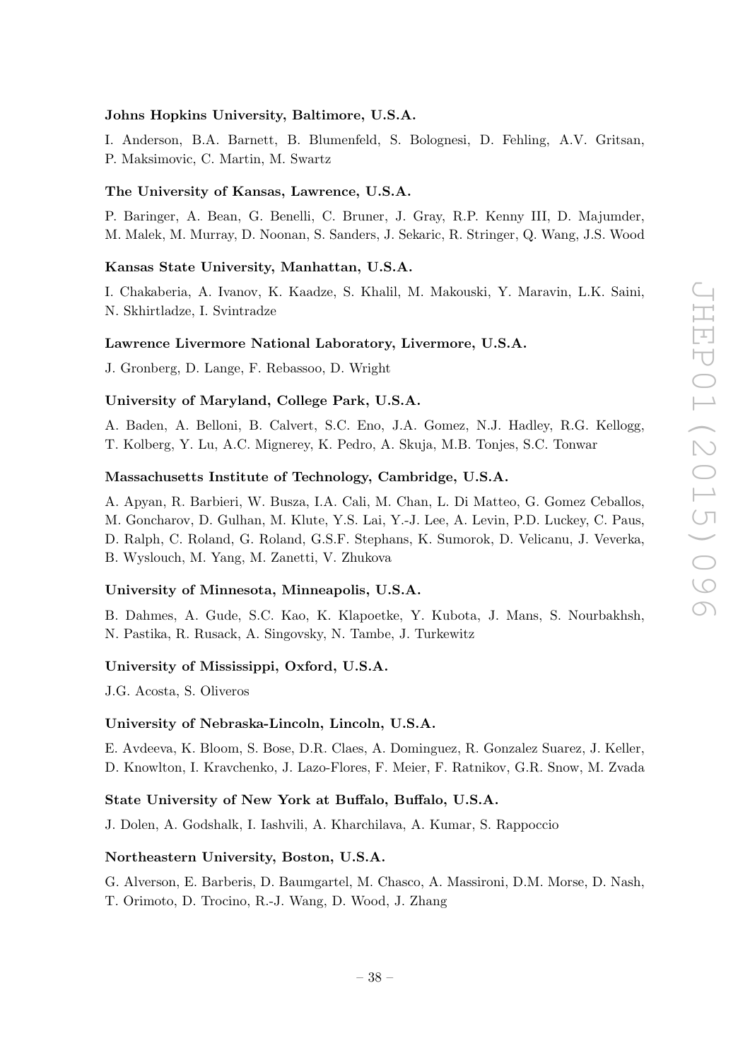**Johns Hopkins University, Baltimore, U.S.A.**

I. Anderson, B.A. Barnett, B. Blumenfeld, S. Bolognesi, D. Fehling, A.V. Gritsan, P. Maksimovic, C. Martin, M. Swartz

**The University of Kansas, Lawrence, U.S.A.**

P. Baringer, A. Bean, G. Benelli, C. Bruner, J. Gray, R.P. Kenny III, D. Majumder, M. Malek, M. Murray, D. Noonan, S. Sanders, J. Sekaric, R. Stringer, Q. Wang, J.S. Wood

**Kansas State University, Manhattan, U.S.A.**

I. Chakaberia, A. Ivanov, K. Kaadze, S. Khalil, M. Makouski, Y. Maravin, L.K. Saini, N. Skhirtladze, I. Svintradze

**Lawrence Livermore National Laboratory, Livermore, U.S.A.**

J. Gronberg, D. Lange, F. Rebassoo, D. Wright

**University of Maryland, College Park, U.S.A.**

A. Baden, A. Belloni, B. Calvert, S.C. Eno, J.A. Gomez, N.J. Hadley, R.G. Kellogg, T. Kolberg, Y. Lu, A.C. Mignerey, K. Pedro, A. Skuja, M.B. Tonjes, S.C. Tonwar

**Massachusetts Institute of Technology, Cambridge, U.S.A.**

A. Apyan, R. Barbieri, W. Busza, I.A. Cali, M. Chan, L. Di Matteo, G. Gomez Ceballos, M. Goncharov, D. Gulhan, M. Klute, Y.S. Lai, Y.-J. Lee, A. Levin, P.D. Luckey, C. Paus, D. Ralph, C. Roland, G. Roland, G.S.F. Stephans, K. Sumorok, D. Velicanu, J. Veverka, B. Wyslouch, M. Yang, M. Zanetti, V. Zhukova

**University of Minnesota, Minneapolis, U.S.A.**

B. Dahmes, A. Gude, S.C. Kao, K. Klapoetke, Y. Kubota, J. Mans, S. Nourbakhsh, N. Pastika, R. Rusack, A. Singovsky, N. Tambe, J. Turkewitz

**University of Mississippi, Oxford, U.S.A.**

J.G. Acosta, S. Oliveros

**University of Nebraska-Lincoln, Lincoln, U.S.A.**

E. Avdeeva, K. Bloom, S. Bose, D.R. Claes, A. Dominguez, R. Gonzalez Suarez, J. Keller, D. Knowlton, I. Kravchenko, J. Lazo-Flores, F. Meier, F. Ratnikov, G.R. Snow, M. Zvada

**State University of New York at Buffalo, Buffalo, U.S.A.**

J. Dolen, A. Godshalk, I. Iashvili, A. Kharchilava, A. Kumar, S. Rappoccio

**Northeastern University, Boston, U.S.A.**

G. Alverson, E. Barberis, D. Baumgartel, M. Chasco, A. Massironi, D.M. Morse, D. Nash, T. Orimoto, D. Trocino, R.-J. Wang, D. Wood, J. Zhang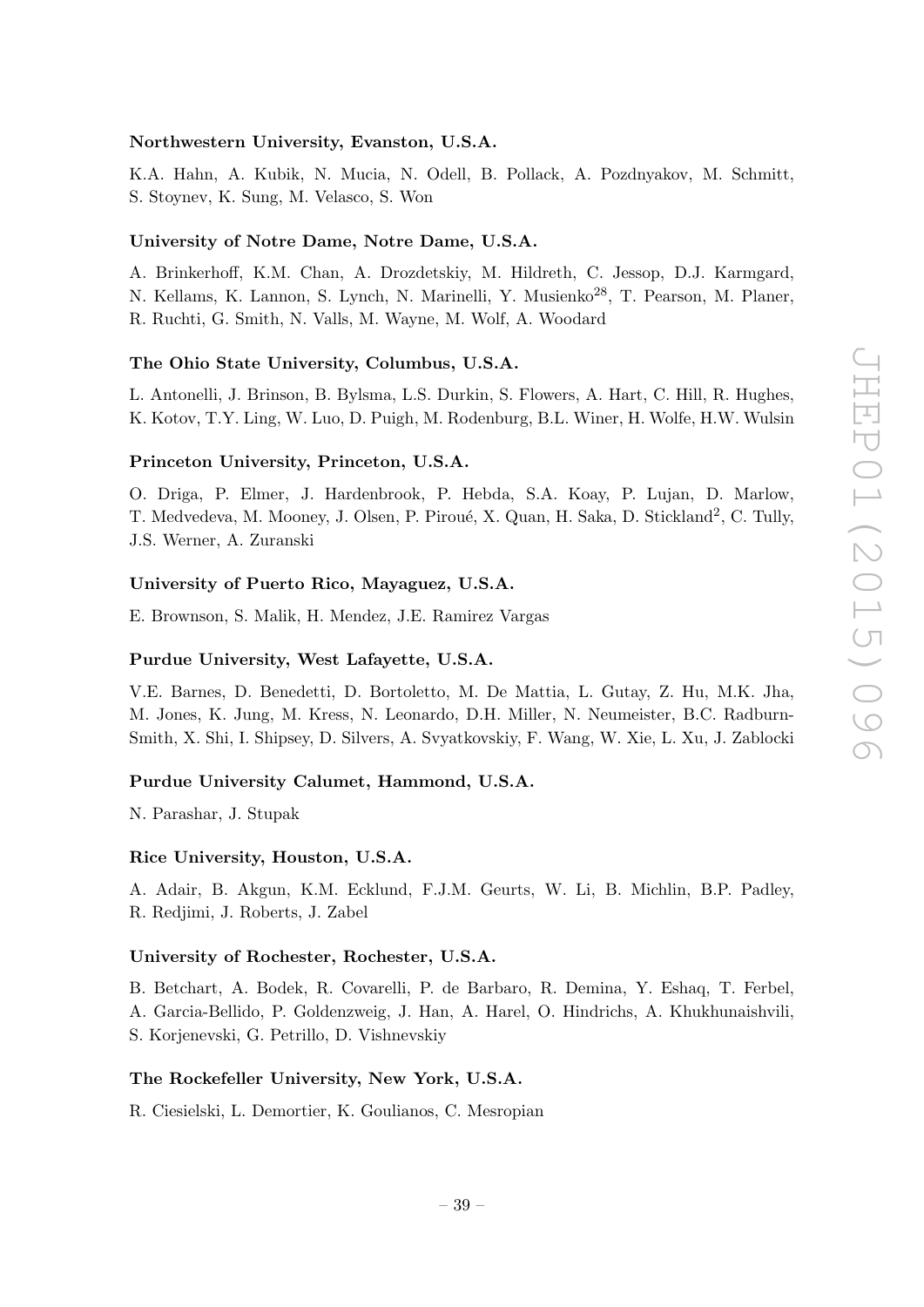**Northwestern University, Evanston, U.S.A.**

K.A. Hahn, A. Kubik, N. Mucia, N. Odell, B. Pollack, A. Pozdnyakov, M. Schmitt, S. Stoynev, K. Sung, M. Velasco, S. Won

**University of Notre Dame, Notre Dame, U.S.A.**

A. Brinkerhoff, K.M. Chan, A. Drozdetskiy, M. Hildreth, C. Jessop, D.J. Karmgard, N. Kellams, K. Lannon, S. Lynch, N. Marinelli, Y. Musienko[28], T. Pearson, M. Planer, R. Ruchti, G. Smith, N. Valls, M. Wayne, M. Wolf, A. Woodard

**The Ohio State University, Columbus, U.S.A.**

L. Antonelli, J. Brinson, B. Bylsma, L.S. Durkin, S. Flowers, A. Hart, C. Hill, R. Hughes, K. Kotov, T.Y. Ling, W. Luo, D. Puigh, M. Rodenburg, B.L. Winer, H. Wolfe, H.W. Wulsin

**Princeton University, Princeton, U.S.A.**

O. Driga, P. Elmer, J. Hardenbrook, P. Hebda, S.A. Koay, P. Lujan, D. Marlow, T. Medvedeva, M. Mooney, J. Olsen, P. Piroué, X. Quan, H. Saka, D. Stickland[2], C. Tully, J.S. Werner, A. Zuranski

**University of Puerto Rico, Mayaguez, U.S.A.**

E. Brownson, S. Malik, H. Mendez, J.E. Ramirez Vargas

**Purdue University, West Lafayette, U.S.A.**

V.E. Barnes, D. Benedetti, D. Bortoletto, M. De Mattia, L. Gutay, Z. Hu, M.K. Jha, M. Jones, K. Jung, M. Kress, N. Leonardo, D.H. Miller, N. Neumeister, B.C. Radburn-Smith, X. Shi, I. Shipsey, D. Silvers, A. Svyatkovskiy, F. Wang, W. Xie, L. Xu, J. Zablocki

**Purdue University Calumet, Hammond, U.S.A.**

N. Parashar, J. Stupak

**Rice University, Houston, U.S.A.**

A. Adair, B. Akgun, K.M. Ecklund, F.J.M. Geurts, W. Li, B. Michlin, B.P. Padley, R. Redjimi, J. Roberts, J. Zabel

**University of Rochester, Rochester, U.S.A.**

B. Betchart, A. Bodek, R. Covarelli, P. de Barbaro, R. Demina, Y. Eshaq, T. Ferbel, A. Garcia-Bellido, P. Goldenzweig, J. Han, A. Harel, O. Hindrichs, A. Khukhunaishvili, S. Korjenevski, G. Petrillo, D. Vishnevskiy

**The Rockefeller University, New York, U.S.A.**

R. Ciesielski, L. Demortier, K. Goulianos, C. Mesropian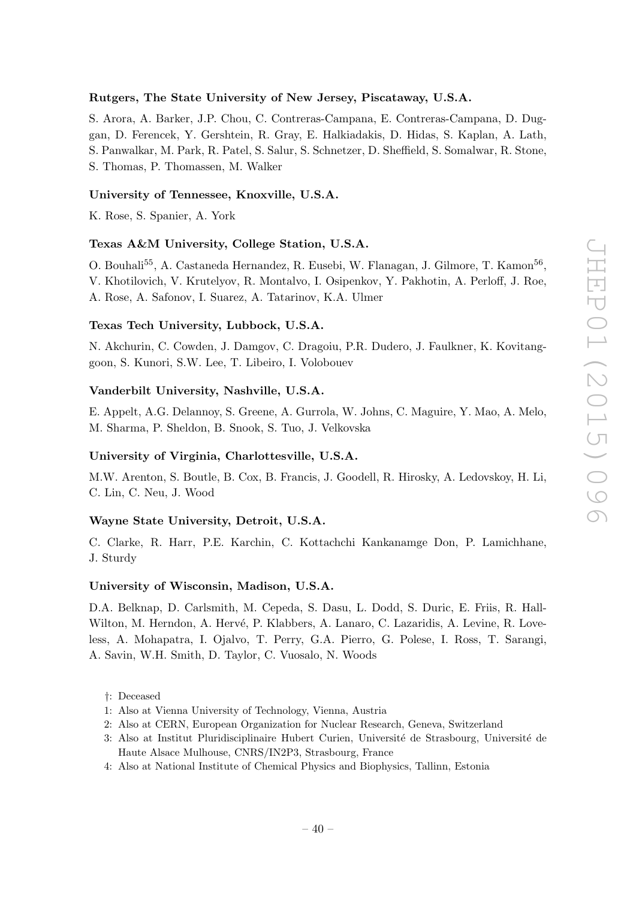**Rutgers, The State University of New Jersey, Piscataway, U.S.A.**

S. Arora, A. Barker, J.P. Chou, C. Contreras-Campana, E. Contreras-Campana, D. Duggan, D. Ferencek, Y. Gershtein, R. Gray, E. Halkiadakis, D. Hidas, S. Kaplan, A. Lath, S. Panwalkar, M. Park, R. Patel, S. Salur, S. Schnetzer, D. Sheffield, S. Somalwar, R. Stone, S. Thomas, P. Thomassen, M. Walker

**University of Tennessee, Knoxville, U.S.A.**

K. Rose, S. Spanier, A. York

**Texas A&M University, College Station, U.S.A.**

O. Bouhali[55], A. Castaneda Hernandez, R. Eusebi, W. Flanagan, J. Gilmore, T. Kamon[56], V. Khotilovich, V. Krutelyov, R. Montalvo, I. Osipenkov, Y. Pakhotin, A. Perloff, J. Roe, A. Rose, A. Safonov, I. Suarez, A. Tatarinov, K.A. Ulmer

**Texas Tech University, Lubbock, U.S.A.**

N. Akchurin, C. Cowden, J. Damgov, C. Dragoiu, P.R. Dudero, J. Faulkner, K. Kovitanggoon, S. Kunori, S.W. Lee, T. Libeiro, I. Volobouev

**Vanderbilt University, Nashville, U.S.A.**

E. Appelt, A.G. Delannoy, S. Greene, A. Gurrola, W. Johns, C. Maguire, Y. Mao, A. Melo, M. Sharma, P. Sheldon, B. Snook, S. Tuo, J. Velkovska

**University of Virginia, Charlottesville, U.S.A.**

M.W. Arenton, S. Boutle, B. Cox, B. Francis, J. Goodell, R. Hirosky, A. Ledovskoy, H. Li, C. Lin, C. Neu, J. Wood

**Wayne State University, Detroit, U.S.A.**

C. Clarke, R. Harr, P.E. Karchin, C. Kottachchi Kankanamge Don, P. Lamichhane, J. Sturdy

**University of Wisconsin, Madison, U.S.A.**

D.A. Belknap, D. Carlsmith, M. Cepeda, S. Dasu, L. Dodd, S. Duric, E. Friis, R. Hall-Wilton, M. Herndon, A. Hervé, P. Klabbers, A. Lanaro, C. Lazaridis, A. Levine, R. Loveless, A. Mohapatra, I. Ojalvo, T. Perry, G.A. Pierro, G. Polese, I. Ross, T. Sarangi, A. Savin, W.H. Smith, D. Taylor, C. Vuosalo, N. Woods

†: Deceased

1: Also at Vienna University of Technology, Vienna, Austria

2: Also at CERN, European Organization for Nuclear Research, Geneva, Switzerland

3: Also at Institut Pluridisciplinaire Hubert Curien, Université de Strasbourg, Université de Haute Alsace Mulhouse, CNRS/IN2P3, Strasbourg, France

4: Also at National Institute of Chemical Physics and Biophysics, Tallinn, Estonia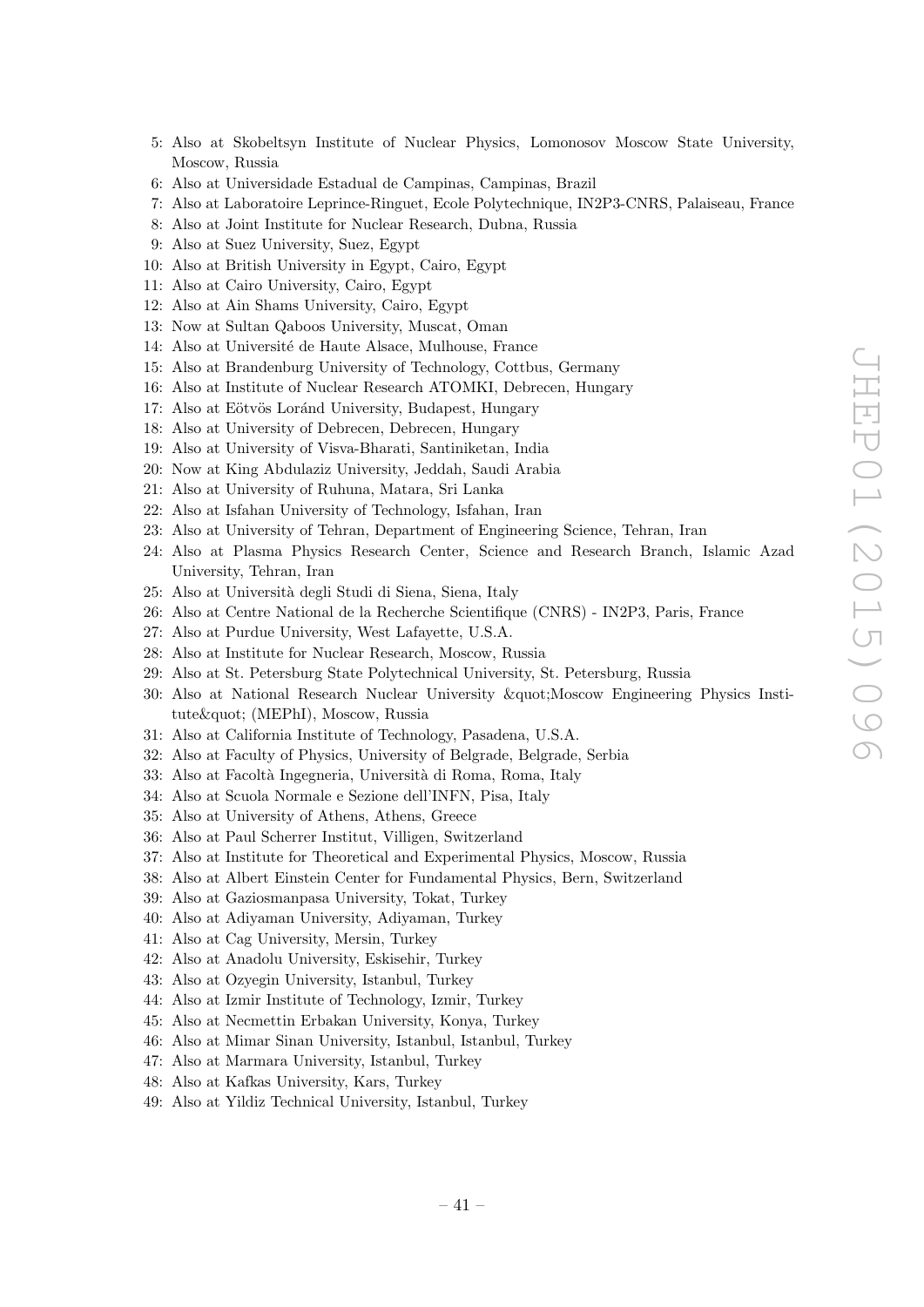5: Also at Skobeltsyn Institute of Nuclear Physics, Lomonosov Moscow State University, Moscow, Russia
6: Also at Universidade Estadual de Campinas, Campinas, Brazil
7: Also at Laboratoire Leprince-Ringuet, Ecole Polytechnique, IN2P3-CNRS, Palaiseau, France
8: Also at Joint Institute for Nuclear Research, Dubna, Russia
9: Also at Suez University, Suez, Egypt
10: Also at British University in Egypt, Cairo, Egypt
11: Also at Cairo University, Cairo, Egypt
12: Also at Ain Shams University, Cairo, Egypt
13: Now at Sultan Qaboos University, Muscat, Oman
14: Also at Université de Haute Alsace, Mulhouse, France
15: Also at Brandenburg University of Technology, Cottbus, Germany
16: Also at Institute of Nuclear Research ATOMKI, Debrecen, Hungary
17: Also at Eötvös Loránd University, Budapest, Hungary
18: Also at University of Debrecen, Debrecen, Hungary
19: Also at University of Visva-Bharati, Santiniketan, India
20: Now at King Abdulaziz University, Jeddah, Saudi Arabia
21: Also at University of Ruhuna, Matara, Sri Lanka
22: Also at Isfahan University of Technology, Isfahan, Iran
23: Also at University of Tehran, Department of Engineering Science, Tehran, Iran
24: Also at Plasma Physics Research Center, Science and Research Branch, Islamic Azad University, Tehran, Iran
25: Also at Università degli Studi di Siena, Siena, Italy
26: Also at Centre National de la Recherche Scientifique (CNRS) - IN2P3, Paris, France
27: Also at Purdue University, West Lafayette, U.S.A.
28: Also at Institute for Nuclear Research, Moscow, Russia
29: Also at St. Petersburg State Polytechnical University, St. Petersburg, Russia
30: Also at National Research Nuclear University &quot;Moscow Engineering Physics Institute&quot; (MEPhI), Moscow, Russia
31: Also at California Institute of Technology, Pasadena, U.S.A.
32: Also at Faculty of Physics, University of Belgrade, Belgrade, Serbia
33: Also at Facoltà Ingegneria, Università di Roma, Roma, Italy
34: Also at Scuola Normale e Sezione dell'INFN, Pisa, Italy
35: Also at University of Athens, Athens, Greece
36: Also at Paul Scherrer Institut, Villigen, Switzerland
37: Also at Institute for Theoretical and Experimental Physics, Moscow, Russia
38: Also at Albert Einstein Center for Fundamental Physics, Bern, Switzerland
39: Also at Gaziosmanpasa University, Tokat, Turkey
40: Also at Adiyaman University, Adiyaman, Turkey
41: Also at Cag University, Mersin, Turkey
42: Also at Anadolu University, Eskisehir, Turkey
43: Also at Ozyegin University, Istanbul, Turkey
44: Also at Izmir Institute of Technology, Izmir, Turkey
45: Also at Necmettin Erbakan University, Konya, Turkey
46: Also at Mimar Sinan University, Istanbul, Istanbul, Turkey
47: Also at Marmara University, Istanbul, Turkey
48: Also at Kafkas University, Kars, Turkey
49: Also at Yildiz Technical University, Istanbul, Turkey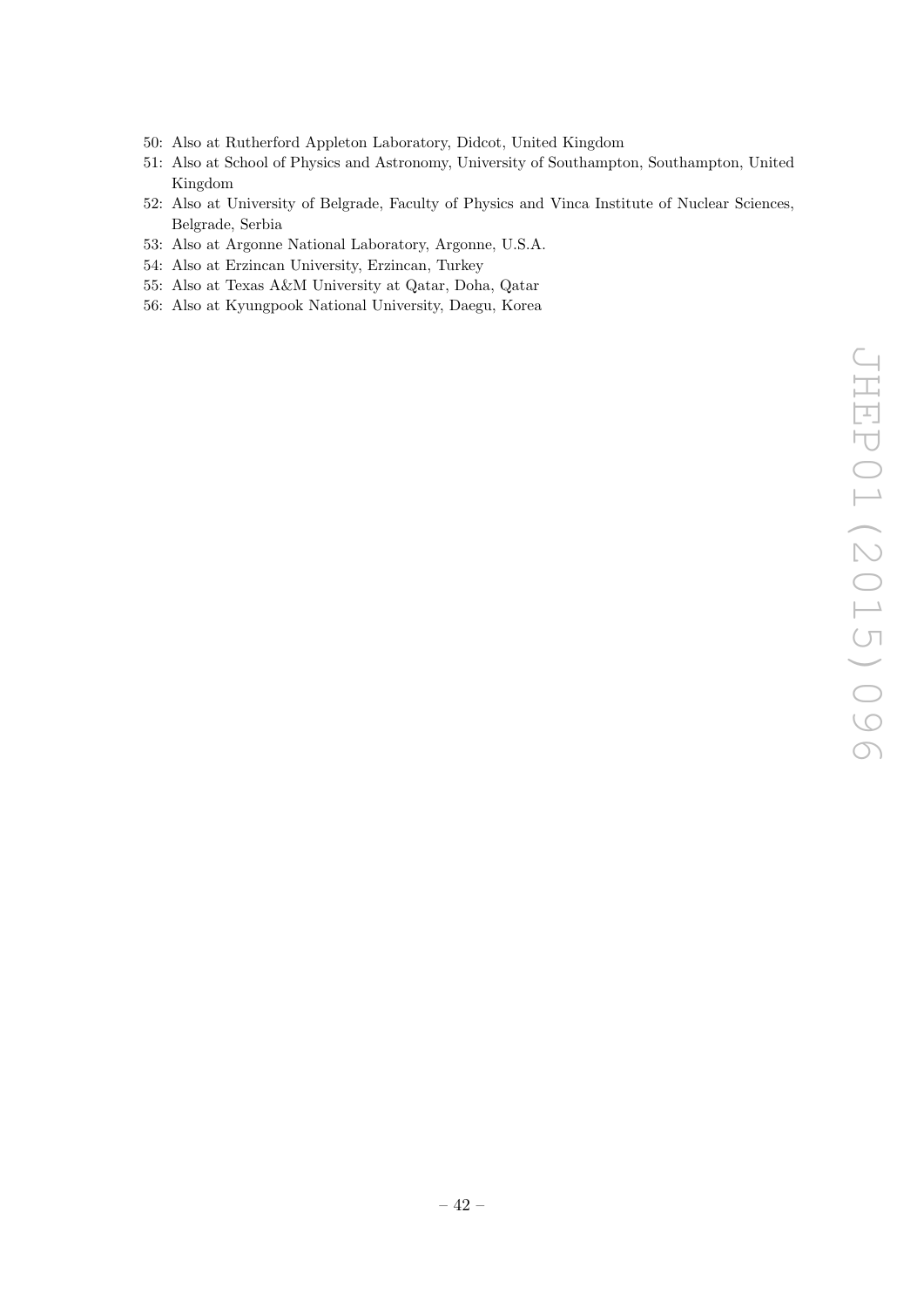50: Also at Rutherford Appleton Laboratory, Didcot, United Kingdom
51: Also at School of Physics and Astronomy, University of Southampton, Southampton, United Kingdom
52: Also at University of Belgrade, Faculty of Physics and Vinca Institute of Nuclear Sciences, Belgrade, Serbia
53: Also at Argonne National Laboratory, Argonne, U.S.A.
54: Also at Erzincan University, Erzincan, Turkey
55: Also at Texas A&M University at Qatar, Doha, Qatar
56: Also at Kyungpook National University, Daegu, Korea